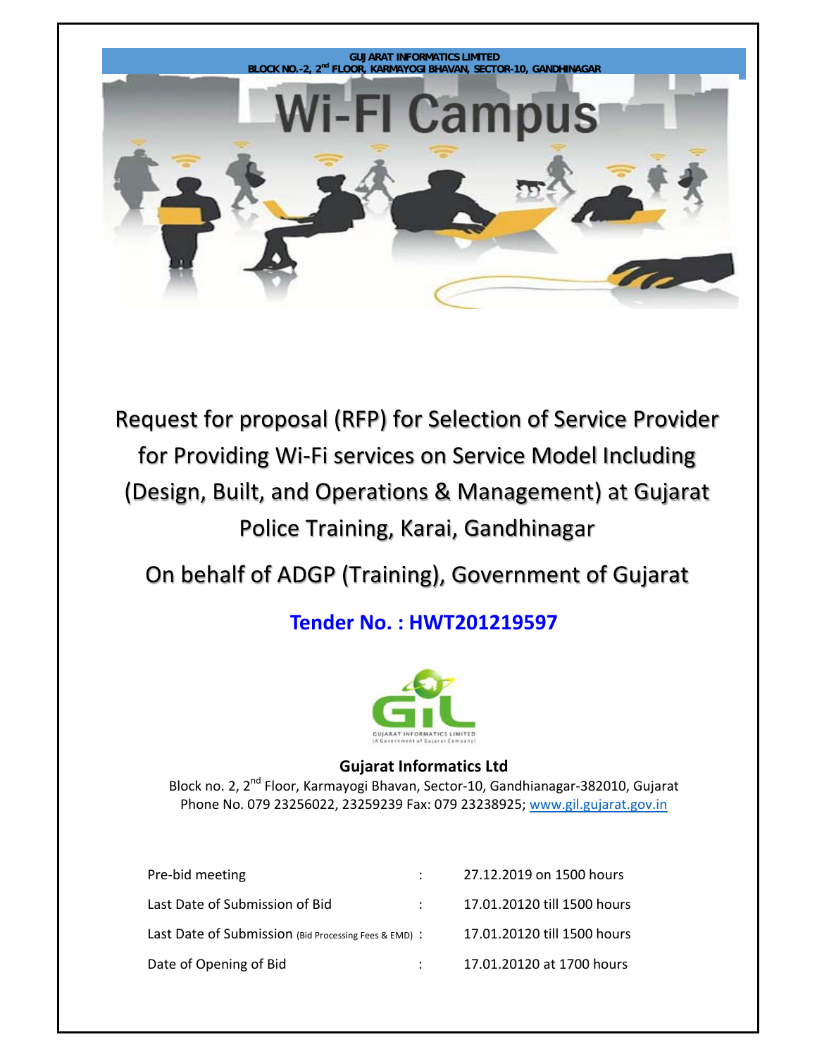GUJARAT INFORMATICS LIMITED
BLOCK NO.-2, 2nd FLOOR, KARMAYOGI BHAVAN, SECTOR-10, GANDHINAGAR

# Wi-FI Campus

# Request for proposal (RFP) for Selection of Service Provider for Providing Wi-Fi services on Service Model Including (Design, Built, and Operations & Management) at Gujarat Police Training, Karai, Gandhinagar

## On behalf of ADGP (Training), Government of Gujarat

## Tender No. : HWT201219597

**Gujarat Informatics Ltd**

Block no. 2, 2nd Floor, Karmayogi Bhavan, Sector-10, Gandhianagar-382010, Gujarat
Phone No. 079 23256022, 23259239 Fax: 079 23238925; www.gil.gujarat.gov.in

| | | |
|---|---|---|
| Pre-bid meeting | : | 27.12.2019 on 1500 hours |
| Last Date of Submission of Bid | : | 17.01.20120 till 1500 hours |
| Last Date of Submission (Bid Processing Fees & EMD) | : | 17.01.20120 till 1500 hours |
| Date of Opening of Bid | : | 17.01.20120 at 1700 hours |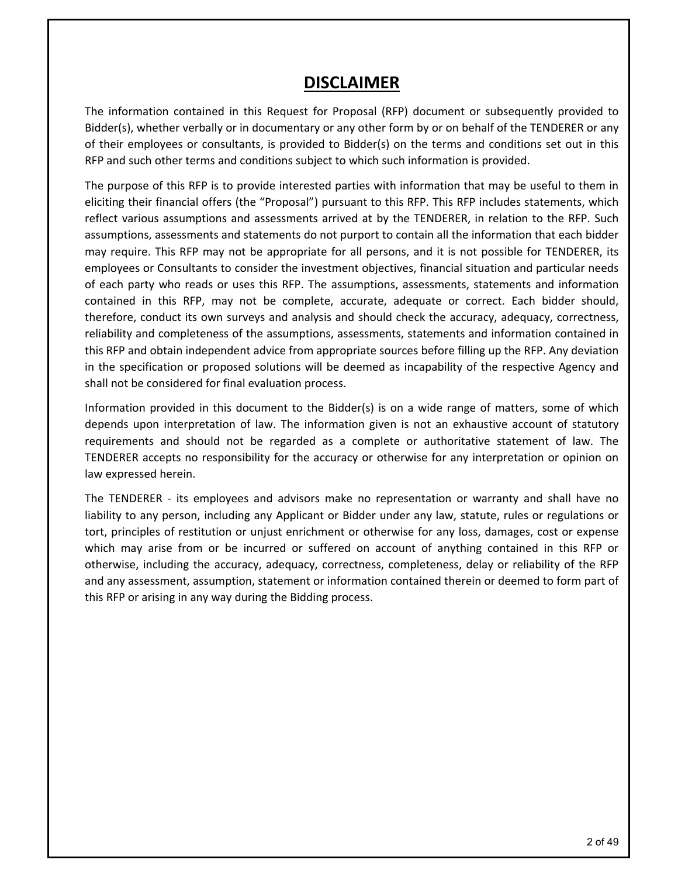# DISCLAIMER

The information contained in this Request for Proposal (RFP) document or subsequently provided to Bidder(s), whether verbally or in documentary or any other form by or on behalf of the TENDERER or any of their employees or consultants, is provided to Bidder(s) on the terms and conditions set out in this RFP and such other terms and conditions subject to which such information is provided.

The purpose of this RFP is to provide interested parties with information that may be useful to them in eliciting their financial offers (the "Proposal") pursuant to this RFP. This RFP includes statements, which reflect various assumptions and assessments arrived at by the TENDERER, in relation to the RFP. Such assumptions, assessments and statements do not purport to contain all the information that each bidder may require. This RFP may not be appropriate for all persons, and it is not possible for TENDERER, its employees or Consultants to consider the investment objectives, financial situation and particular needs of each party who reads or uses this RFP. The assumptions, assessments, statements and information contained in this RFP, may not be complete, accurate, adequate or correct. Each bidder should, therefore, conduct its own surveys and analysis and should check the accuracy, adequacy, correctness, reliability and completeness of the assumptions, assessments, statements and information contained in this RFP and obtain independent advice from appropriate sources before filling up the RFP. Any deviation in the specification or proposed solutions will be deemed as incapability of the respective Agency and shall not be considered for final evaluation process.

Information provided in this document to the Bidder(s) is on a wide range of matters, some of which depends upon interpretation of law. The information given is not an exhaustive account of statutory requirements and should not be regarded as a complete or authoritative statement of law. The TENDERER accepts no responsibility for the accuracy or otherwise for any interpretation or opinion on law expressed herein.

The TENDERER - its employees and advisors make no representation or warranty and shall have no liability to any person, including any Applicant or Bidder under any law, statute, rules or regulations or tort, principles of restitution or unjust enrichment or otherwise for any loss, damages, cost or expense which may arise from or be incurred or suffered on account of anything contained in this RFP or otherwise, including the accuracy, adequacy, correctness, completeness, delay or reliability of the RFP and any assessment, assumption, statement or information contained therein or deemed to form part of this RFP or arising in any way during the Bidding process.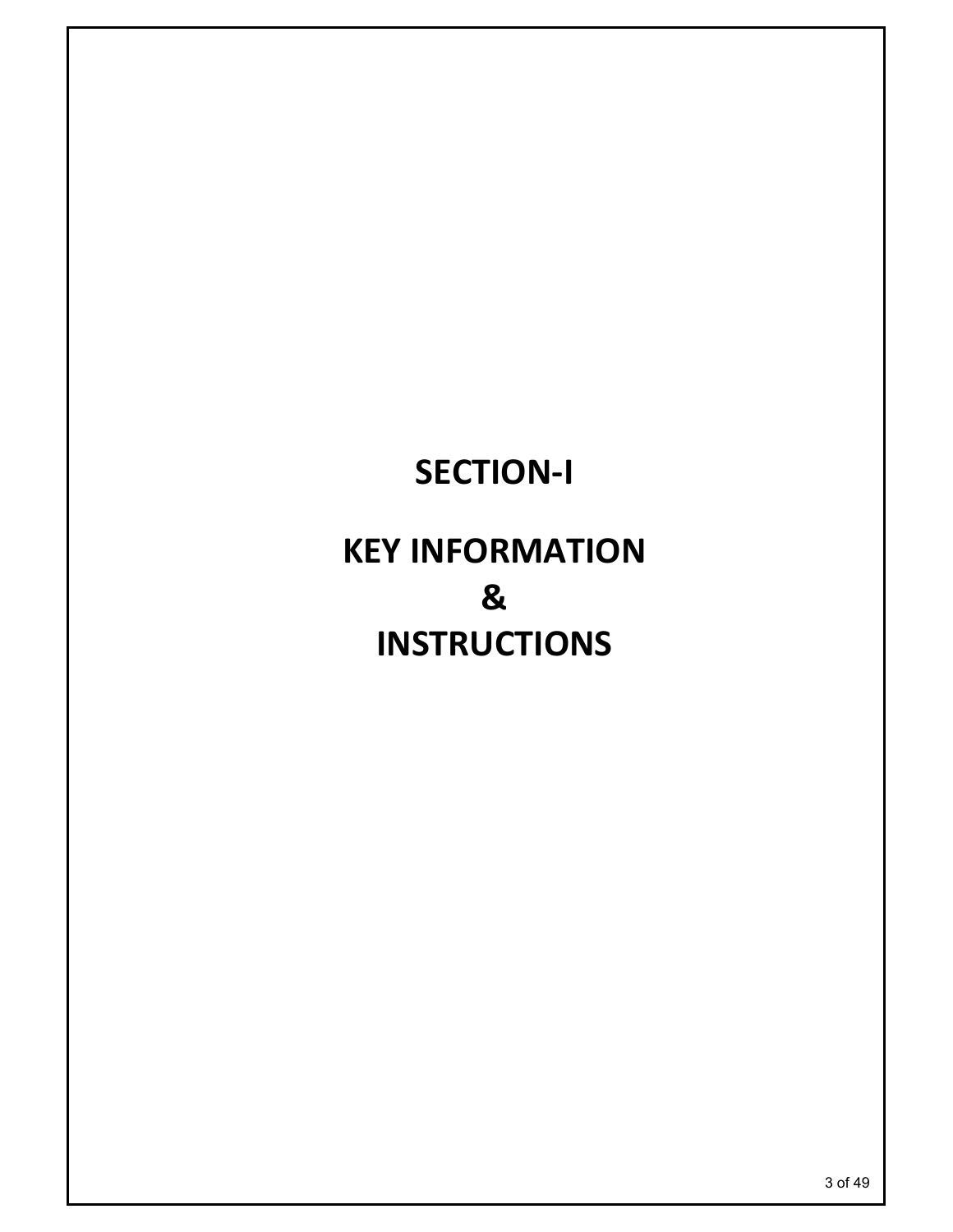# SECTION-I

# KEY INFORMATION
# &
# INSTRUCTIONS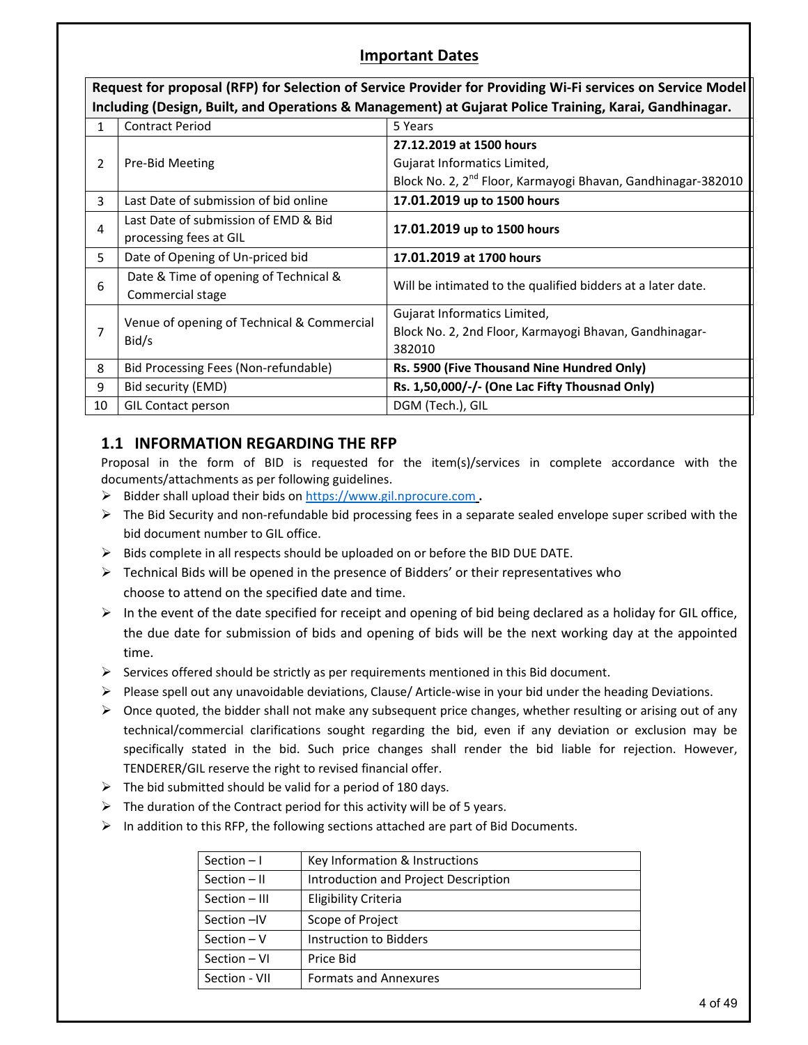## Important Dates

| Request for proposal (RFP) for Selection of Service Provider for Providing Wi-Fi services on Service Model Including (Design, Built, and Operations & Management) at Gujarat Police Training, Karai, Gandhinagar. | | |
|---|---|---|
| 1 | Contract Period | 5 Years |
| 2 | Pre-Bid Meeting | **27.12.2019 at 1500 hours**<br>Gujarat Informatics Limited,<br>Block No. 2, 2nd Floor, Karmayogi Bhavan, Gandhinagar-382010 |
| 3 | Last Date of submission of bid online | **17.01.2019 up to 1500 hours** |
| 4 | Last Date of submission of EMD & Bid processing fees at GIL | **17.01.2019 up to 1500 hours** |
| 5 | Date of Opening of Un-priced bid | **17.01.2019 at 1700 hours** |
| 6 | Date & Time of opening of Technical & Commercial stage | Will be intimated to the qualified bidders at a later date. |
| 7 | Venue of opening of Technical & Commercial Bid/s | Gujarat Informatics Limited,<br>Block No. 2, 2nd Floor, Karmayogi Bhavan, Gandhinagar-382010 |
| 8 | Bid Processing Fees (Non-refundable) | **Rs. 5900 (Five Thousand Nine Hundred Only)** |
| 9 | Bid security (EMD) | **Rs. 1,50,000/-/- (One Lac Fifty Thousnad Only)** |
| 10 | GIL Contact person | DGM (Tech.), GIL |

## 1.1 INFORMATION REGARDING THE RFP

Proposal in the form of BID is requested for the item(s)/services in complete accordance with the documents/attachments as per following guidelines.

- Bidder shall upload their bids on https://www.gil.nprocure.com **.**
- The Bid Security and non-refundable bid processing fees in a separate sealed envelope super scribed with the bid document number to GIL office.
- Bids complete in all respects should be uploaded on or before the BID DUE DATE.
- Technical Bids will be opened in the presence of Bidders' or their representatives who choose to attend on the specified date and time.
- In the event of the date specified for receipt and opening of bid being declared as a holiday for GIL office, the due date for submission of bids and opening of bids will be the next working day at the appointed time.
- Services offered should be strictly as per requirements mentioned in this Bid document.
- Please spell out any unavoidable deviations, Clause/ Article-wise in your bid under the heading Deviations.
- Once quoted, the bidder shall not make any subsequent price changes, whether resulting or arising out of any technical/commercial clarifications sought regarding the bid, even if any deviation or exclusion may be specifically stated in the bid. Such price changes shall render the bid liable for rejection. However, TENDERER/GIL reserve the right to revised financial offer.
- The bid submitted should be valid for a period of 180 days.
- The duration of the Contract period for this activity will be of 5 years.
- In addition to this RFP, the following sections attached are part of Bid Documents.

| Section – I | Key Information & Instructions |
|---|---|
| Section – II | Introduction and Project Description |
| Section – III | Eligibility Criteria |
| Section –IV | Scope of Project |
| Section – V | Instruction to Bidders |
| Section – VI | Price Bid |
| Section - VII | Formats and Annexures |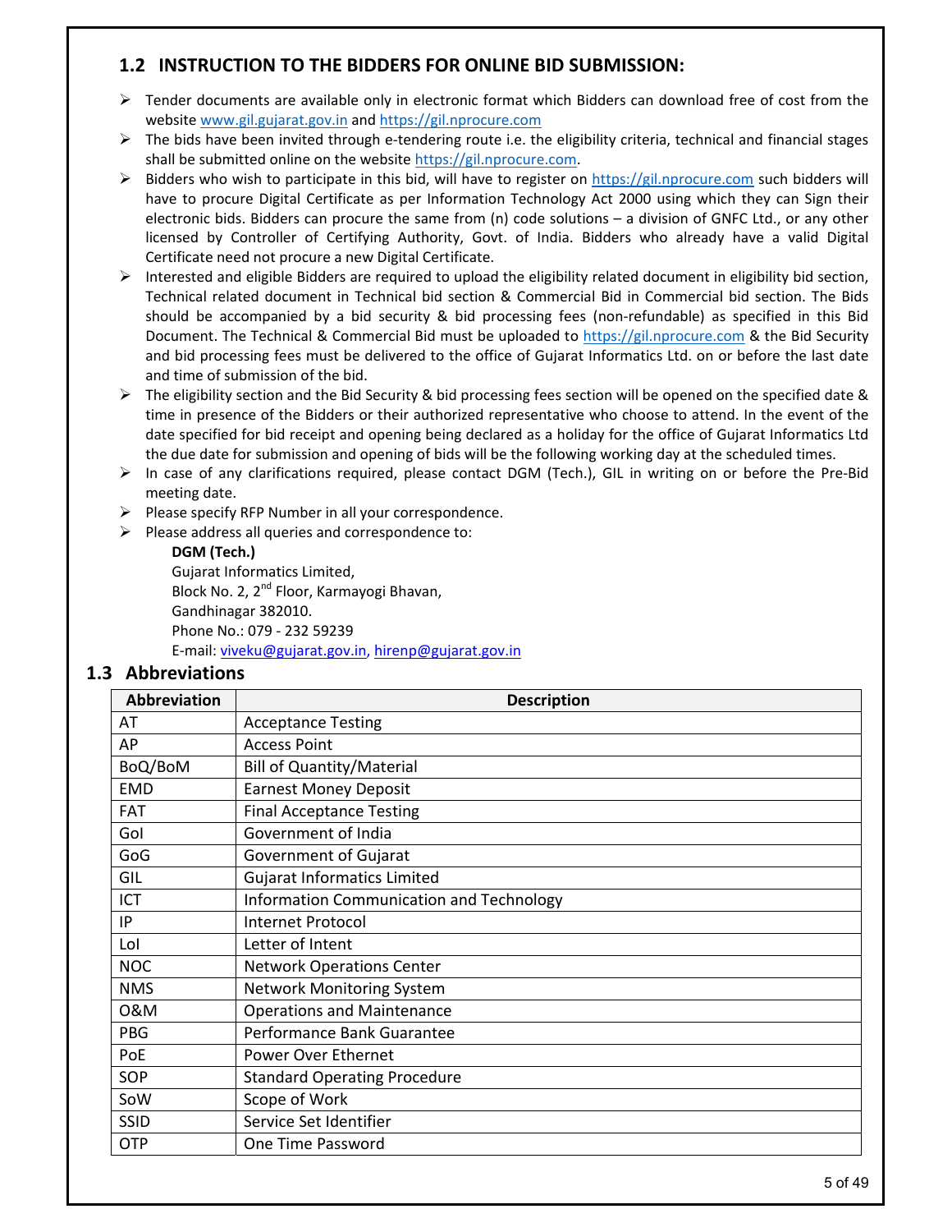## 1.2 INSTRUCTION TO THE BIDDERS FOR ONLINE BID SUBMISSION:

- Tender documents are available only in electronic format which Bidders can download free of cost from the website www.gil.gujarat.gov.in and https://gil.nprocure.com
- The bids have been invited through e-tendering route i.e. the eligibility criteria, technical and financial stages shall be submitted online on the website https://gil.nprocure.com.
- Bidders who wish to participate in this bid, will have to register on https://gil.nprocure.com such bidders will have to procure Digital Certificate as per Information Technology Act 2000 using which they can Sign their electronic bids. Bidders can procure the same from (n) code solutions – a division of GNFC Ltd., or any other licensed by Controller of Certifying Authority, Govt. of India. Bidders who already have a valid Digital Certificate need not procure a new Digital Certificate.
- Interested and eligible Bidders are required to upload the eligibility related document in eligibility bid section, Technical related document in Technical bid section & Commercial Bid in Commercial bid section. The Bids should be accompanied by a bid security & bid processing fees (non-refundable) as specified in this Bid Document. The Technical & Commercial Bid must be uploaded to https://gil.nprocure.com & the Bid Security and bid processing fees must be delivered to the office of Gujarat Informatics Ltd. on or before the last date and time of submission of the bid.
- The eligibility section and the Bid Security & bid processing fees section will be opened on the specified date & time in presence of the Bidders or their authorized representative who choose to attend. In the event of the date specified for bid receipt and opening being declared as a holiday for the office of Gujarat Informatics Ltd the due date for submission and opening of bids will be the following working day at the scheduled times.
- In case of any clarifications required, please contact DGM (Tech.), GIL in writing on or before the Pre-Bid meeting date.
- Please specify RFP Number in all your correspondence.
- Please address all queries and correspondence to:

  **DGM (Tech.)**
  Gujarat Informatics Limited,
  Block No. 2, 2nd Floor, Karmayogi Bhavan,
  Gandhinagar 382010.
  Phone No.: 079 - 232 59239
  E-mail: viveku@gujarat.gov.in, hirenp@gujarat.gov.in

## 1.3 Abbreviations

| Abbreviation | Description |
|---|---|
| AT | Acceptance Testing |
| AP | Access Point |
| BoQ/BoM | Bill of Quantity/Material |
| EMD | Earnest Money Deposit |
| FAT | Final Acceptance Testing |
| GoI | Government of India |
| GoG | Government of Gujarat |
| GIL | Gujarat Informatics Limited |
| ICT | Information Communication and Technology |
| IP | Internet Protocol |
| LoI | Letter of Intent |
| NOC | Network Operations Center |
| NMS | Network Monitoring System |
| O&M | Operations and Maintenance |
| PBG | Performance Bank Guarantee |
| PoE | Power Over Ethernet |
| SOP | Standard Operating Procedure |
| SoW | Scope of Work |
| SSID | Service Set Identifier |
| OTP | One Time Password |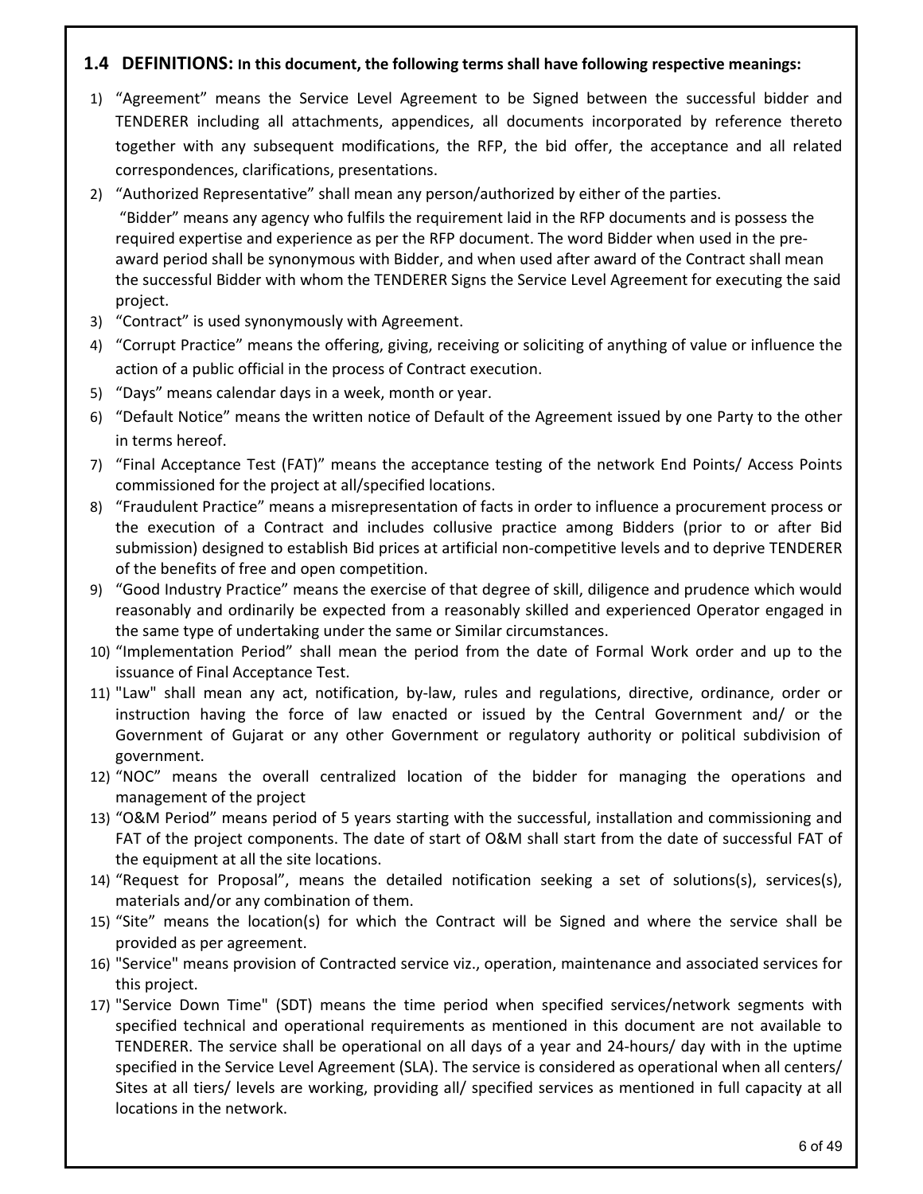### 1.4 DEFINITIONS: In this document, the following terms shall have following respective meanings:

1) “Agreement” means the Service Level Agreement to be Signed between the successful bidder and TENDERER including all attachments, appendices, all documents incorporated by reference thereto together with any subsequent modifications, the RFP, the bid offer, the acceptance and all related correspondences, clarifications, presentations.
2) “Authorized Representative” shall mean any person/authorized by either of the parties.

   “Bidder” means any agency who fulfils the requirement laid in the RFP documents and is possess the required expertise and experience as per the RFP document. The word Bidder when used in the pre-award period shall be synonymous with Bidder, and when used after award of the Contract shall mean the successful Bidder with whom the TENDERER Signs the Service Level Agreement for executing the said project.
3) “Contract” is used synonymously with Agreement.
4) “Corrupt Practice” means the offering, giving, receiving or soliciting of anything of value or influence the action of a public official in the process of Contract execution.
5) “Days” means calendar days in a week, month or year.
6) “Default Notice” means the written notice of Default of the Agreement issued by one Party to the other in terms hereof.
7) “Final Acceptance Test (FAT)” means the acceptance testing of the network End Points/ Access Points commissioned for the project at all/specified locations.
8) “Fraudulent Practice” means a misrepresentation of facts in order to influence a procurement process or the execution of a Contract and includes collusive practice among Bidders (prior to or after Bid submission) designed to establish Bid prices at artificial non-competitive levels and to deprive TENDERER of the benefits of free and open competition.
9) “Good Industry Practice” means the exercise of that degree of skill, diligence and prudence which would reasonably and ordinarily be expected from a reasonably skilled and experienced Operator engaged in the same type of undertaking under the same or Similar circumstances.
10) “Implementation Period” shall mean the period from the date of Formal Work order and up to the issuance of Final Acceptance Test.
11) "Law" shall mean any act, notification, by-law, rules and regulations, directive, ordinance, order or instruction having the force of law enacted or issued by the Central Government and/ or the Government of Gujarat or any other Government or regulatory authority or political subdivision of government.
12) “NOC” means the overall centralized location of the bidder for managing the operations and management of the project
13) “O&M Period” means period of 5 years starting with the successful, installation and commissioning and FAT of the project components. The date of start of O&M shall start from the date of successful FAT of the equipment at all the site locations.
14) “Request for Proposal”, means the detailed notification seeking a set of solutions(s), services(s), materials and/or any combination of them.
15) “Site” means the location(s) for which the Contract will be Signed and where the service shall be provided as per agreement.
16) "Service" means provision of Contracted service viz., operation, maintenance and associated services for this project.
17) "Service Down Time" (SDT) means the time period when specified services/network segments with specified technical and operational requirements as mentioned in this document are not available to TENDERER. The service shall be operational on all days of a year and 24-hours/ day with in the uptime specified in the Service Level Agreement (SLA). The service is considered as operational when all centers/ Sites at all tiers/ levels are working, providing all/ specified services as mentioned in full capacity at all locations in the network.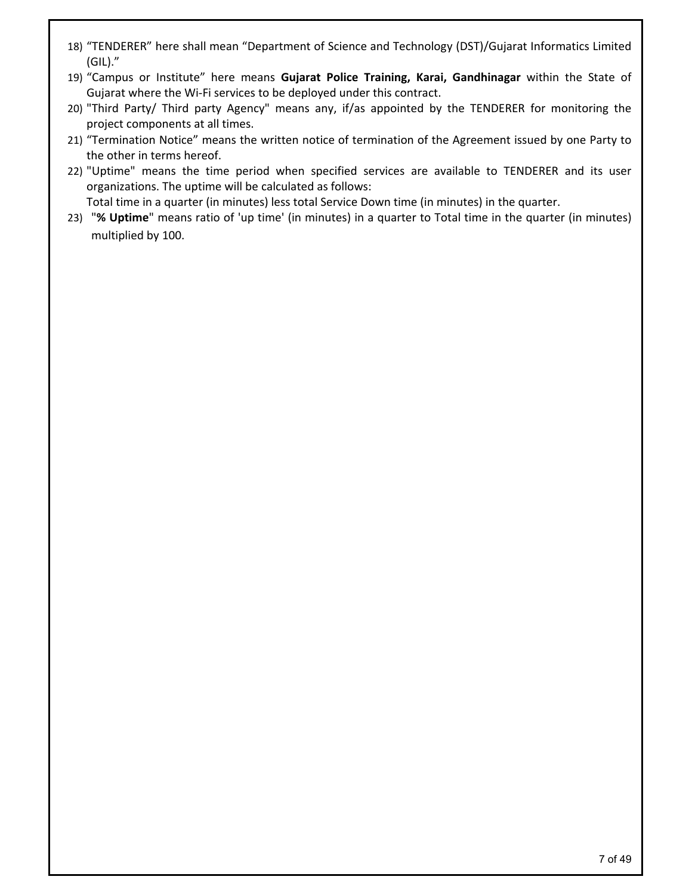18) “TENDERER” here shall mean “Department of Science and Technology (DST)/Gujarat Informatics Limited (GIL).”
19) “Campus or Institute” here means **Gujarat Police Training, Karai, Gandhinagar** within the State of Gujarat where the Wi-Fi services to be deployed under this contract.
20) "Third Party/ Third party Agency" means any, if/as appointed by the TENDERER for monitoring the project components at all times.
21) “Termination Notice” means the written notice of termination of the Agreement issued by one Party to the other in terms hereof.
22) "Uptime" means the time period when specified services are available to TENDERER and its user organizations. The uptime will be calculated as follows:
    Total time in a quarter (in minutes) less total Service Down time (in minutes) in the quarter.
23) "**% Uptime**" means ratio of 'up time' (in minutes) in a quarter to Total time in the quarter (in minutes) multiplied by 100.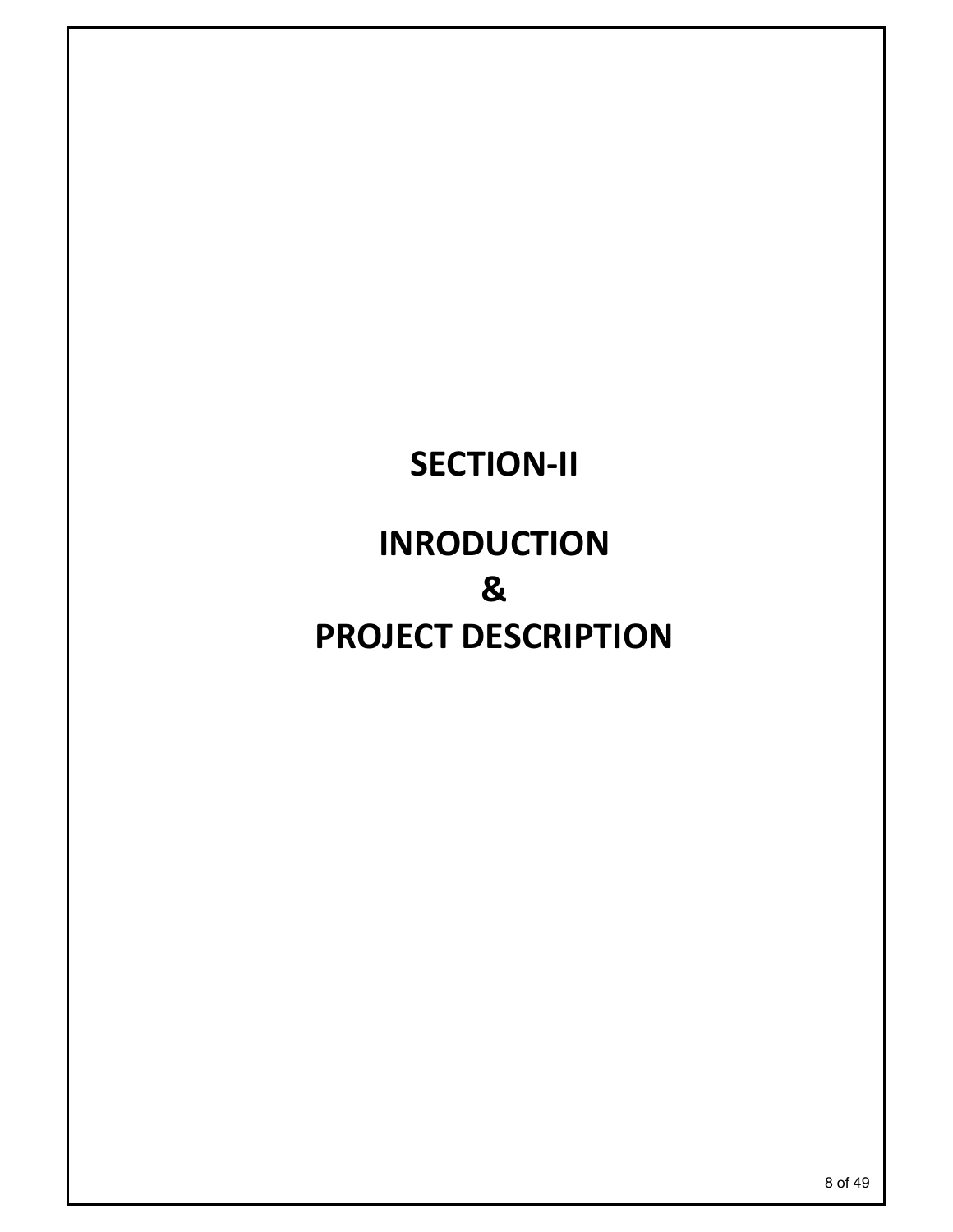# SECTION-II

# INRODUCTION
# &
# PROJECT DESCRIPTION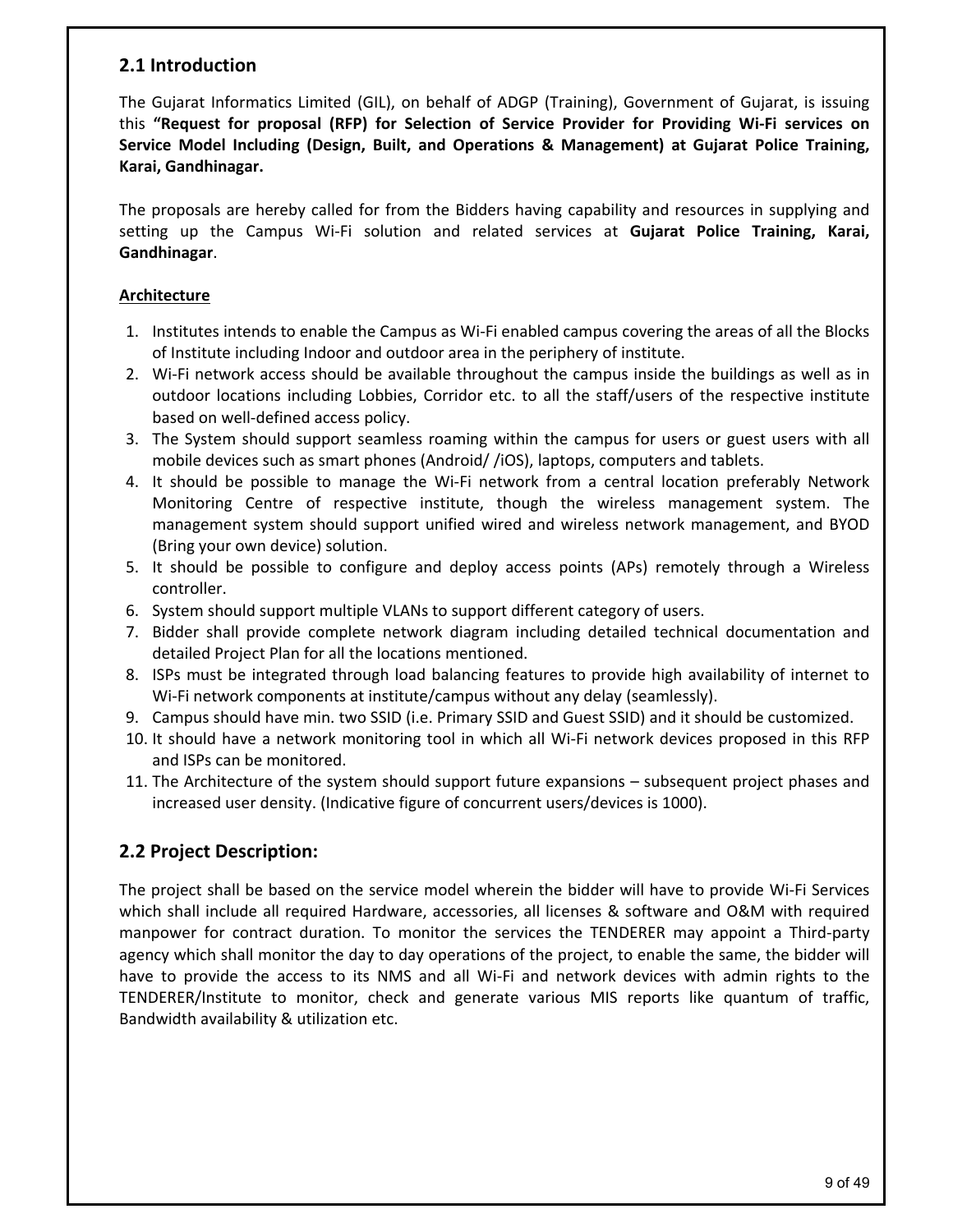## 2.1 Introduction

The Gujarat Informatics Limited (GIL), on behalf of ADGP (Training), Government of Gujarat, is issuing this **"Request for proposal (RFP) for Selection of Service Provider for Providing Wi-Fi services on Service Model Including (Design, Built, and Operations & Management) at Gujarat Police Training, Karai, Gandhinagar.**

The proposals are hereby called for from the Bidders having capability and resources in supplying and setting up the Campus Wi-Fi solution and related services at **Gujarat Police Training, Karai, Gandhinagar**.

**Architecture**

1. Institutes intends to enable the Campus as Wi-Fi enabled campus covering the areas of all the Blocks of Institute including Indoor and outdoor area in the periphery of institute.
2. Wi-Fi network access should be available throughout the campus inside the buildings as well as in outdoor locations including Lobbies, Corridor etc. to all the staff/users of the respective institute based on well-defined access policy.
3. The System should support seamless roaming within the campus for users or guest users with all mobile devices such as smart phones (Android/ /iOS), laptops, computers and tablets.
4. It should be possible to manage the Wi-Fi network from a central location preferably Network Monitoring Centre of respective institute, though the wireless management system. The management system should support unified wired and wireless network management, and BYOD (Bring your own device) solution.
5. It should be possible to configure and deploy access points (APs) remotely through a Wireless controller.
6. System should support multiple VLANs to support different category of users.
7. Bidder shall provide complete network diagram including detailed technical documentation and detailed Project Plan for all the locations mentioned.
8. ISPs must be integrated through load balancing features to provide high availability of internet to Wi-Fi network components at institute/campus without any delay (seamlessly).
9. Campus should have min. two SSID (i.e. Primary SSID and Guest SSID) and it should be customized.
10. It should have a network monitoring tool in which all Wi-Fi network devices proposed in this RFP and ISPs can be monitored.
11. The Architecture of the system should support future expansions – subsequent project phases and increased user density. (Indicative figure of concurrent users/devices is 1000).

## 2.2 Project Description:

The project shall be based on the service model wherein the bidder will have to provide Wi-Fi Services which shall include all required Hardware, accessories, all licenses & software and O&M with required manpower for contract duration. To monitor the services the TENDERER may appoint a Third-party agency which shall monitor the day to day operations of the project, to enable the same, the bidder will have to provide the access to its NMS and all Wi-Fi and network devices with admin rights to the TENDERER/Institute to monitor, check and generate various MIS reports like quantum of traffic, Bandwidth availability & utilization etc.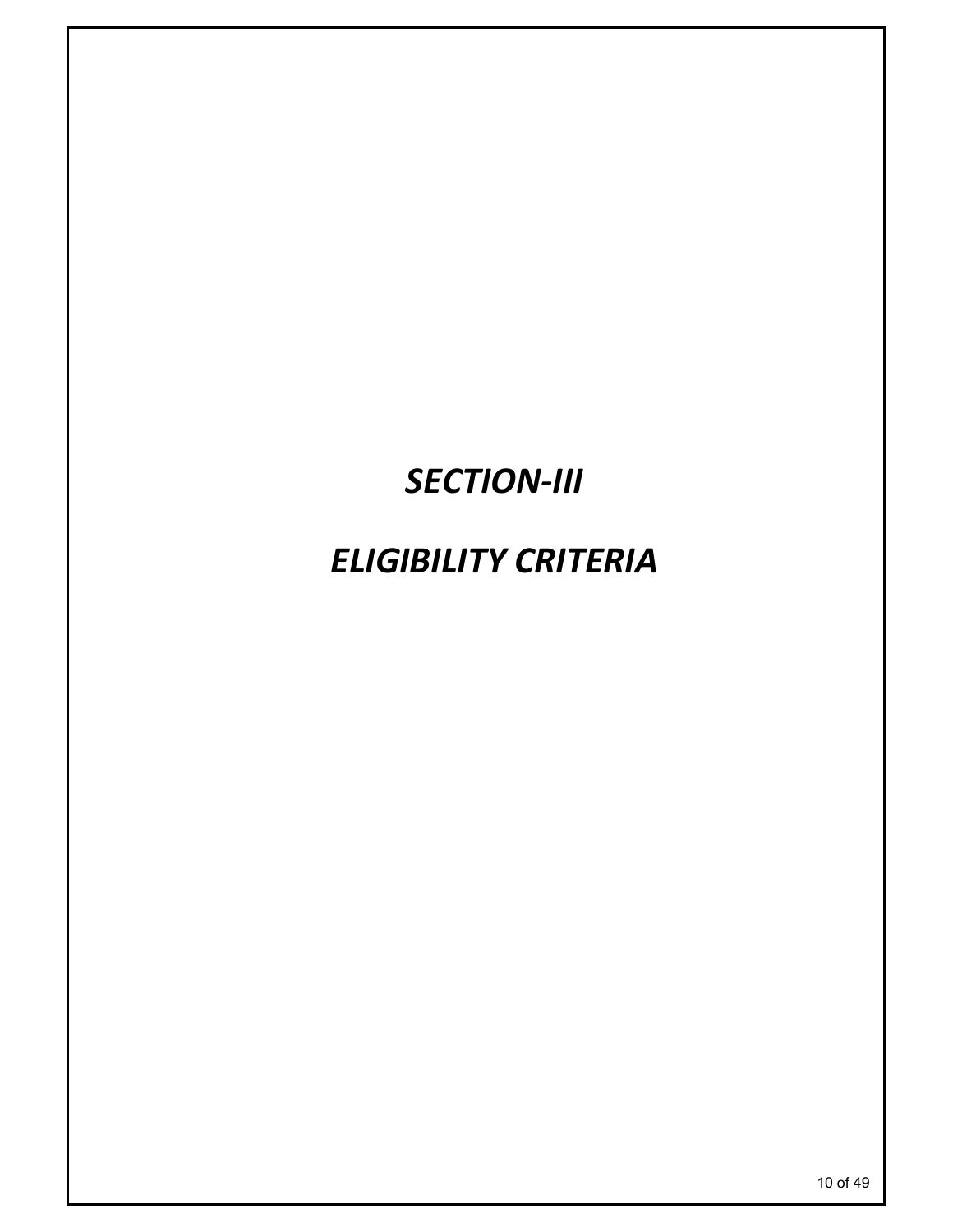# *SECTION-III*

# *ELIGIBILITY CRITERIA*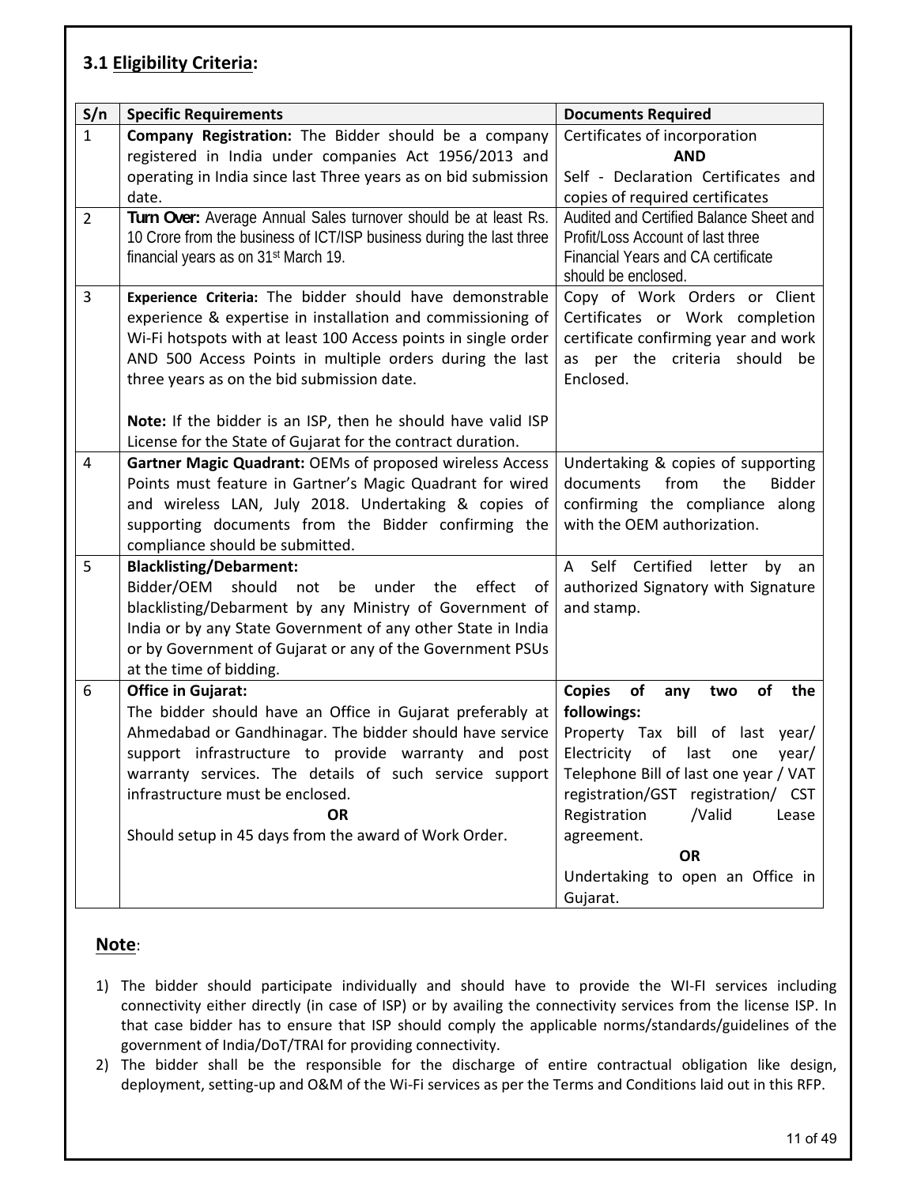### 3.1 Eligibility Criteria:

| S/n | Specific Requirements | Documents Required |
|---|---|---|
| 1 | **Company Registration:** The Bidder should be a company registered in India under companies Act 1956/2013 and operating in India since last Three years as on bid submission date. | Certificates of incorporation **AND** Self - Declaration Certificates and copies of required certificates |
| 2 | **Turn Over:** Average Annual Sales turnover should be at least Rs. 10 Crore from the business of ICT/ISP business during the last three financial years as on 31st March 19. | Audited and Certified Balance Sheet and Profit/Loss Account of last three Financial Years and CA certificate should be enclosed. |
| 3 | **Experience Criteria:** The bidder should have demonstrable experience & expertise in installation and commissioning of Wi-Fi hotspots with at least 100 Access points in single order AND 500 Access Points in multiple orders during the last three years as on the bid submission date.<br><br>**Note:** If the bidder is an ISP, then he should have valid ISP License for the State of Gujarat for the contract duration. | Copy of Work Orders or Client Certificates or Work completion certificate confirming year and work as per the criteria should be Enclosed. |
| 4 | **Gartner Magic Quadrant:** OEMs of proposed wireless Access Points must feature in Gartner's Magic Quadrant for wired and wireless LAN, July 2018. Undertaking & copies of supporting documents from the Bidder confirming the compliance should be submitted. | Undertaking & copies of supporting documents from the Bidder confirming the compliance along with the OEM authorization. |
| 5 | **Blacklisting/Debarment:**<br>Bidder/OEM should not be under the effect of blacklisting/Debarment by any Ministry of Government of India or by any State Government of any other State in India or by Government of Gujarat or any of the Government PSUs at the time of bidding. | A Self Certified letter by an authorized Signatory with Signature and stamp. |
| 6 | **Office in Gujarat:**<br>The bidder should have an Office in Gujarat preferably at Ahmedabad or Gandhinagar. The bidder should have service support infrastructure to provide warranty and post warranty services. The details of such service support infrastructure must be enclosed.<br>**OR**<br>Should setup in 45 days from the award of Work Order. | **Copies of any two of the followings:**<br>Property Tax bill of last year/ Electricity of last one year/ Telephone Bill of last one year / VAT registration/GST registration/ CST Registration /Valid Lease agreement.<br>**OR**<br>Undertaking to open an Office in Gujarat. |

**Note**:

1) The bidder should participate individually and should have to provide the WI-FI services including connectivity either directly (in case of ISP) or by availing the connectivity services from the license ISP. In that case bidder has to ensure that ISP should comply the applicable norms/standards/guidelines of the government of India/DoT/TRAI for providing connectivity.
2) The bidder shall be the responsible for the discharge of entire contractual obligation like design, deployment, setting-up and O&M of the Wi-Fi services as per the Terms and Conditions laid out in this RFP.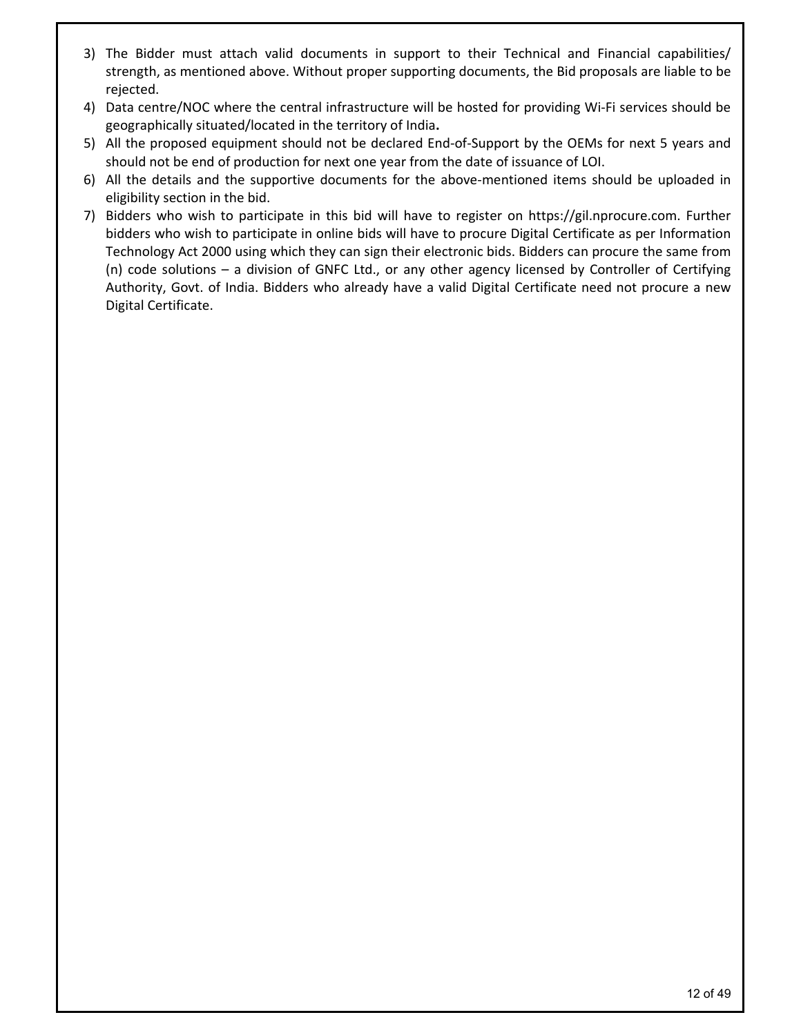3) The Bidder must attach valid documents in support to their Technical and Financial capabilities/ strength, as mentioned above. Without proper supporting documents, the Bid proposals are liable to be rejected.
4) Data centre/NOC where the central infrastructure will be hosted for providing Wi-Fi services should be geographically situated/located in the territory of India**.**
5) All the proposed equipment should not be declared End-of-Support by the OEMs for next 5 years and should not be end of production for next one year from the date of issuance of LOI.
6) All the details and the supportive documents for the above-mentioned items should be uploaded in eligibility section in the bid.
7) Bidders who wish to participate in this bid will have to register on https://gil.nprocure.com. Further bidders who wish to participate in online bids will have to procure Digital Certificate as per Information Technology Act 2000 using which they can sign their electronic bids. Bidders can procure the same from (n) code solutions – a division of GNFC Ltd., or any other agency licensed by Controller of Certifying Authority, Govt. of India. Bidders who already have a valid Digital Certificate need not procure a new Digital Certificate.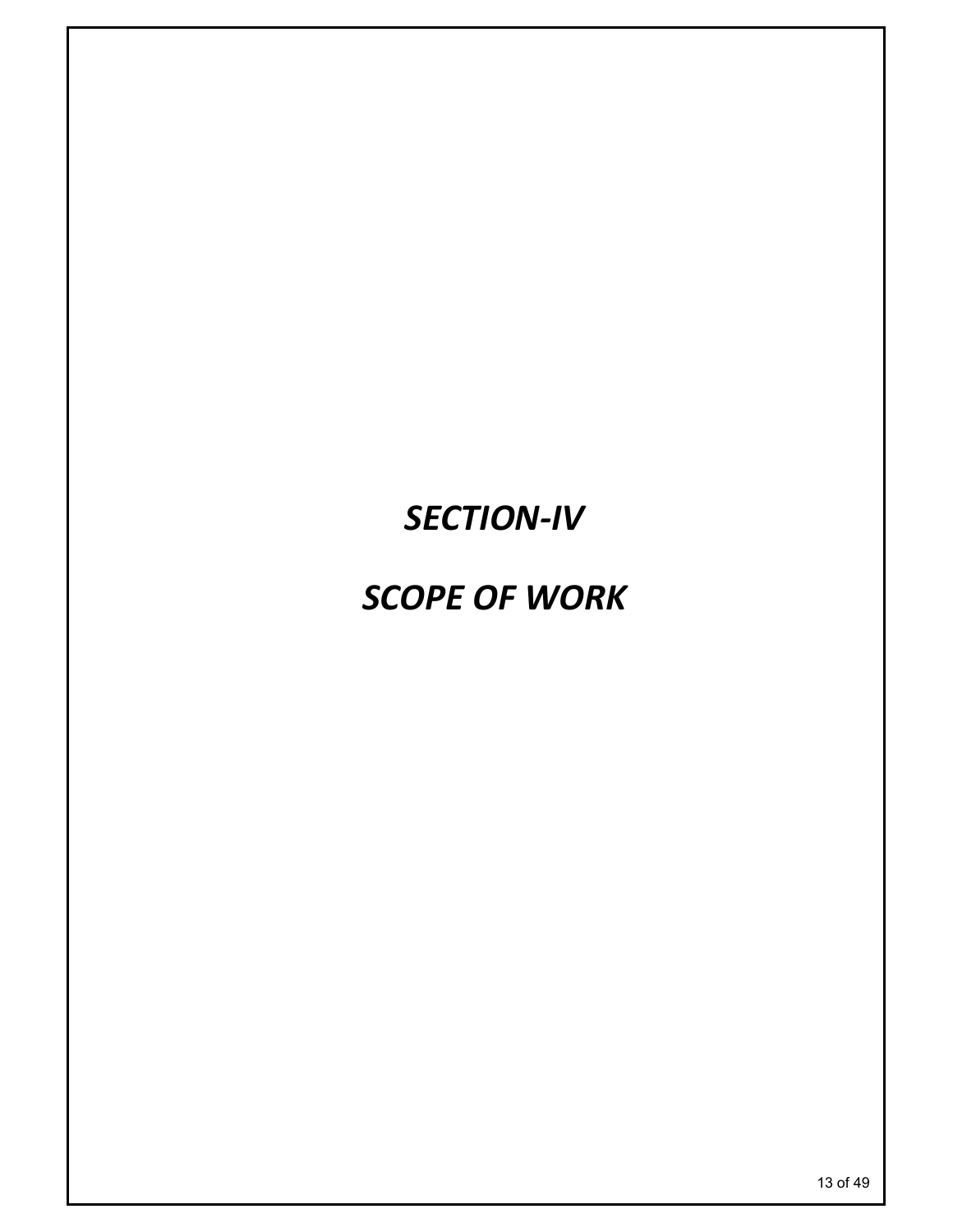# *SECTION-IV*

# *SCOPE OF WORK*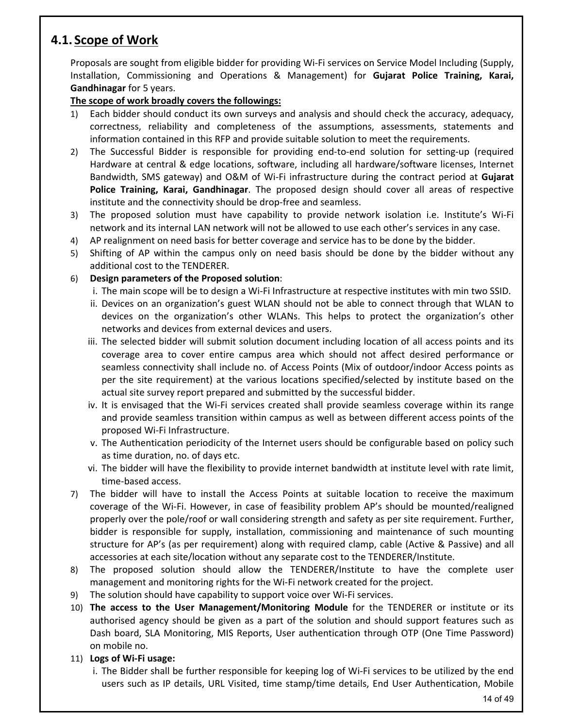## 4.1. Scope of Work

Proposals are sought from eligible bidder for providing Wi-Fi services on Service Model Including (Supply, Installation, Commissioning and Operations & Management) for **Gujarat Police Training, Karai, Gandhinagar** for 5 years.

**The scope of work broadly covers the followings:**

1) Each bidder should conduct its own surveys and analysis and should check the accuracy, adequacy, correctness, reliability and completeness of the assumptions, assessments, statements and information contained in this RFP and provide suitable solution to meet the requirements.
2) The Successful Bidder is responsible for providing end-to-end solution for setting-up (required Hardware at central & edge locations, software, including all hardware/software licenses, Internet Bandwidth, SMS gateway) and O&M of Wi-Fi infrastructure during the contract period at **Gujarat Police Training, Karai, Gandhinagar**. The proposed design should cover all areas of respective institute and the connectivity should be drop-free and seamless.
3) The proposed solution must have capability to provide network isolation i.e. Institute's Wi-Fi network and its internal LAN network will not be allowed to use each other's services in any case.
4) AP realignment on need basis for better coverage and service has to be done by the bidder.
5) Shifting of AP within the campus only on need basis should be done by the bidder without any additional cost to the TENDERER.
6) **Design parameters of the Proposed solution**:
   i. The main scope will be to design a Wi-Fi Infrastructure at respective institutes with min two SSID.
   ii. Devices on an organization's guest WLAN should not be able to connect through that WLAN to devices on the organization's other WLANs. This helps to protect the organization's other networks and devices from external devices and users.
   iii. The selected bidder will submit solution document including location of all access points and its coverage area to cover entire campus area which should not affect desired performance or seamless connectivity shall include no. of Access Points (Mix of outdoor/indoor Access points as per the site requirement) at the various locations specified/selected by institute based on the actual site survey report prepared and submitted by the successful bidder.
   iv. It is envisaged that the Wi-Fi services created shall provide seamless coverage within its range and provide seamless transition within campus as well as between different access points of the proposed Wi-Fi Infrastructure.
   v. The Authentication periodicity of the Internet users should be configurable based on policy such as time duration, no. of days etc.
   vi. The bidder will have the flexibility to provide internet bandwidth at institute level with rate limit, time-based access.
7) The bidder will have to install the Access Points at suitable location to receive the maximum coverage of the Wi-Fi. However, in case of feasibility problem AP's should be mounted/realigned properly over the pole/roof or wall considering strength and safety as per site requirement. Further, bidder is responsible for supply, installation, commissioning and maintenance of such mounting structure for AP's (as per requirement) along with required clamp, cable (Active & Passive) and all accessories at each site/location without any separate cost to the TENDERER/Institute.
8) The proposed solution should allow the TENDERER/Institute to have the complete user management and monitoring rights for the Wi-Fi network created for the project.
9) The solution should have capability to support voice over Wi-Fi services.
10) **The access to the User Management/Monitoring Module** for the TENDERER or institute or its authorised agency should be given as a part of the solution and should support features such as Dash board, SLA Monitoring, MIS Reports, User authentication through OTP (One Time Password) on mobile no.
11) **Logs of Wi-Fi usage:**
   i. The Bidder shall be further responsible for keeping log of Wi-Fi services to be utilized by the end users such as IP details, URL Visited, time stamp/time details, End User Authentication, Mobile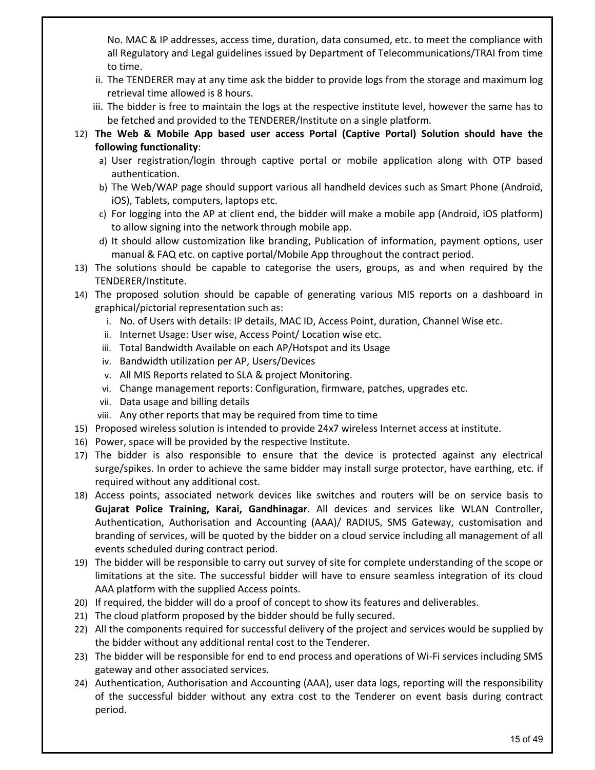No. MAC & IP addresses, access time, duration, data consumed, etc. to meet the compliance with all Regulatory and Legal guidelines issued by Department of Telecommunications/TRAI from time to time.

ii. The TENDERER may at any time ask the bidder to provide logs from the storage and maximum log retrieval time allowed is 8 hours.

iii. The bidder is free to maintain the logs at the respective institute level, however the same has to be fetched and provided to the TENDERER/Institute on a single platform.

12) **The Web & Mobile App based user access Portal (Captive Portal) Solution should have the following functionality**:
    a) User registration/login through captive portal or mobile application along with OTP based authentication.
    b) The Web/WAP page should support various all handheld devices such as Smart Phone (Android, iOS), Tablets, computers, laptops etc.
    c) For logging into the AP at client end, the bidder will make a mobile app (Android, iOS platform) to allow signing into the network through mobile app.
    d) It should allow customization like branding, Publication of information, payment options, user manual & FAQ etc. on captive portal/Mobile App throughout the contract period.
13) The solutions should be capable to categorise the users, groups, as and when required by the TENDERER/Institute.
14) The proposed solution should be capable of generating various MIS reports on a dashboard in graphical/pictorial representation such as:
    i. No. of Users with details: IP details, MAC ID, Access Point, duration, Channel Wise etc.
    ii. Internet Usage: User wise, Access Point/ Location wise etc.
    iii. Total Bandwidth Available on each AP/Hotspot and its Usage
    iv. Bandwidth utilization per AP, Users/Devices
    v. All MIS Reports related to SLA & project Monitoring.
    vi. Change management reports: Configuration, firmware, patches, upgrades etc.
    vii. Data usage and billing details
    viii. Any other reports that may be required from time to time
15) Proposed wireless solution is intended to provide 24x7 wireless Internet access at institute.
16) Power, space will be provided by the respective Institute.
17) The bidder is also responsible to ensure that the device is protected against any electrical surge/spikes. In order to achieve the same bidder may install surge protector, have earthing, etc. if required without any additional cost.
18) Access points, associated network devices like switches and routers will be on service basis to **Gujarat Police Training, Karai, Gandhinagar**. All devices and services like WLAN Controller, Authentication, Authorisation and Accounting (AAA)/ RADIUS, SMS Gateway, customisation and branding of services, will be quoted by the bidder on a cloud service including all management of all events scheduled during contract period.
19) The bidder will be responsible to carry out survey of site for complete understanding of the scope or limitations at the site. The successful bidder will have to ensure seamless integration of its cloud AAA platform with the supplied Access points.
20) If required, the bidder will do a proof of concept to show its features and deliverables.
21) The cloud platform proposed by the bidder should be fully secured.
22) All the components required for successful delivery of the project and services would be supplied by the bidder without any additional rental cost to the Tenderer.
23) The bidder will be responsible for end to end process and operations of Wi-Fi services including SMS gateway and other associated services.
24) Authentication, Authorisation and Accounting (AAA), user data logs, reporting will the responsibility of the successful bidder without any extra cost to the Tenderer on event basis during contract period.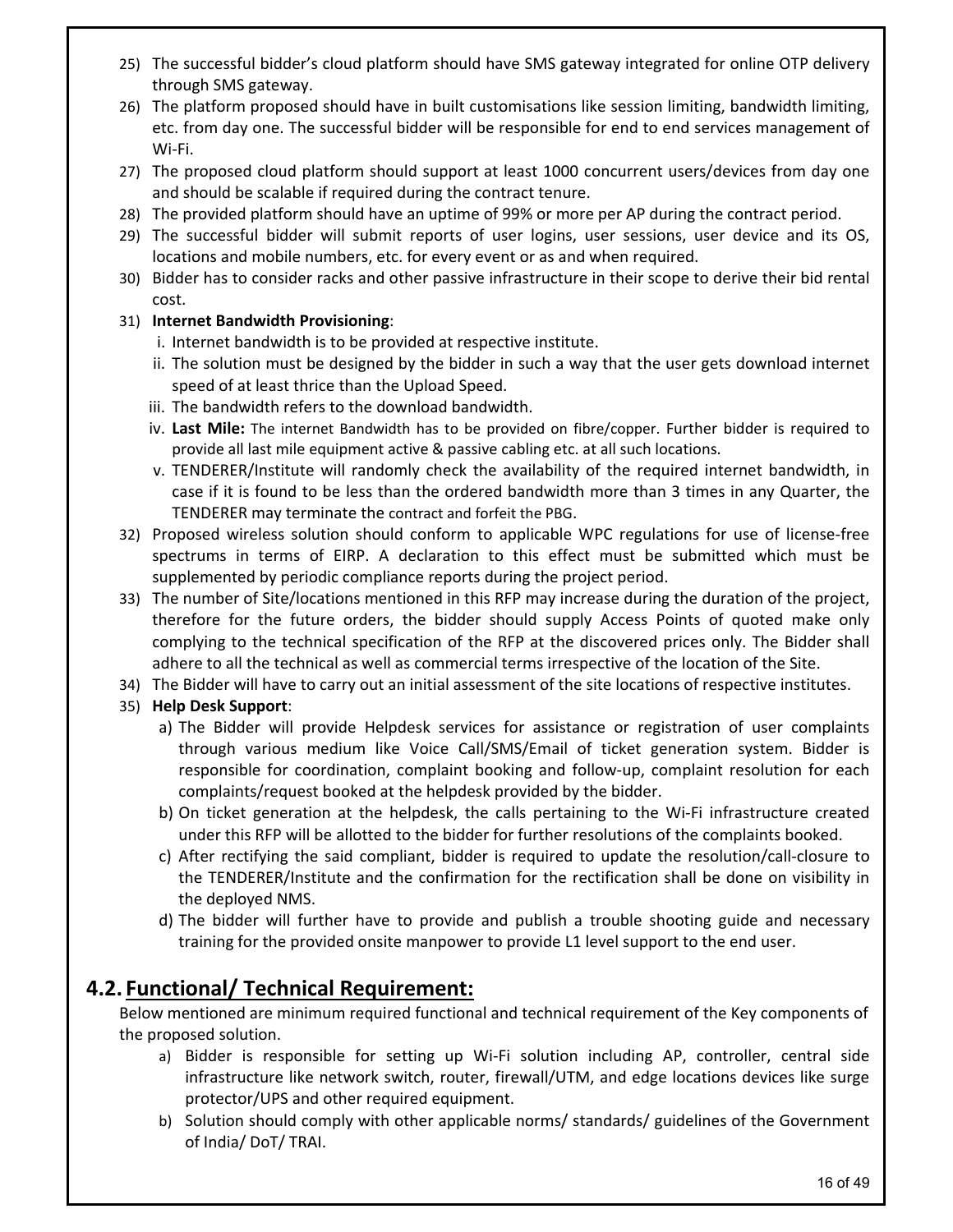25) The successful bidder's cloud platform should have SMS gateway integrated for online OTP delivery through SMS gateway.
26) The platform proposed should have in built customisations like session limiting, bandwidth limiting, etc. from day one. The successful bidder will be responsible for end to end services management of Wi-Fi.
27) The proposed cloud platform should support at least 1000 concurrent users/devices from day one and should be scalable if required during the contract tenure.
28) The provided platform should have an uptime of 99% or more per AP during the contract period.
29) The successful bidder will submit reports of user logins, user sessions, user device and its OS, locations and mobile numbers, etc. for every event or as and when required.
30) Bidder has to consider racks and other passive infrastructure in their scope to derive their bid rental cost.
31) **Internet Bandwidth Provisioning**:
    i. Internet bandwidth is to be provided at respective institute.
    ii. The solution must be designed by the bidder in such a way that the user gets download internet speed of at least thrice than the Upload Speed.
    iii. The bandwidth refers to the download bandwidth.
    iv. **Last Mile:** The internet Bandwidth has to be provided on fibre/copper. Further bidder is required to provide all last mile equipment active & passive cabling etc. at all such locations.
    v. TENDERER/Institute will randomly check the availability of the required internet bandwidth, in case if it is found to be less than the ordered bandwidth more than 3 times in any Quarter, the TENDERER may terminate the contract and forfeit the PBG.
32) Proposed wireless solution should conform to applicable WPC regulations for use of license-free spectrums in terms of EIRP. A declaration to this effect must be submitted which must be supplemented by periodic compliance reports during the project period.
33) The number of Site/locations mentioned in this RFP may increase during the duration of the project, therefore for the future orders, the bidder should supply Access Points of quoted make only complying to the technical specification of the RFP at the discovered prices only. The Bidder shall adhere to all the technical as well as commercial terms irrespective of the location of the Site.
34) The Bidder will have to carry out an initial assessment of the site locations of respective institutes.
35) **Help Desk Support**:
    a) The Bidder will provide Helpdesk services for assistance or registration of user complaints through various medium like Voice Call/SMS/Email of ticket generation system. Bidder is responsible for coordination, complaint booking and follow-up, complaint resolution for each complaints/request booked at the helpdesk provided by the bidder.
    b) On ticket generation at the helpdesk, the calls pertaining to the Wi-Fi infrastructure created under this RFP will be allotted to the bidder for further resolutions of the complaints booked.
    c) After rectifying the said compliant, bidder is required to update the resolution/call-closure to the TENDERER/Institute and the confirmation for the rectification shall be done on visibility in the deployed NMS.
    d) The bidder will further have to provide and publish a trouble shooting guide and necessary training for the provided onsite manpower to provide L1 level support to the end user.

## 4.2. Functional/ Technical Requirement:

Below mentioned are minimum required functional and technical requirement of the Key components of the proposed solution.

a) Bidder is responsible for setting up Wi-Fi solution including AP, controller, central side infrastructure like network switch, router, firewall/UTM, and edge locations devices like surge protector/UPS and other required equipment.
b) Solution should comply with other applicable norms/ standards/ guidelines of the Government of India/ DoT/ TRAI.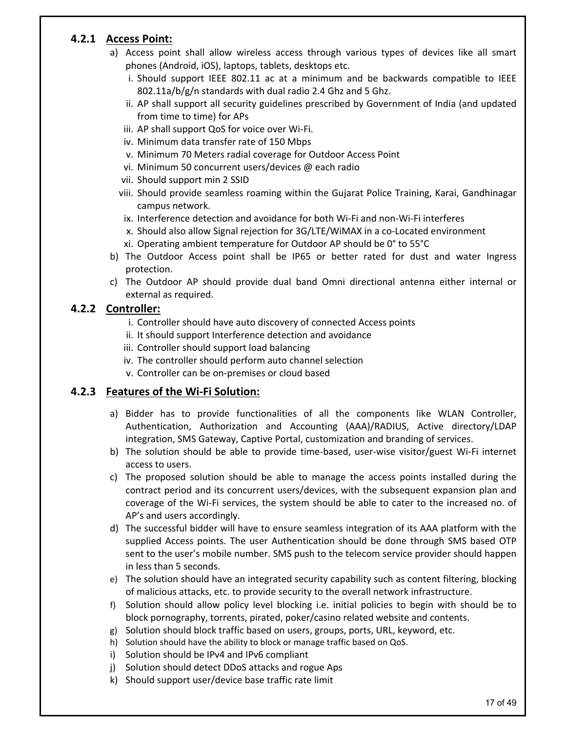### 4.2.1 Access Point:

a) Access point shall allow wireless access through various types of devices like all smart phones (Android, iOS), laptops, tablets, desktops etc.
   i. Should support IEEE 802.11 ac at a minimum and be backwards compatible to IEEE 802.11a/b/g/n standards with dual radio 2.4 Ghz and 5 Ghz.
   ii. AP shall support all security guidelines prescribed by Government of India (and updated from time to time) for APs
   iii. AP shall support QoS for voice over Wi-Fi.
   iv. Minimum data transfer rate of 150 Mbps
   v. Minimum 70 Meters radial coverage for Outdoor Access Point
   vi. Minimum 50 concurrent users/devices @ each radio
   vii. Should support min 2 SSID
   viii. Should provide seamless roaming within the Gujarat Police Training, Karai, Gandhinagar campus network.
   ix. Interference detection and avoidance for both Wi-Fi and non-Wi-Fi interferes
   x. Should also allow Signal rejection for 3G/LTE/WiMAX in a co-Located environment
   xi. Operating ambient temperature for Outdoor AP should be 0° to 55°C

b) The Outdoor Access point shall be IP65 or better rated for dust and water Ingress protection.

c) The Outdoor AP should provide dual band Omni directional antenna either internal or external as required.

### 4.2.2 Controller:

i. Controller should have auto discovery of connected Access points
ii. It should support Interference detection and avoidance
iii. Controller should support load balancing
iv. The controller should perform auto channel selection
v. Controller can be on-premises or cloud based

### 4.2.3 Features of the Wi-Fi Solution:

a) Bidder has to provide functionalities of all the components like WLAN Controller, Authentication, Authorization and Accounting (AAA)/RADIUS, Active directory/LDAP integration, SMS Gateway, Captive Portal, customization and branding of services.

b) The solution should be able to provide time-based, user-wise visitor/guest Wi-Fi internet access to users.

c) The proposed solution should be able to manage the access points installed during the contract period and its concurrent users/devices, with the subsequent expansion plan and coverage of the Wi-Fi services, the system should be able to cater to the increased no. of AP's and users accordingly.

d) The successful bidder will have to ensure seamless integration of its AAA platform with the supplied Access points. The user Authentication should be done through SMS based OTP sent to the user's mobile number. SMS push to the telecom service provider should happen in less than 5 seconds.

e) The solution should have an integrated security capability such as content filtering, blocking of malicious attacks, etc. to provide security to the overall network infrastructure.

f) Solution should allow policy level blocking i.e. initial policies to begin with should be to block pornography, torrents, pirated, poker/casino related website and contents.

g) Solution should block traffic based on users, groups, ports, URL, keyword, etc.

h) Solution should have the ability to block or manage traffic based on QoS.

i) Solution should be IPv4 and IPv6 compliant

j) Solution should detect DDoS attacks and rogue Aps

k) Should support user/device base traffic rate limit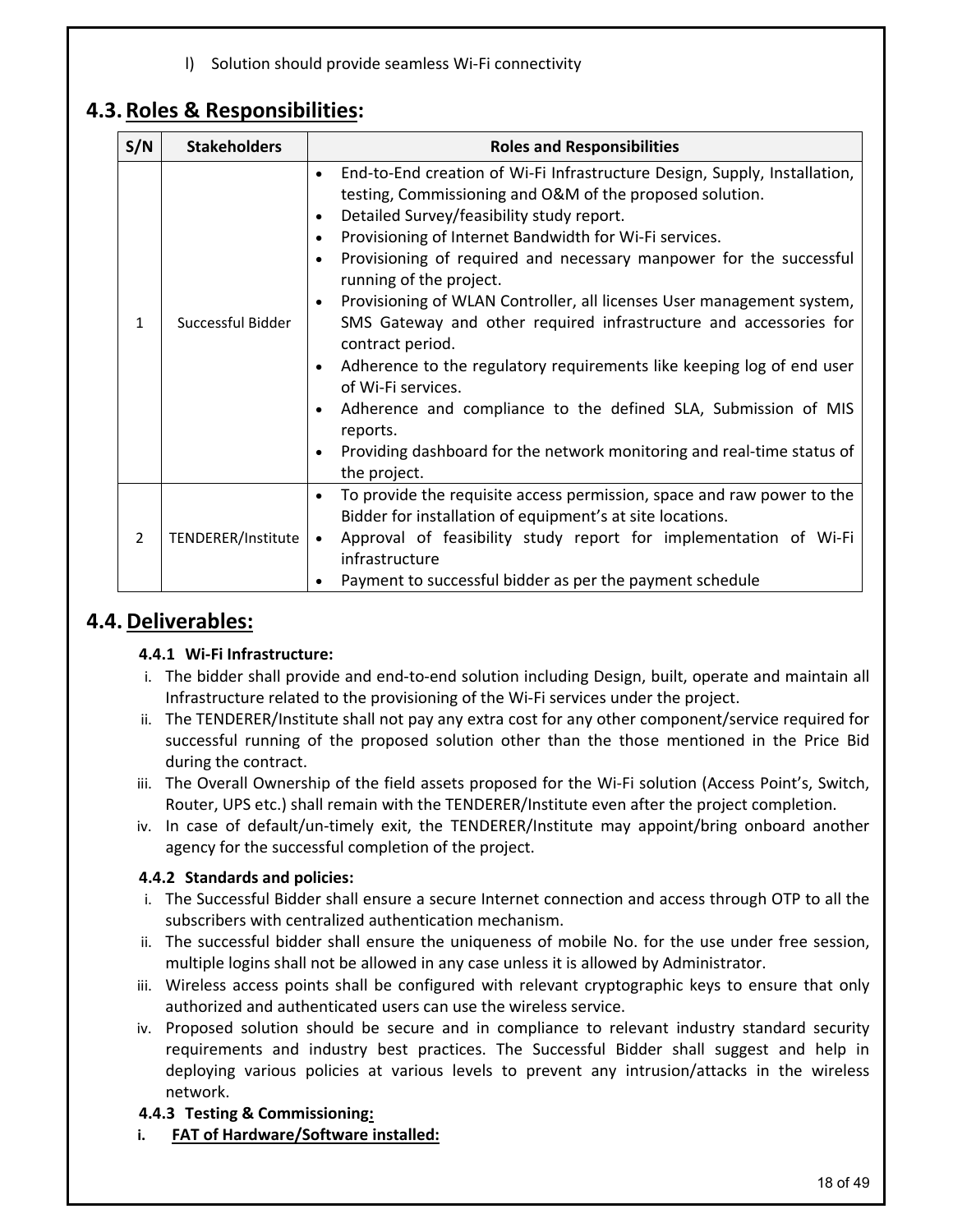l) Solution should provide seamless Wi-Fi connectivity

## 4.3. Roles & Responsibilities:

| S/N | Stakeholders | Roles and Responsibilities |
|---|---|---|
| 1 | Successful Bidder | • End-to-End creation of Wi-Fi Infrastructure Design, Supply, Installation, testing, Commissioning and O&M of the proposed solution.<br>• Detailed Survey/feasibility study report.<br>• Provisioning of Internet Bandwidth for Wi-Fi services.<br>• Provisioning of required and necessary manpower for the successful running of the project.<br>• Provisioning of WLAN Controller, all licenses User management system, SMS Gateway and other required infrastructure and accessories for contract period.<br>• Adherence to the regulatory requirements like keeping log of end user of Wi-Fi services.<br>• Adherence and compliance to the defined SLA, Submission of MIS reports.<br>• Providing dashboard for the network monitoring and real-time status of the project. |
| 2 | TENDERER/Institute | • To provide the requisite access permission, space and raw power to the Bidder for installation of equipment's at site locations.<br>• Approval of feasibility study report for implementation of Wi-Fi infrastructure<br>• Payment to successful bidder as per the payment schedule |

## 4.4. Deliverables:

### 4.4.1 Wi-Fi Infrastructure:

i. The bidder shall provide and end-to-end solution including Design, built, operate and maintain all Infrastructure related to the provisioning of the Wi-Fi services under the project.

ii. The TENDERER/Institute shall not pay any extra cost for any other component/service required for successful running of the proposed solution other than the those mentioned in the Price Bid during the contract.

iii. The Overall Ownership of the field assets proposed for the Wi-Fi solution (Access Point's, Switch, Router, UPS etc.) shall remain with the TENDERER/Institute even after the project completion.

iv. In case of default/un-timely exit, the TENDERER/Institute may appoint/bring onboard another agency for the successful completion of the project.

### 4.4.2 Standards and policies:

i. The Successful Bidder shall ensure a secure Internet connection and access through OTP to all the subscribers with centralized authentication mechanism.

ii. The successful bidder shall ensure the uniqueness of mobile No. for the use under free session, multiple logins shall not be allowed in any case unless it is allowed by Administrator.

iii. Wireless access points shall be configured with relevant cryptographic keys to ensure that only authorized and authenticated users can use the wireless service.

iv. Proposed solution should be secure and in compliance to relevant industry standard security requirements and industry best practices. The Successful Bidder shall suggest and help in deploying various policies at various levels to prevent any intrusion/attacks in the wireless network.

### 4.4.3 Testing & Commissioning:

**i. FAT of Hardware/Software installed:**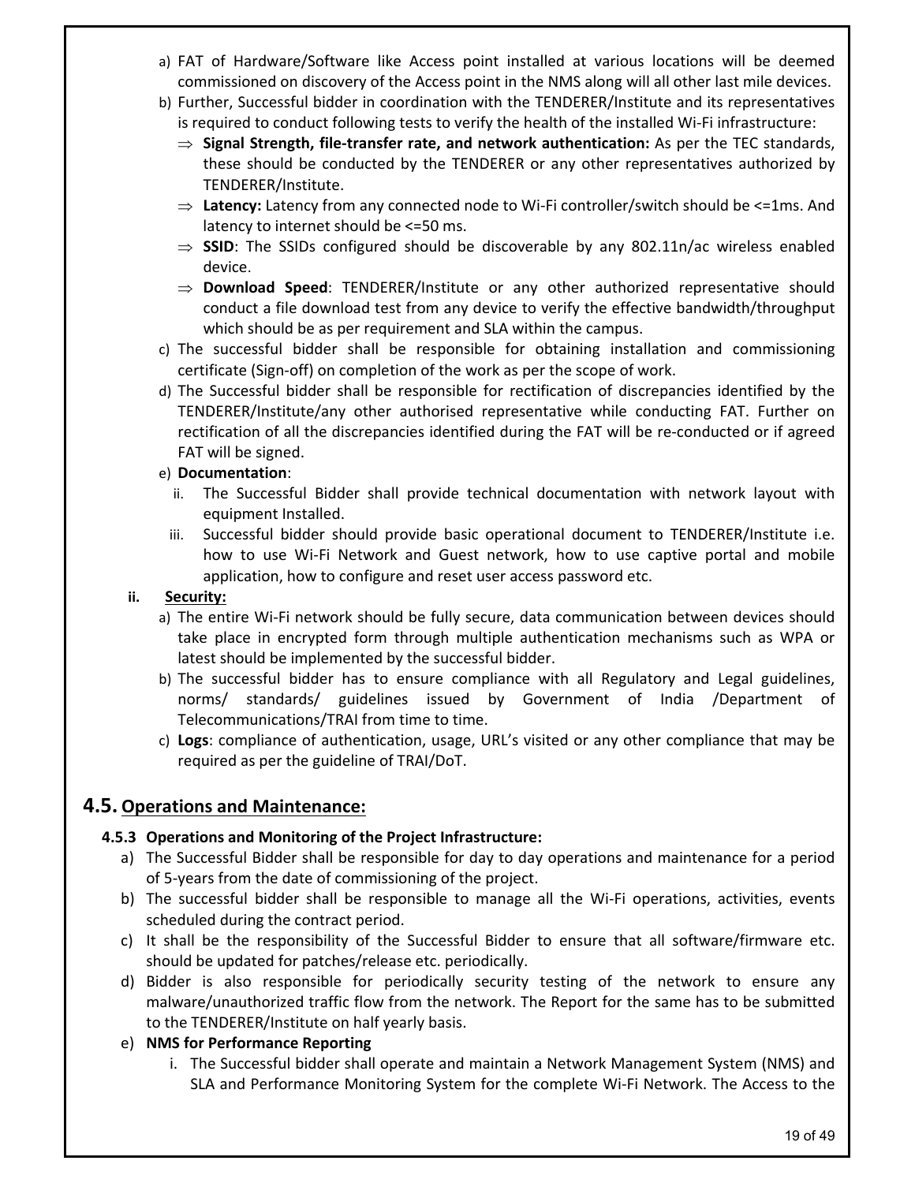a) FAT of Hardware/Software like Access point installed at various locations will be deemed commissioned on discovery of the Access point in the NMS along will all other last mile devices.
b) Further, Successful bidder in coordination with the TENDERER/Institute and its representatives is required to conduct following tests to verify the health of the installed Wi-Fi infrastructure:
   - ⇒ **Signal Strength, file-transfer rate, and network authentication:** As per the TEC standards, these should be conducted by the TENDERER or any other representatives authorized by TENDERER/Institute.
   - ⇒ **Latency:** Latency from any connected node to Wi-Fi controller/switch should be <=1ms. And latency to internet should be <=50 ms.
   - ⇒ **SSID**: The SSIDs configured should be discoverable by any 802.11n/ac wireless enabled device.
   - ⇒ **Download Speed**: TENDERER/Institute or any other authorized representative should conduct a file download test from any device to verify the effective bandwidth/throughput which should be as per requirement and SLA within the campus.
c) The successful bidder shall be responsible for obtaining installation and commissioning certificate (Sign-off) on completion of the work as per the scope of work.
d) The Successful bidder shall be responsible for rectification of discrepancies identified by the TENDERER/Institute/any other authorised representative while conducting FAT. Further on rectification of all the discrepancies identified during the FAT will be re-conducted or if agreed FAT will be signed.
e) **Documentation**:
   - ii. The Successful Bidder shall provide technical documentation with network layout with equipment Installed.
   - iii. Successful bidder should provide basic operational document to TENDERER/Institute i.e. how to use Wi-Fi Network and Guest network, how to use captive portal and mobile application, how to configure and reset user access password etc.

**ii. Security:**

a) The entire Wi-Fi network should be fully secure, data communication between devices should take place in encrypted form through multiple authentication mechanisms such as WPA or latest should be implemented by the successful bidder.
b) The successful bidder has to ensure compliance with all Regulatory and Legal guidelines, norms/ standards/ guidelines issued by Government of India /Department of Telecommunications/TRAI from time to time.
c) **Logs**: compliance of authentication, usage, URL's visited or any other compliance that may be required as per the guideline of TRAI/DoT.

## 4.5. Operations and Maintenance:

### 4.5.3 Operations and Monitoring of the Project Infrastructure:

a) The Successful Bidder shall be responsible for day to day operations and maintenance for a period of 5-years from the date of commissioning of the project.
b) The successful bidder shall be responsible to manage all the Wi-Fi operations, activities, events scheduled during the contract period.
c) It shall be the responsibility of the Successful Bidder to ensure that all software/firmware etc. should be updated for patches/release etc. periodically.
d) Bidder is also responsible for periodically security testing of the network to ensure any malware/unauthorized traffic flow from the network. The Report for the same has to be submitted to the TENDERER/Institute on half yearly basis.
e) **NMS for Performance Reporting**
   - i. The Successful bidder shall operate and maintain a Network Management System (NMS) and SLA and Performance Monitoring System for the complete Wi-Fi Network. The Access to the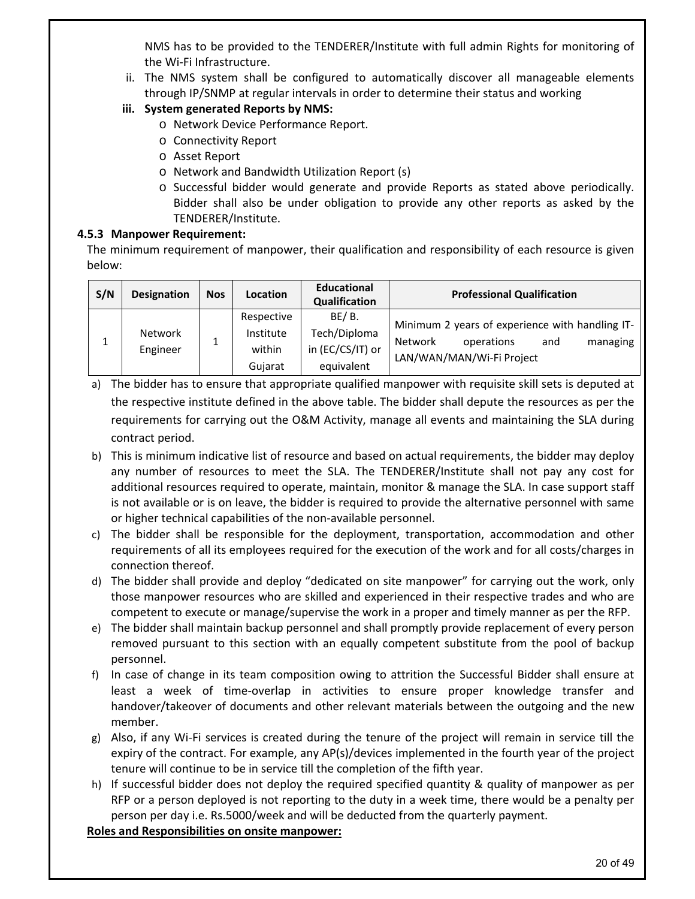NMS has to be provided to the TENDERER/Institute with full admin Rights for monitoring of the Wi-Fi Infrastructure.

ii. The NMS system shall be configured to automatically discover all manageable elements through IP/SNMP at regular intervals in order to determine their status and working

**iii. System generated Reports by NMS:**

- Network Device Performance Report.
- Connectivity Report
- Asset Report
- Network and Bandwidth Utilization Report (s)
- Successful bidder would generate and provide Reports as stated above periodically. Bidder shall also be under obligation to provide any other reports as asked by the TENDERER/Institute.

### 4.5.3 Manpower Requirement:

The minimum requirement of manpower, their qualification and responsibility of each resource is given below:

| S/N | Designation | Nos | Location | Educational Qualification | Professional Qualification |
|---|---|---|---|---|---|
| 1 | Network Engineer | 1 | Respective Institute within Gujarat | BE/ B. Tech/Diploma in (EC/CS/IT) or equivalent | Minimum 2 years of experience with handling IT-Network operations and managing LAN/WAN/MAN/Wi-Fi Project |

a) The bidder has to ensure that appropriate qualified manpower with requisite skill sets is deputed at the respective institute defined in the above table. The bidder shall depute the resources as per the requirements for carrying out the O&M Activity, manage all events and maintaining the SLA during contract period.

b) This is minimum indicative list of resource and based on actual requirements, the bidder may deploy any number of resources to meet the SLA. The TENDERER/Institute shall not pay any cost for additional resources required to operate, maintain, monitor & manage the SLA. In case support staff is not available or is on leave, the bidder is required to provide the alternative personnel with same or higher technical capabilities of the non-available personnel.

c) The bidder shall be responsible for the deployment, transportation, accommodation and other requirements of all its employees required for the execution of the work and for all costs/charges in connection thereof.

d) The bidder shall provide and deploy "dedicated on site manpower" for carrying out the work, only those manpower resources who are skilled and experienced in their respective trades and who are competent to execute or manage/supervise the work in a proper and timely manner as per the RFP.

e) The bidder shall maintain backup personnel and shall promptly provide replacement of every person removed pursuant to this section with an equally competent substitute from the pool of backup personnel.

f) In case of change in its team composition owing to attrition the Successful Bidder shall ensure at least a week of time-overlap in activities to ensure proper knowledge transfer and handover/takeover of documents and other relevant materials between the outgoing and the new member.

g) Also, if any Wi-Fi services is created during the tenure of the project will remain in service till the expiry of the contract. For example, any AP(s)/devices implemented in the fourth year of the project tenure will continue to be in service till the completion of the fifth year.

h) If successful bidder does not deploy the required specified quantity & quality of manpower as per RFP or a person deployed is not reporting to the duty in a week time, there would be a penalty per person per day i.e. Rs.5000/week and will be deducted from the quarterly payment.

**<u>Roles and Responsibilities on onsite manpower:</u>**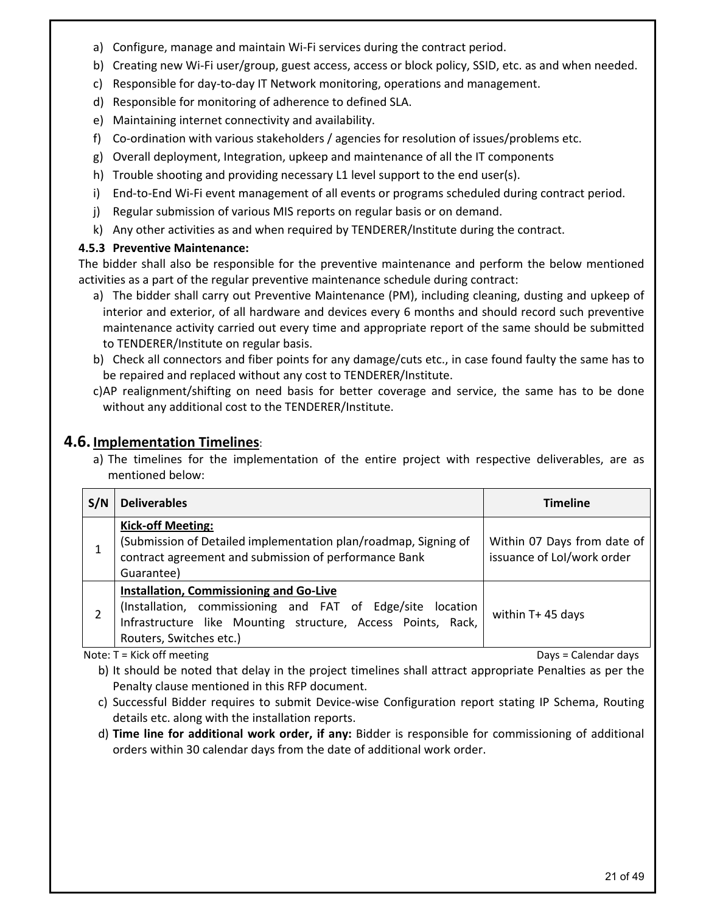a) Configure, manage and maintain Wi-Fi services during the contract period.
b) Creating new Wi-Fi user/group, guest access, access or block policy, SSID, etc. as and when needed.
c) Responsible for day-to-day IT Network monitoring, operations and management.
d) Responsible for monitoring of adherence to defined SLA.
e) Maintaining internet connectivity and availability.
f) Co-ordination with various stakeholders / agencies for resolution of issues/problems etc.
g) Overall deployment, Integration, upkeep and maintenance of all the IT components
h) Trouble shooting and providing necessary L1 level support to the end user(s).
i) End-to-End Wi-Fi event management of all events or programs scheduled during contract period.
j) Regular submission of various MIS reports on regular basis or on demand.
k) Any other activities as and when required by TENDERER/Institute during the contract.

#### 4.5.3 Preventive Maintenance:

The bidder shall also be responsible for the preventive maintenance and perform the below mentioned activities as a part of the regular preventive maintenance schedule during contract:

a) The bidder shall carry out Preventive Maintenance (PM), including cleaning, dusting and upkeep of interior and exterior, of all hardware and devices every 6 months and should record such preventive maintenance activity carried out every time and appropriate report of the same should be submitted to TENDERER/Institute on regular basis.
b) Check all connectors and fiber points for any damage/cuts etc., in case found faulty the same has to be repaired and replaced without any cost to TENDERER/Institute.
c) AP realignment/shifting on need basis for better coverage and service, the same has to be done without any additional cost to the TENDERER/Institute.

## 4.6. Implementation Timelines:

a) The timelines for the implementation of the entire project with respective deliverables, are as mentioned below:

| S/N | Deliverables | Timeline |
|---|---|---|
| 1 | **Kick-off Meeting:**<br>(Submission of Detailed implementation plan/roadmap, Signing of contract agreement and submission of performance Bank Guarantee) | Within 07 Days from date of issuance of LoI/work order |
| 2 | **Installation, Commissioning and Go-Live**<br>(Installation, commissioning and FAT of Edge/site location Infrastructure like Mounting structure, Access Points, Rack, Routers, Switches etc.) | within T+ 45 days |

Note: T = Kick off meeting Days = Calendar days

b) It should be noted that delay in the project timelines shall attract appropriate Penalties as per the Penalty clause mentioned in this RFP document.
c) Successful Bidder requires to submit Device-wise Configuration report stating IP Schema, Routing details etc. along with the installation reports.
d) **Time line for additional work order, if any:** Bidder is responsible for commissioning of additional orders within 30 calendar days from the date of additional work order.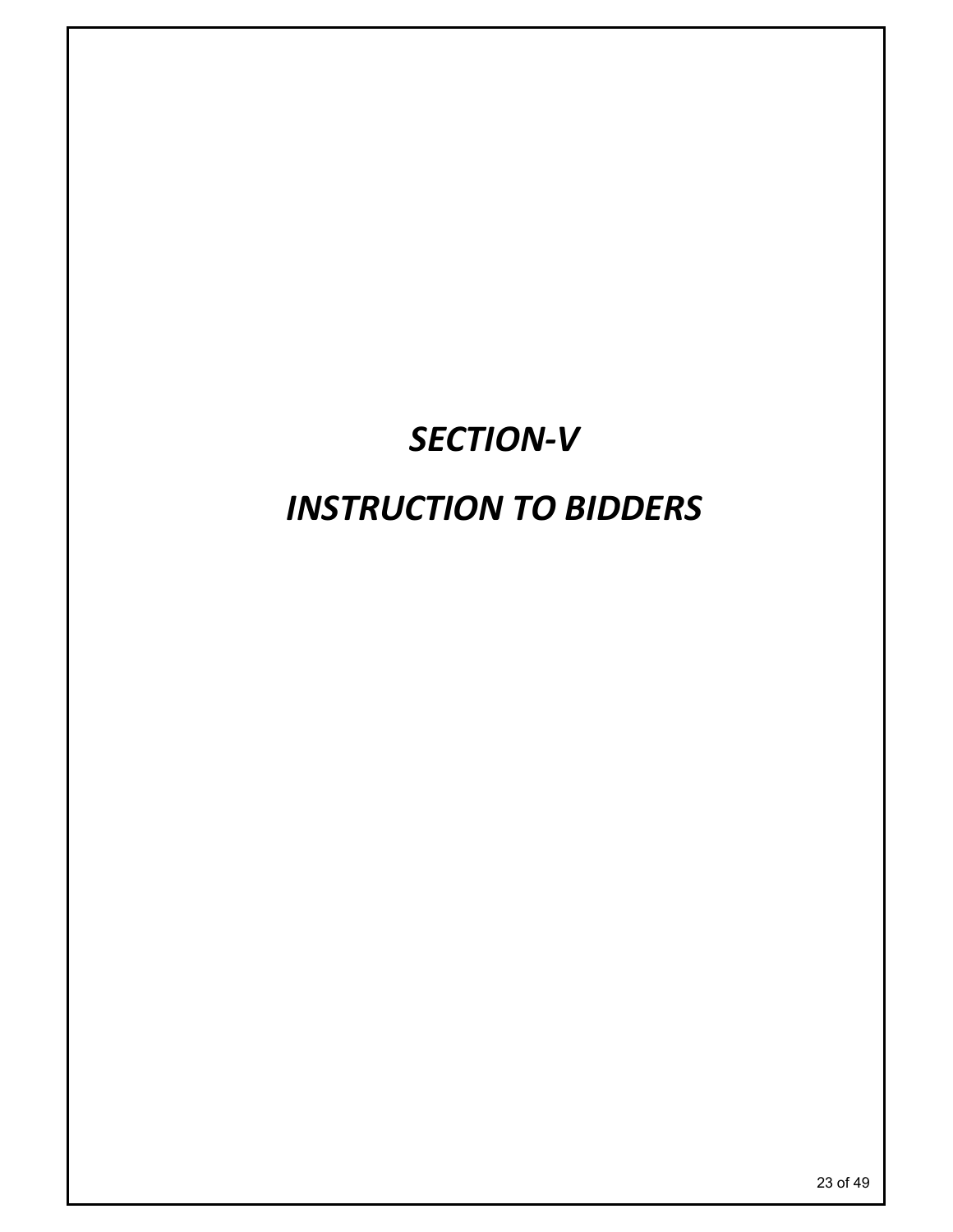# *SECTION-V*

# *INSTRUCTION TO BIDDERS*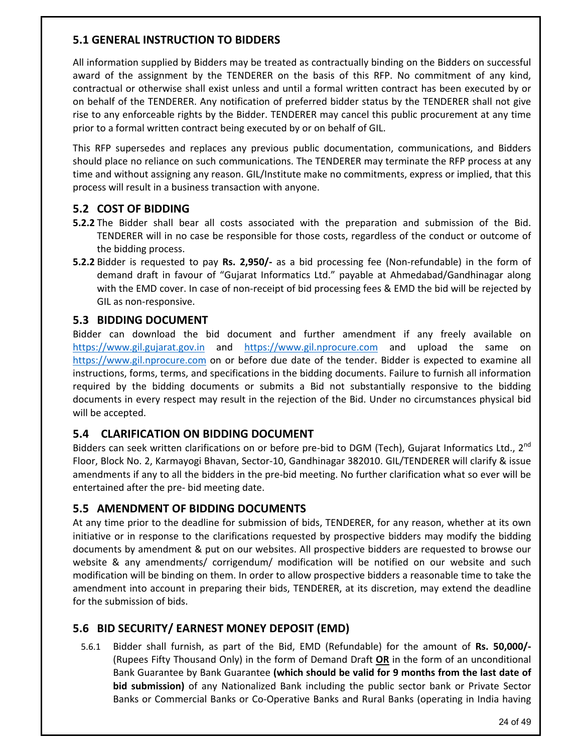## 5.1 GENERAL INSTRUCTION TO BIDDERS

All information supplied by Bidders may be treated as contractually binding on the Bidders on successful award of the assignment by the TENDERER on the basis of this RFP. No commitment of any kind, contractual or otherwise shall exist unless and until a formal written contract has been executed by or on behalf of the TENDERER. Any notification of preferred bidder status by the TENDERER shall not give rise to any enforceable rights by the Bidder. TENDERER may cancel this public procurement at any time prior to a formal written contract being executed by or on behalf of GIL.

This RFP supersedes and replaces any previous public documentation, communications, and Bidders should place no reliance on such communications. The TENDERER may terminate the RFP process at any time and without assigning any reason. GIL/Institute make no commitments, express or implied, that this process will result in a business transaction with anyone.

## 5.2 COST OF BIDDING

**5.2.2** The Bidder shall bear all costs associated with the preparation and submission of the Bid. TENDERER will in no case be responsible for those costs, regardless of the conduct or outcome of the bidding process.

**5.2.2** Bidder is requested to pay **Rs. 2,950/-** as a bid processing fee (Non-refundable) in the form of demand draft in favour of "Gujarat Informatics Ltd." payable at Ahmedabad/Gandhinagar along with the EMD cover. In case of non-receipt of bid processing fees & EMD the bid will be rejected by GIL as non-responsive.

## 5.3 BIDDING DOCUMENT

Bidder can download the bid document and further amendment if any freely available on https://www.gil.gujarat.gov.in and https://www.gil.nprocure.com and upload the same on https://www.gil.nprocure.com on or before due date of the tender. Bidder is expected to examine all instructions, forms, terms, and specifications in the bidding documents. Failure to furnish all information required by the bidding documents or submits a Bid not substantially responsive to the bidding documents in every respect may result in the rejection of the Bid. Under no circumstances physical bid will be accepted.

## 5.4 CLARIFICATION ON BIDDING DOCUMENT

Bidders can seek written clarifications on or before pre-bid to DGM (Tech), Gujarat Informatics Ltd., 2nd Floor, Block No. 2, Karmayogi Bhavan, Sector-10, Gandhinagar 382010. GIL/TENDERER will clarify & issue amendments if any to all the bidders in the pre-bid meeting. No further clarification what so ever will be entertained after the pre- bid meeting date.

## 5.5 AMENDMENT OF BIDDING DOCUMENTS

At any time prior to the deadline for submission of bids, TENDERER, for any reason, whether at its own initiative or in response to the clarifications requested by prospective bidders may modify the bidding documents by amendment & put on our websites. All prospective bidders are requested to browse our website & any amendments/ corrigendum/ modification will be notified on our website and such modification will be binding on them. In order to allow prospective bidders a reasonable time to take the amendment into account in preparing their bids, TENDERER, at its discretion, may extend the deadline for the submission of bids.

## 5.6 BID SECURITY/ EARNEST MONEY DEPOSIT (EMD)

5.6.1 Bidder shall furnish, as part of the Bid, EMD (Refundable) for the amount of **Rs. 50,000/-** (Rupees Fifty Thousand Only) in the form of Demand Draft **OR** in the form of an unconditional Bank Guarantee by Bank Guarantee **(which should be valid for 9 months from the last date of bid submission)** of any Nationalized Bank including the public sector bank or Private Sector Banks or Commercial Banks or Co-Operative Banks and Rural Banks (operating in India having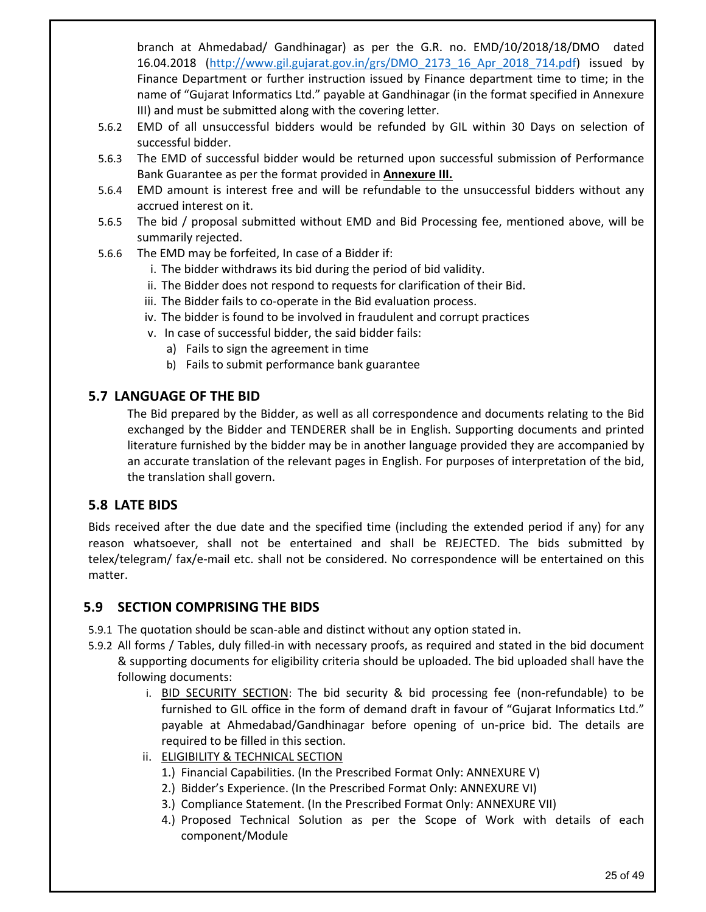branch at Ahmedabad/ Gandhinagar) as per the G.R. no. EMD/10/2018/18/DMO dated 16.04.2018 (http://www.gil.gujarat.gov.in/grs/DMO_2173_16_Apr_2018_714.pdf) issued by Finance Department or further instruction issued by Finance department time to time; in the name of "Gujarat Informatics Ltd." payable at Gandhinagar (in the format specified in Annexure III) and must be submitted along with the covering letter.

5.6.2 EMD of all unsuccessful bidders would be refunded by GIL within 30 Days on selection of successful bidder.

5.6.3 The EMD of successful bidder would be returned upon successful submission of Performance Bank Guarantee as per the format provided in **Annexure III.**

5.6.4 EMD amount is interest free and will be refundable to the unsuccessful bidders without any accrued interest on it.

5.6.5 The bid / proposal submitted without EMD and Bid Processing fee, mentioned above, will be summarily rejected.

5.6.6 The EMD may be forfeited, In case of a Bidder if:

i. The bidder withdraws its bid during the period of bid validity.
ii. The Bidder does not respond to requests for clarification of their Bid.
iii. The Bidder fails to co-operate in the Bid evaluation process.
iv. The bidder is found to be involved in fraudulent and corrupt practices
v. In case of successful bidder, the said bidder fails:
   a) Fails to sign the agreement in time
   b) Fails to submit performance bank guarantee

## 5.7 LANGUAGE OF THE BID

The Bid prepared by the Bidder, as well as all correspondence and documents relating to the Bid exchanged by the Bidder and TENDERER shall be in English. Supporting documents and printed literature furnished by the bidder may be in another language provided they are accompanied by an accurate translation of the relevant pages in English. For purposes of interpretation of the bid, the translation shall govern.

## 5.8 LATE BIDS

Bids received after the due date and the specified time (including the extended period if any) for any reason whatsoever, shall not be entertained and shall be REJECTED. The bids submitted by telex/telegram/ fax/e-mail etc. shall not be considered. No correspondence will be entertained on this matter.

## 5.9 SECTION COMPRISING THE BIDS

5.9.1 The quotation should be scan-able and distinct without any option stated in.

5.9.2 All forms / Tables, duly filled-in with necessary proofs, as required and stated in the bid document & supporting documents for eligibility criteria should be uploaded. The bid uploaded shall have the following documents:

i. BID SECURITY SECTION: The bid security & bid processing fee (non-refundable) to be furnished to GIL office in the form of demand draft in favour of "Gujarat Informatics Ltd." payable at Ahmedabad/Gandhinagar before opening of un-price bid. The details are required to be filled in this section.
ii. ELIGIBILITY & TECHNICAL SECTION
   1.) Financial Capabilities. (In the Prescribed Format Only: ANNEXURE V)
   2.) Bidder's Experience. (In the Prescribed Format Only: ANNEXURE VI)
   3.) Compliance Statement. (In the Prescribed Format Only: ANNEXURE VII)
   4.) Proposed Technical Solution as per the Scope of Work with details of each component/Module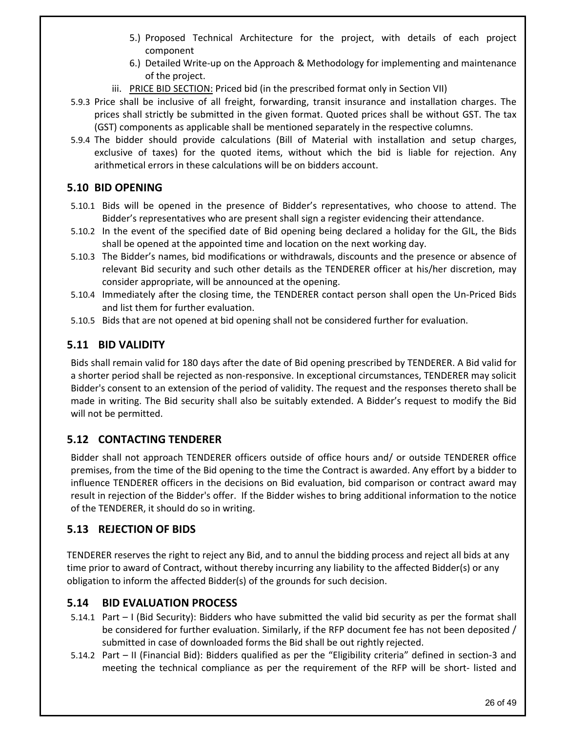5.) Proposed Technical Architecture for the project, with details of each project component

6.) Detailed Write-up on the Approach & Methodology for implementing and maintenance of the project.

iii. PRICE BID SECTION: Priced bid (in the prescribed format only in Section VII)

5.9.3 Price shall be inclusive of all freight, forwarding, transit insurance and installation charges. The prices shall strictly be submitted in the given format. Quoted prices shall be without GST. The tax (GST) components as applicable shall be mentioned separately in the respective columns.

5.9.4 The bidder should provide calculations (Bill of Material with installation and setup charges, exclusive of taxes) for the quoted items, without which the bid is liable for rejection. Any arithmetical errors in these calculations will be on bidders account.

## 5.10 BID OPENING

5.10.1 Bids will be opened in the presence of Bidder's representatives, who choose to attend. The Bidder's representatives who are present shall sign a register evidencing their attendance.

5.10.2 In the event of the specified date of Bid opening being declared a holiday for the GIL, the Bids shall be opened at the appointed time and location on the next working day.

5.10.3 The Bidder's names, bid modifications or withdrawals, discounts and the presence or absence of relevant Bid security and such other details as the TENDERER officer at his/her discretion, may consider appropriate, will be announced at the opening.

5.10.4 Immediately after the closing time, the TENDERER contact person shall open the Un-Priced Bids and list them for further evaluation.

5.10.5 Bids that are not opened at bid opening shall not be considered further for evaluation.

## 5.11 BID VALIDITY

Bids shall remain valid for 180 days after the date of Bid opening prescribed by TENDERER. A Bid valid for a shorter period shall be rejected as non-responsive. In exceptional circumstances, TENDERER may solicit Bidder's consent to an extension of the period of validity. The request and the responses thereto shall be made in writing. The Bid security shall also be suitably extended. A Bidder's request to modify the Bid will not be permitted.

## 5.12 CONTACTING TENDERER

Bidder shall not approach TENDERER officers outside of office hours and/ or outside TENDERER office premises, from the time of the Bid opening to the time the Contract is awarded. Any effort by a bidder to influence TENDERER officers in the decisions on Bid evaluation, bid comparison or contract award may result in rejection of the Bidder's offer. If the Bidder wishes to bring additional information to the notice of the TENDERER, it should do so in writing.

## 5.13 REJECTION OF BIDS

TENDERER reserves the right to reject any Bid, and to annul the bidding process and reject all bids at any time prior to award of Contract, without thereby incurring any liability to the affected Bidder(s) or any obligation to inform the affected Bidder(s) of the grounds for such decision.

## 5.14 BID EVALUATION PROCESS

5.14.1 Part – I (Bid Security): Bidders who have submitted the valid bid security as per the format shall be considered for further evaluation. Similarly, if the RFP document fee has not been deposited / submitted in case of downloaded forms the Bid shall be out rightly rejected.

5.14.2 Part – II (Financial Bid): Bidders qualified as per the "Eligibility criteria" defined in section-3 and meeting the technical compliance as per the requirement of the RFP will be short- listed and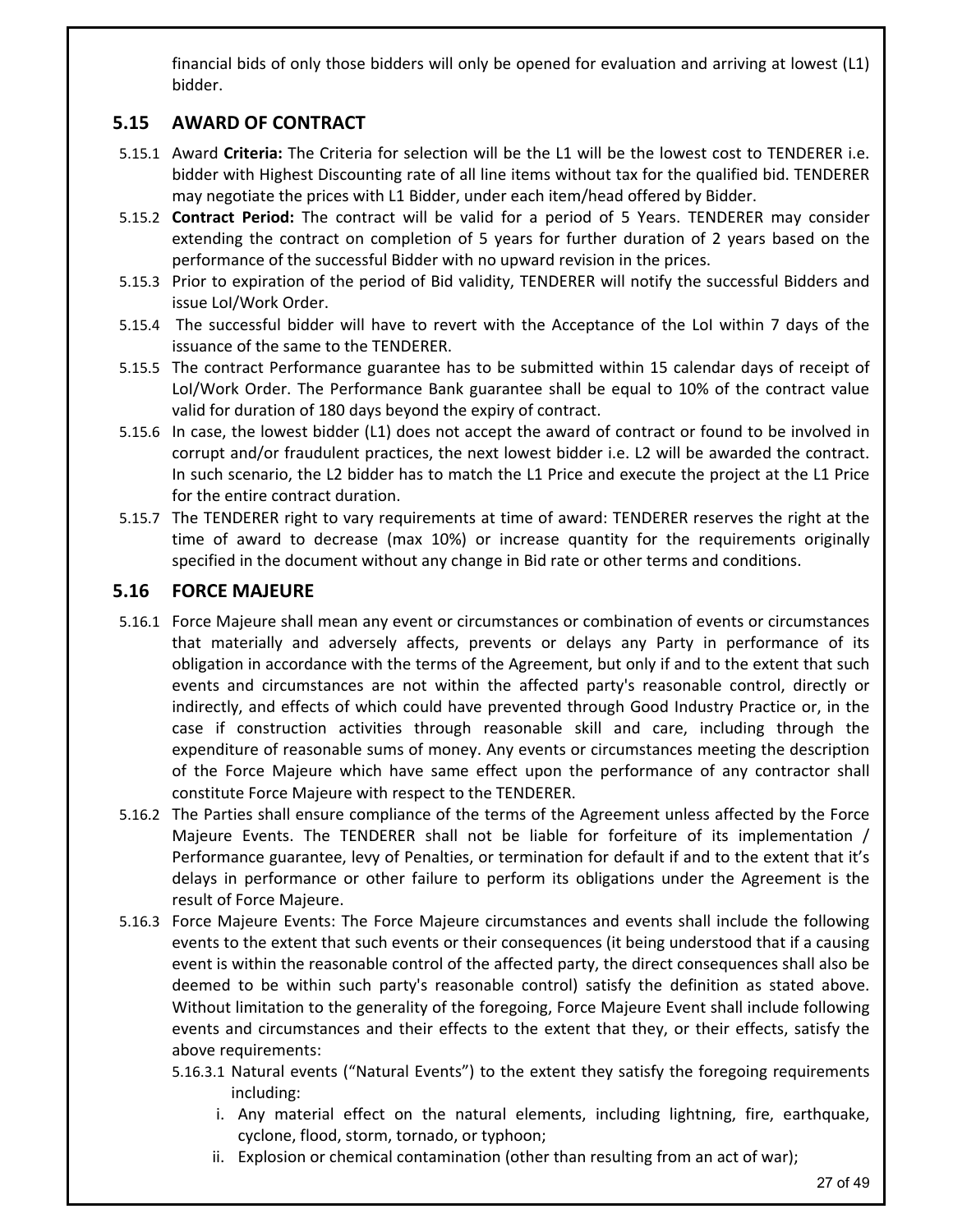financial bids of only those bidders will only be opened for evaluation and arriving at lowest (L1) bidder.

## 5.15 AWARD OF CONTRACT

5.15.1 Award **Criteria:** The Criteria for selection will be the L1 will be the lowest cost to TENDERER i.e. bidder with Highest Discounting rate of all line items without tax for the qualified bid. TENDERER may negotiate the prices with L1 Bidder, under each item/head offered by Bidder.

5.15.2 **Contract Period:** The contract will be valid for a period of 5 Years. TENDERER may consider extending the contract on completion of 5 years for further duration of 2 years based on the performance of the successful Bidder with no upward revision in the prices.

5.15.3 Prior to expiration of the period of Bid validity, TENDERER will notify the successful Bidders and issue LoI/Work Order.

5.15.4 The successful bidder will have to revert with the Acceptance of the LoI within 7 days of the issuance of the same to the TENDERER.

5.15.5 The contract Performance guarantee has to be submitted within 15 calendar days of receipt of LoI/Work Order. The Performance Bank guarantee shall be equal to 10% of the contract value valid for duration of 180 days beyond the expiry of contract.

5.15.6 In case, the lowest bidder (L1) does not accept the award of contract or found to be involved in corrupt and/or fraudulent practices, the next lowest bidder i.e. L2 will be awarded the contract. In such scenario, the L2 bidder has to match the L1 Price and execute the project at the L1 Price for the entire contract duration.

5.15.7 The TENDERER right to vary requirements at time of award: TENDERER reserves the right at the time of award to decrease (max 10%) or increase quantity for the requirements originally specified in the document without any change in Bid rate or other terms and conditions.

## 5.16 FORCE MAJEURE

5.16.1 Force Majeure shall mean any event or circumstances or combination of events or circumstances that materially and adversely affects, prevents or delays any Party in performance of its obligation in accordance with the terms of the Agreement, but only if and to the extent that such events and circumstances are not within the affected party's reasonable control, directly or indirectly, and effects of which could have prevented through Good Industry Practice or, in the case if construction activities through reasonable skill and care, including through the expenditure of reasonable sums of money. Any events or circumstances meeting the description of the Force Majeure which have same effect upon the performance of any contractor shall constitute Force Majeure with respect to the TENDERER.

5.16.2 The Parties shall ensure compliance of the terms of the Agreement unless affected by the Force Majeure Events. The TENDERER shall not be liable for forfeiture of its implementation / Performance guarantee, levy of Penalties, or termination for default if and to the extent that it's delays in performance or other failure to perform its obligations under the Agreement is the result of Force Majeure.

5.16.3 Force Majeure Events: The Force Majeure circumstances and events shall include the following events to the extent that such events or their consequences (it being understood that if a causing event is within the reasonable control of the affected party, the direct consequences shall also be deemed to be within such party's reasonable control) satisfy the definition as stated above. Without limitation to the generality of the foregoing, Force Majeure Event shall include following events and circumstances and their effects to the extent that they, or their effects, satisfy the above requirements:

5.16.3.1 Natural events ("Natural Events") to the extent they satisfy the foregoing requirements including:

i. Any material effect on the natural elements, including lightning, fire, earthquake, cyclone, flood, storm, tornado, or typhoon;

ii. Explosion or chemical contamination (other than resulting from an act of war);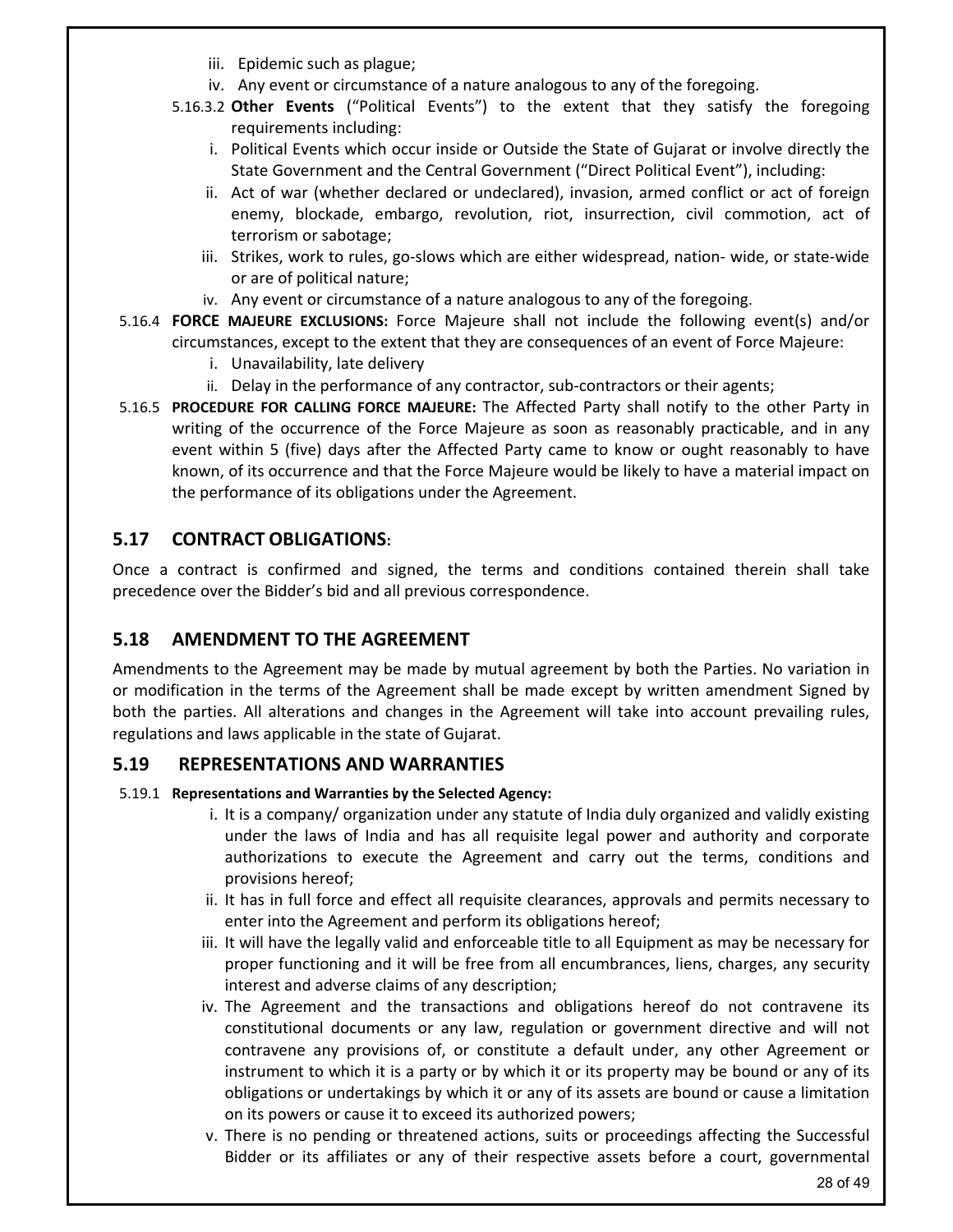iii. Epidemic such as plague;

iv. Any event or circumstance of a nature analogous to any of the foregoing.

5.16.3.2 **Other Events** ("Political Events") to the extent that they satisfy the foregoing requirements including:

i. Political Events which occur inside or Outside the State of Gujarat or involve directly the State Government and the Central Government ("Direct Political Event"), including:

ii. Act of war (whether declared or undeclared), invasion, armed conflict or act of foreign enemy, blockade, embargo, revolution, riot, insurrection, civil commotion, act of terrorism or sabotage;

iii. Strikes, work to rules, go-slows which are either widespread, nation- wide, or state-wide or are of political nature;

iv. Any event or circumstance of a nature analogous to any of the foregoing.

5.16.4 **FORCE MAJEURE EXCLUSIONS:** Force Majeure shall not include the following event(s) and/or circumstances, except to the extent that they are consequences of an event of Force Majeure:

i. Unavailability, late delivery

ii. Delay in the performance of any contractor, sub-contractors or their agents;

5.16.5 **PROCEDURE FOR CALLING FORCE MAJEURE:** The Affected Party shall notify to the other Party in writing of the occurrence of the Force Majeure as soon as reasonably practicable, and in any event within 5 (five) days after the Affected Party came to know or ought reasonably to have known, of its occurrence and that the Force Majeure would be likely to have a material impact on the performance of its obligations under the Agreement.

## 5.17 CONTRACT OBLIGATIONS:

Once a contract is confirmed and signed, the terms and conditions contained therein shall take precedence over the Bidder's bid and all previous correspondence.

## 5.18 AMENDMENT TO THE AGREEMENT

Amendments to the Agreement may be made by mutual agreement by both the Parties. No variation in or modification in the terms of the Agreement shall be made except by written amendment Signed by both the parties. All alterations and changes in the Agreement will take into account prevailing rules, regulations and laws applicable in the state of Gujarat.

## 5.19 REPRESENTATIONS AND WARRANTIES

5.19.1 **Representations and Warranties by the Selected Agency:**

i. It is a company/ organization under any statute of India duly organized and validly existing under the laws of India and has all requisite legal power and authority and corporate authorizations to execute the Agreement and carry out the terms, conditions and provisions hereof;

ii. It has in full force and effect all requisite clearances, approvals and permits necessary to enter into the Agreement and perform its obligations hereof;

iii. It will have the legally valid and enforceable title to all Equipment as may be necessary for proper functioning and it will be free from all encumbrances, liens, charges, any security interest and adverse claims of any description;

iv. The Agreement and the transactions and obligations hereof do not contravene its constitutional documents or any law, regulation or government directive and will not contravene any provisions of, or constitute a default under, any other Agreement or instrument to which it is a party or by which it or its property may be bound or any of its obligations or undertakings by which it or any of its assets are bound or cause a limitation on its powers or cause it to exceed its authorized powers;

v. There is no pending or threatened actions, suits or proceedings affecting the Successful Bidder or its affiliates or any of their respective assets before a court, governmental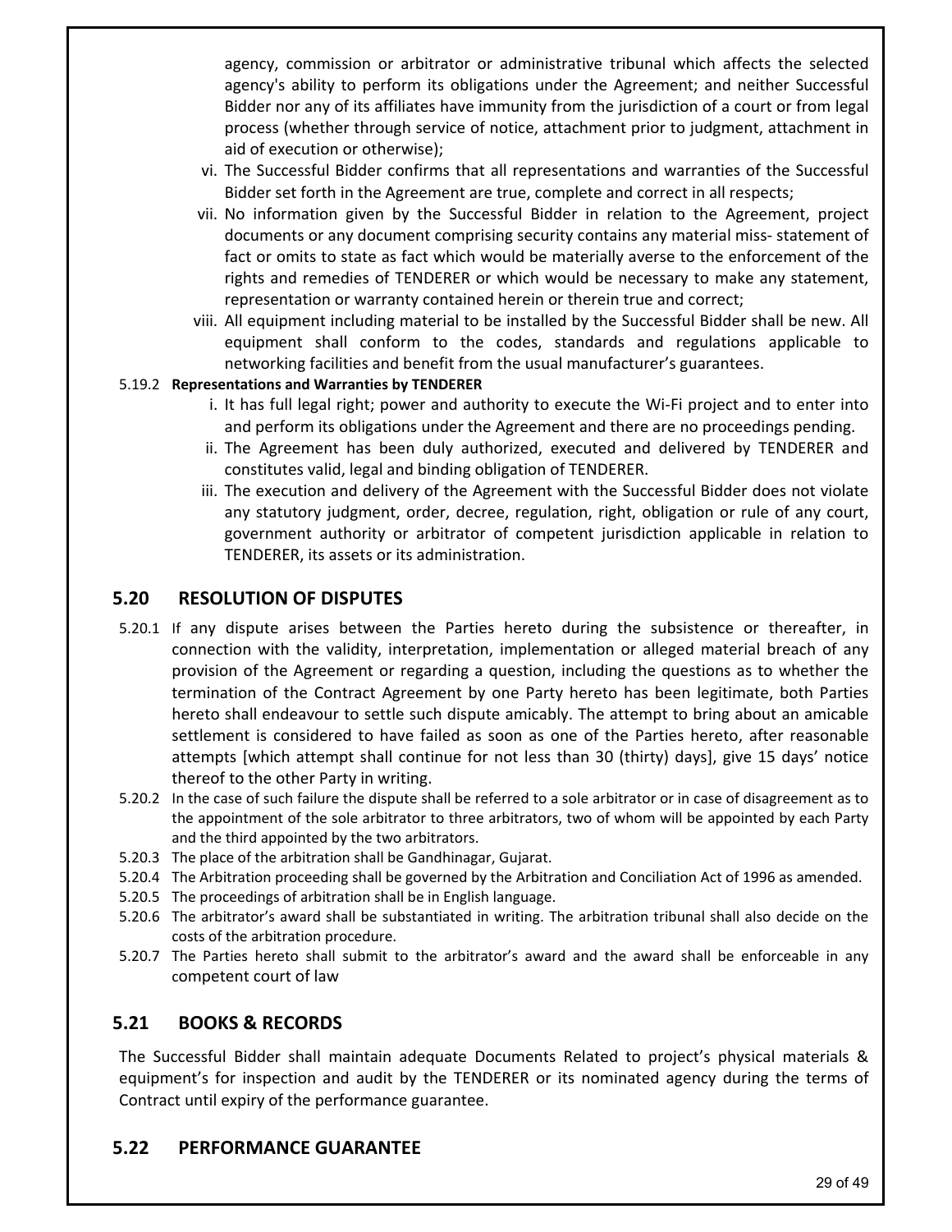agency, commission or arbitrator or administrative tribunal which affects the selected agency's ability to perform its obligations under the Agreement; and neither Successful Bidder nor any of its affiliates have immunity from the jurisdiction of a court or from legal process (whether through service of notice, attachment prior to judgment, attachment in aid of execution or otherwise);

vi. The Successful Bidder confirms that all representations and warranties of the Successful Bidder set forth in the Agreement are true, complete and correct in all respects;

vii. No information given by the Successful Bidder in relation to the Agreement, project documents or any document comprising security contains any material miss- statement of fact or omits to state as fact which would be materially averse to the enforcement of the rights and remedies of TENDERER or which would be necessary to make any statement, representation or warranty contained herein or therein true and correct;

viii. All equipment including material to be installed by the Successful Bidder shall be new. All equipment shall conform to the codes, standards and regulations applicable to networking facilities and benefit from the usual manufacturer's guarantees.

5.19.2 **Representations and Warranties by TENDERER**

i. It has full legal right; power and authority to execute the Wi-Fi project and to enter into and perform its obligations under the Agreement and there are no proceedings pending.

ii. The Agreement has been duly authorized, executed and delivered by TENDERER and constitutes valid, legal and binding obligation of TENDERER.

iii. The execution and delivery of the Agreement with the Successful Bidder does not violate any statutory judgment, order, decree, regulation, right, obligation or rule of any court, government authority or arbitrator of competent jurisdiction applicable in relation to TENDERER, its assets or its administration.

## 5.20 RESOLUTION OF DISPUTES

5.20.1 If any dispute arises between the Parties hereto during the subsistence or thereafter, in connection with the validity, interpretation, implementation or alleged material breach of any provision of the Agreement or regarding a question, including the questions as to whether the termination of the Contract Agreement by one Party hereto has been legitimate, both Parties hereto shall endeavour to settle such dispute amicably. The attempt to bring about an amicable settlement is considered to have failed as soon as one of the Parties hereto, after reasonable attempts [which attempt shall continue for not less than 30 (thirty) days], give 15 days' notice thereof to the other Party in writing.

5.20.2 In the case of such failure the dispute shall be referred to a sole arbitrator or in case of disagreement as to the appointment of the sole arbitrator to three arbitrators, two of whom will be appointed by each Party and the third appointed by the two arbitrators.

5.20.3 The place of the arbitration shall be Gandhinagar, Gujarat.

5.20.4 The Arbitration proceeding shall be governed by the Arbitration and Conciliation Act of 1996 as amended.

5.20.5 The proceedings of arbitration shall be in English language.

5.20.6 The arbitrator's award shall be substantiated in writing. The arbitration tribunal shall also decide on the costs of the arbitration procedure.

5.20.7 The Parties hereto shall submit to the arbitrator's award and the award shall be enforceable in any competent court of law

## 5.21 BOOKS & RECORDS

The Successful Bidder shall maintain adequate Documents Related to project's physical materials & equipment's for inspection and audit by the TENDERER or its nominated agency during the terms of Contract until expiry of the performance guarantee.

## 5.22 PERFORMANCE GUARANTEE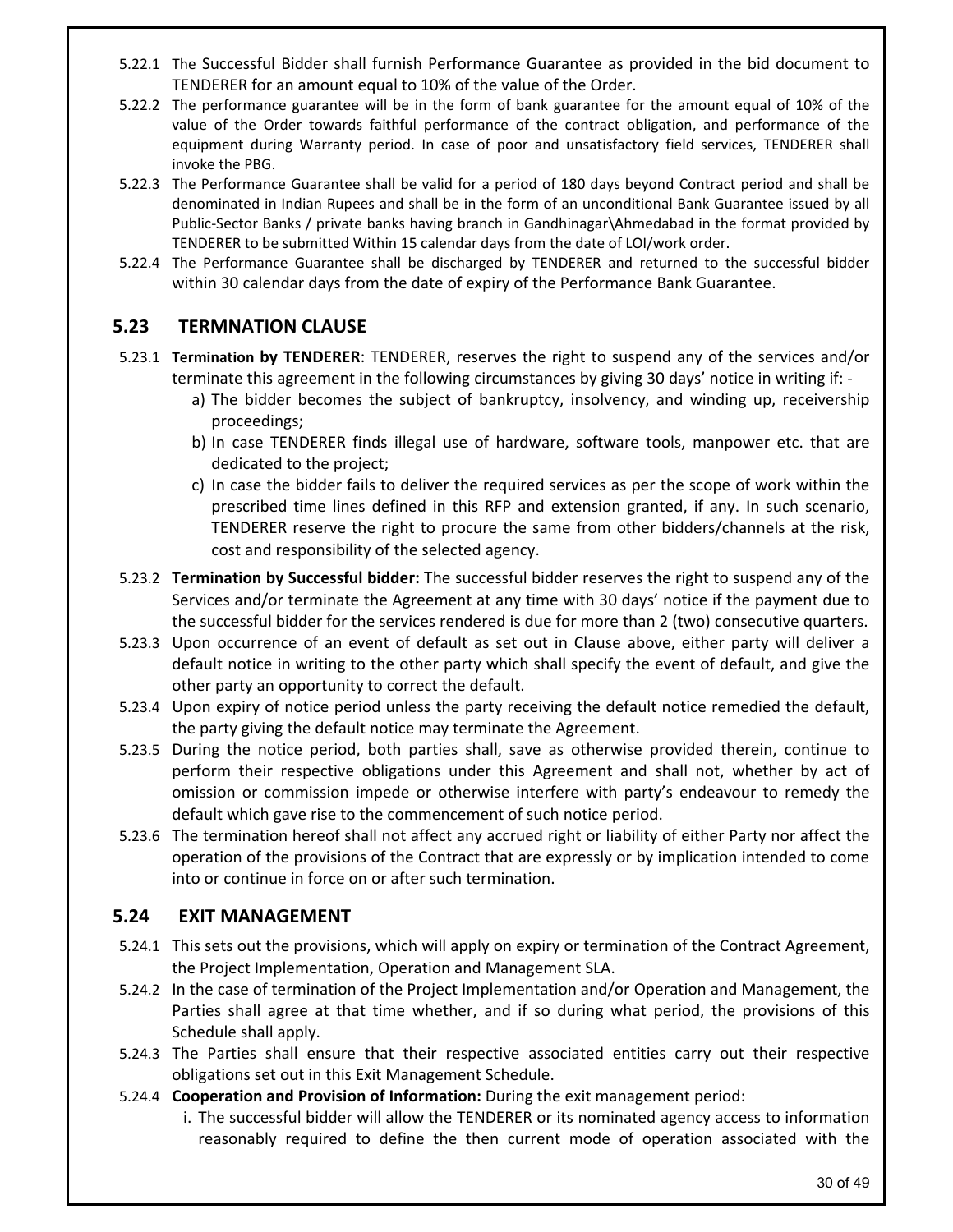5.22.1 The Successful Bidder shall furnish Performance Guarantee as provided in the bid document to TENDERER for an amount equal to 10% of the value of the Order.

5.22.2 The performance guarantee will be in the form of bank guarantee for the amount equal of 10% of the value of the Order towards faithful performance of the contract obligation, and performance of the equipment during Warranty period. In case of poor and unsatisfactory field services, TENDERER shall invoke the PBG.

5.22.3 The Performance Guarantee shall be valid for a period of 180 days beyond Contract period and shall be denominated in Indian Rupees and shall be in the form of an unconditional Bank Guarantee issued by all Public-Sector Banks / private banks having branch in Gandhinagar\Ahmedabad in the format provided by TENDERER to be submitted Within 15 calendar days from the date of LOI/work order.

5.22.4 The Performance Guarantee shall be discharged by TENDERER and returned to the successful bidder within 30 calendar days from the date of expiry of the Performance Bank Guarantee.

## 5.23 TERMNATION CLAUSE

5.23.1 **Termination by TENDERER**: TENDERER, reserves the right to suspend any of the services and/or terminate this agreement in the following circumstances by giving 30 days' notice in writing if: -

a) The bidder becomes the subject of bankruptcy, insolvency, and winding up, receivership proceedings;
b) In case TENDERER finds illegal use of hardware, software tools, manpower etc. that are dedicated to the project;
c) In case the bidder fails to deliver the required services as per the scope of work within the prescribed time lines defined in this RFP and extension granted, if any. In such scenario, TENDERER reserve the right to procure the same from other bidders/channels at the risk, cost and responsibility of the selected agency.

5.23.2 **Termination by Successful bidder:** The successful bidder reserves the right to suspend any of the Services and/or terminate the Agreement at any time with 30 days' notice if the payment due to the successful bidder for the services rendered is due for more than 2 (two) consecutive quarters.

5.23.3 Upon occurrence of an event of default as set out in Clause above, either party will deliver a default notice in writing to the other party which shall specify the event of default, and give the other party an opportunity to correct the default.

5.23.4 Upon expiry of notice period unless the party receiving the default notice remedied the default, the party giving the default notice may terminate the Agreement.

5.23.5 During the notice period, both parties shall, save as otherwise provided therein, continue to perform their respective obligations under this Agreement and shall not, whether by act of omission or commission impede or otherwise interfere with party's endeavour to remedy the default which gave rise to the commencement of such notice period.

5.23.6 The termination hereof shall not affect any accrued right or liability of either Party nor affect the operation of the provisions of the Contract that are expressly or by implication intended to come into or continue in force on or after such termination.

## 5.24 EXIT MANAGEMENT

5.24.1 This sets out the provisions, which will apply on expiry or termination of the Contract Agreement, the Project Implementation, Operation and Management SLA.

5.24.2 In the case of termination of the Project Implementation and/or Operation and Management, the Parties shall agree at that time whether, and if so during what period, the provisions of this Schedule shall apply.

5.24.3 The Parties shall ensure that their respective associated entities carry out their respective obligations set out in this Exit Management Schedule.

5.24.4 **Cooperation and Provision of Information:** During the exit management period:

i. The successful bidder will allow the TENDERER or its nominated agency access to information reasonably required to define the then current mode of operation associated with the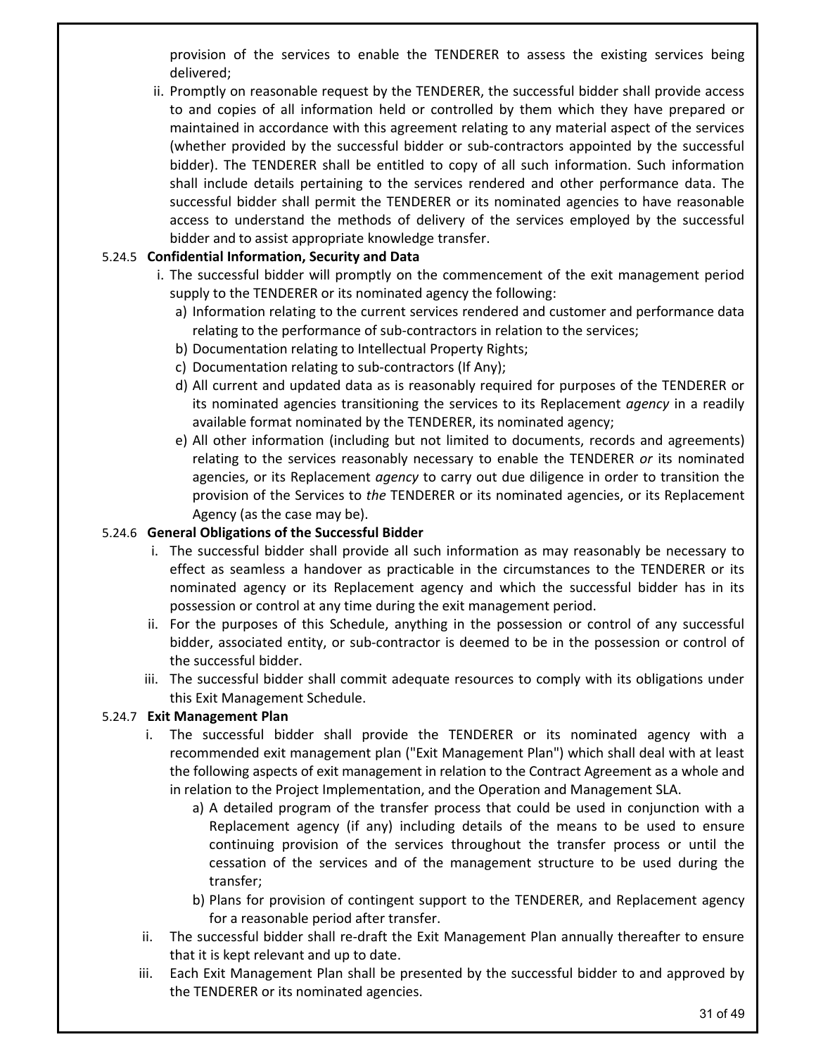provision of the services to enable the TENDERER to assess the existing services being delivered;

ii. Promptly on reasonable request by the TENDERER, the successful bidder shall provide access to and copies of all information held or controlled by them which they have prepared or maintained in accordance with this agreement relating to any material aspect of the services (whether provided by the successful bidder or sub-contractors appointed by the successful bidder). The TENDERER shall be entitled to copy of all such information. Such information shall include details pertaining to the services rendered and other performance data. The successful bidder shall permit the TENDERER or its nominated agencies to have reasonable access to understand the methods of delivery of the services employed by the successful bidder and to assist appropriate knowledge transfer.

5.24.5 **Confidential Information, Security and Data**

i. The successful bidder will promptly on the commencement of the exit management period supply to the TENDERER or its nominated agency the following:

a) Information relating to the current services rendered and customer and performance data relating to the performance of sub-contractors in relation to the services;

b) Documentation relating to Intellectual Property Rights;

c) Documentation relating to sub-contractors (If Any);

d) All current and updated data as is reasonably required for purposes of the TENDERER or its nominated agencies transitioning the services to its Replacement *agency* in a readily available format nominated by the TENDERER, its nominated agency;

e) All other information (including but not limited to documents, records and agreements) relating to the services reasonably necessary to enable the TENDERER *or* its nominated agencies, or its Replacement *agency* to carry out due diligence in order to transition the provision of the Services to *the* TENDERER or its nominated agencies, or its Replacement Agency (as the case may be).

5.24.6 **General Obligations of the Successful Bidder**

i. The successful bidder shall provide all such information as may reasonably be necessary to effect as seamless a handover as practicable in the circumstances to the TENDERER or its nominated agency or its Replacement agency and which the successful bidder has in its possession or control at any time during the exit management period.

ii. For the purposes of this Schedule, anything in the possession or control of any successful bidder, associated entity, or sub-contractor is deemed to be in the possession or control of the successful bidder.

iii. The successful bidder shall commit adequate resources to comply with its obligations under this Exit Management Schedule.

5.24.7 **Exit Management Plan**

i. The successful bidder shall provide the TENDERER or its nominated agency with a recommended exit management plan ("Exit Management Plan") which shall deal with at least the following aspects of exit management in relation to the Contract Agreement as a whole and in relation to the Project Implementation, and the Operation and Management SLA.

a) A detailed program of the transfer process that could be used in conjunction with a Replacement agency (if any) including details of the means to be used to ensure continuing provision of the services throughout the transfer process or until the cessation of the services and of the management structure to be used during the transfer;

b) Plans for provision of contingent support to the TENDERER, and Replacement agency for a reasonable period after transfer.

ii. The successful bidder shall re-draft the Exit Management Plan annually thereafter to ensure that it is kept relevant and up to date.

iii. Each Exit Management Plan shall be presented by the successful bidder to and approved by the TENDERER or its nominated agencies.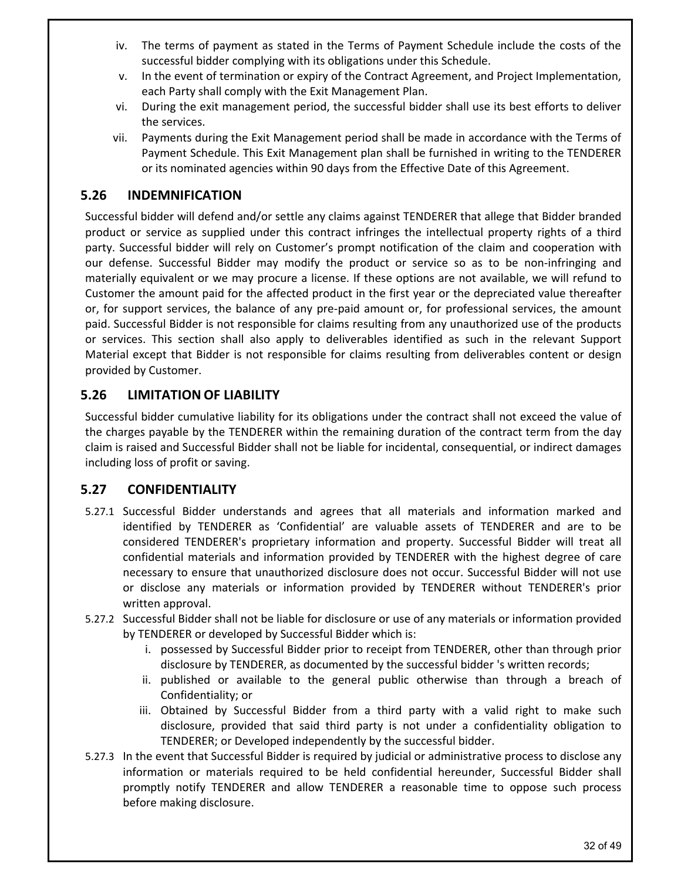iv. The terms of payment as stated in the Terms of Payment Schedule include the costs of the successful bidder complying with its obligations under this Schedule.

v. In the event of termination or expiry of the Contract Agreement, and Project Implementation, each Party shall comply with the Exit Management Plan.

vi. During the exit management period, the successful bidder shall use its best efforts to deliver the services.

vii. Payments during the Exit Management period shall be made in accordance with the Terms of Payment Schedule. This Exit Management plan shall be furnished in writing to the TENDERER or its nominated agencies within 90 days from the Effective Date of this Agreement.

## 5.26 INDEMNIFICATION

Successful bidder will defend and/or settle any claims against TENDERER that allege that Bidder branded product or service as supplied under this contract infringes the intellectual property rights of a third party. Successful bidder will rely on Customer's prompt notification of the claim and cooperation with our defense. Successful Bidder may modify the product or service so as to be non-infringing and materially equivalent or we may procure a license. If these options are not available, we will refund to Customer the amount paid for the affected product in the first year or the depreciated value thereafter or, for support services, the balance of any pre-paid amount or, for professional services, the amount paid. Successful Bidder is not responsible for claims resulting from any unauthorized use of the products or services. This section shall also apply to deliverables identified as such in the relevant Support Material except that Bidder is not responsible for claims resulting from deliverables content or design provided by Customer.

## 5.26 LIMITATION OF LIABILITY

Successful bidder cumulative liability for its obligations under the contract shall not exceed the value of the charges payable by the TENDERER within the remaining duration of the contract term from the day claim is raised and Successful Bidder shall not be liable for incidental, consequential, or indirect damages including loss of profit or saving.

## 5.27 CONFIDENTIALITY

5.27.1 Successful Bidder understands and agrees that all materials and information marked and identified by TENDERER as 'Confidential' are valuable assets of TENDERER and are to be considered TENDERER's proprietary information and property. Successful Bidder will treat all confidential materials and information provided by TENDERER with the highest degree of care necessary to ensure that unauthorized disclosure does not occur. Successful Bidder will not use or disclose any materials or information provided by TENDERER without TENDERER's prior written approval.

5.27.2 Successful Bidder shall not be liable for disclosure or use of any materials or information provided by TENDERER or developed by Successful Bidder which is:

i. possessed by Successful Bidder prior to receipt from TENDERER, other than through prior disclosure by TENDERER, as documented by the successful bidder 's written records;

ii. published or available to the general public otherwise than through a breach of Confidentiality; or

iii. Obtained by Successful Bidder from a third party with a valid right to make such disclosure, provided that said third party is not under a confidentiality obligation to TENDERER; or Developed independently by the successful bidder.

5.27.3 In the event that Successful Bidder is required by judicial or administrative process to disclose any information or materials required to be held confidential hereunder, Successful Bidder shall promptly notify TENDERER and allow TENDERER a reasonable time to oppose such process before making disclosure.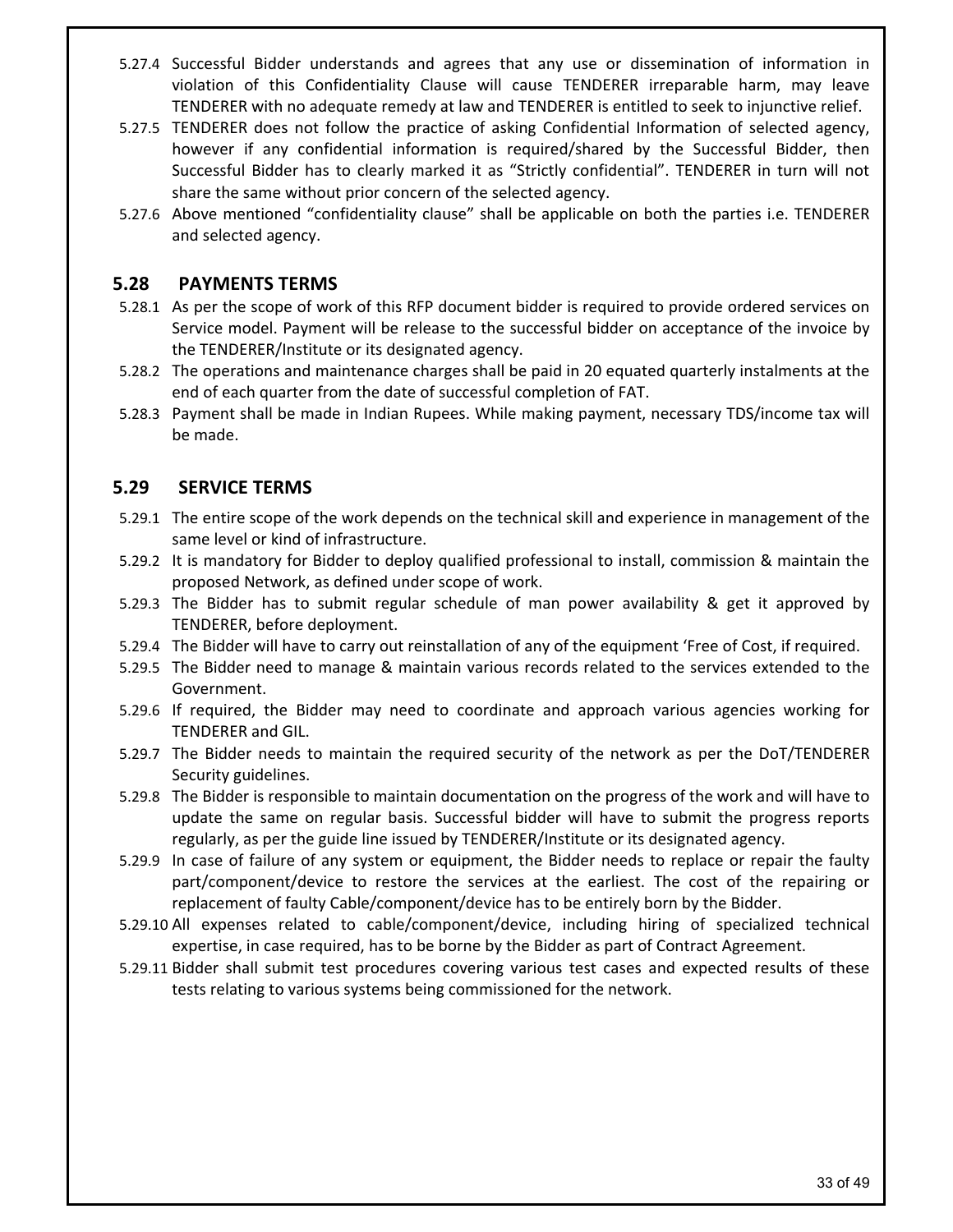5.27.4 Successful Bidder understands and agrees that any use or dissemination of information in violation of this Confidentiality Clause will cause TENDERER irreparable harm, may leave TENDERER with no adequate remedy at law and TENDERER is entitled to seek to injunctive relief.

5.27.5 TENDERER does not follow the practice of asking Confidential Information of selected agency, however if any confidential information is required/shared by the Successful Bidder, then Successful Bidder has to clearly marked it as "Strictly confidential". TENDERER in turn will not share the same without prior concern of the selected agency.

5.27.6 Above mentioned "confidentiality clause" shall be applicable on both the parties i.e. TENDERER and selected agency.

## 5.28 PAYMENTS TERMS

5.28.1 As per the scope of work of this RFP document bidder is required to provide ordered services on Service model. Payment will be release to the successful bidder on acceptance of the invoice by the TENDERER/Institute or its designated agency.

5.28.2 The operations and maintenance charges shall be paid in 20 equated quarterly instalments at the end of each quarter from the date of successful completion of FAT.

5.28.3 Payment shall be made in Indian Rupees. While making payment, necessary TDS/income tax will be made.

## 5.29 SERVICE TERMS

5.29.1 The entire scope of the work depends on the technical skill and experience in management of the same level or kind of infrastructure.

5.29.2 It is mandatory for Bidder to deploy qualified professional to install, commission & maintain the proposed Network, as defined under scope of work.

5.29.3 The Bidder has to submit regular schedule of man power availability & get it approved by TENDERER, before deployment.

5.29.4 The Bidder will have to carry out reinstallation of any of the equipment 'Free of Cost, if required.

5.29.5 The Bidder need to manage & maintain various records related to the services extended to the Government.

5.29.6 If required, the Bidder may need to coordinate and approach various agencies working for TENDERER and GIL.

5.29.7 The Bidder needs to maintain the required security of the network as per the DoT/TENDERER Security guidelines.

5.29.8 The Bidder is responsible to maintain documentation on the progress of the work and will have to update the same on regular basis. Successful bidder will have to submit the progress reports regularly, as per the guide line issued by TENDERER/Institute or its designated agency.

5.29.9 In case of failure of any system or equipment, the Bidder needs to replace or repair the faulty part/component/device to restore the services at the earliest. The cost of the repairing or replacement of faulty Cable/component/device has to be entirely born by the Bidder.

5.29.10 All expenses related to cable/component/device, including hiring of specialized technical expertise, in case required, has to be borne by the Bidder as part of Contract Agreement.

5.29.11 Bidder shall submit test procedures covering various test cases and expected results of these tests relating to various systems being commissioned for the network.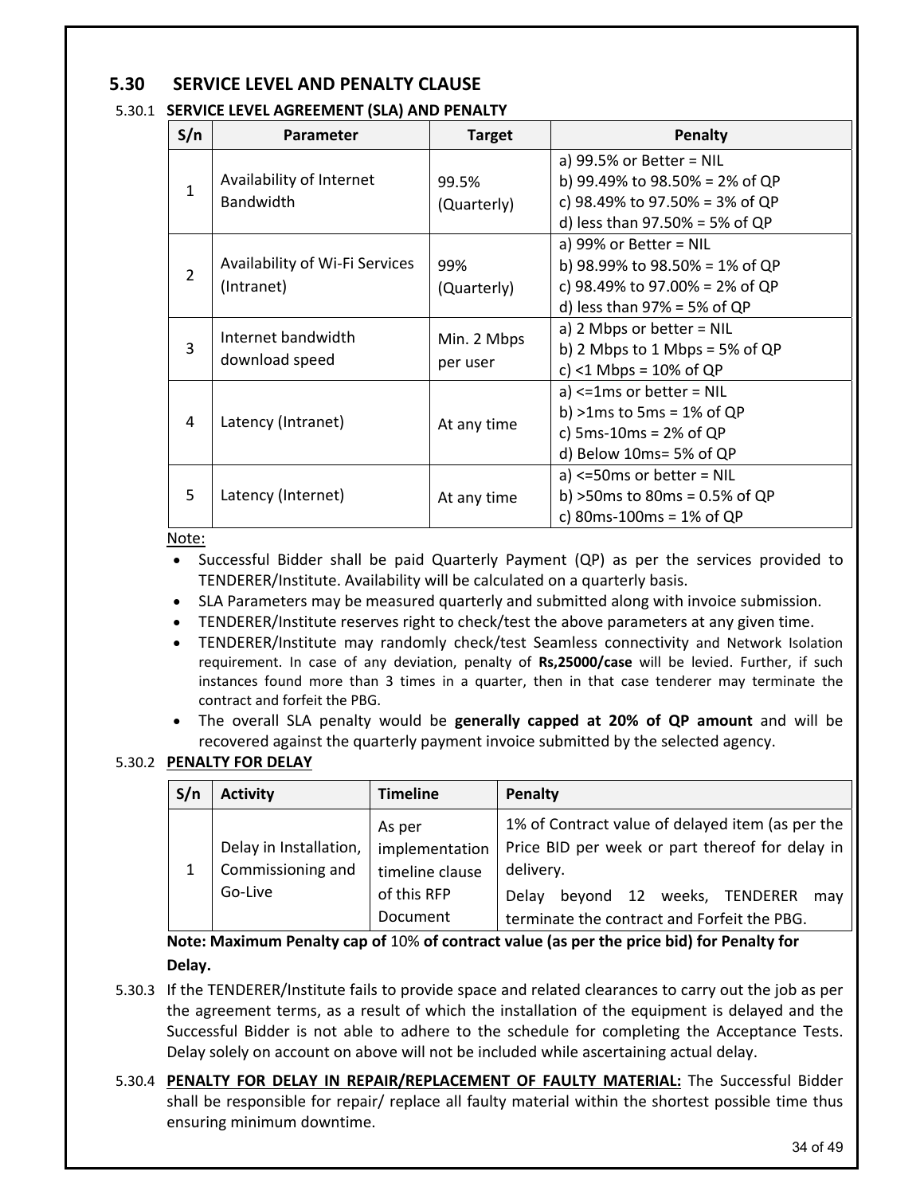## 5.30 SERVICE LEVEL AND PENALTY CLAUSE

5.30.1 **SERVICE LEVEL AGREEMENT (SLA) AND PENALTY**

| S/n | Parameter | Target | Penalty |
|---|---|---|---|
| 1 | Availability of Internet Bandwidth | 99.5% (Quarterly) | a) 99.5% or Better = NIL<br>b) 99.49% to 98.50% = 2% of QP<br>c) 98.49% to 97.50% = 3% of QP<br>d) less than 97.50% = 5% of QP |
| 2 | Availability of Wi-Fi Services (Intranet) | 99% (Quarterly) | a) 99% or Better = NIL<br>b) 98.99% to 98.50% = 1% of QP<br>c) 98.49% to 97.00% = 2% of QP<br>d) less than 97% = 5% of QP |
| 3 | Internet bandwidth download speed | Min. 2 Mbps per user | a) 2 Mbps or better = NIL<br>b) 2 Mbps to 1 Mbps = 5% of QP<br>c) <1 Mbps = 10% of QP |
| 4 | Latency (Intranet) | At any time | a) <=1ms or better = NIL<br>b) >1ms to 5ms = 1% of QP<br>c) 5ms-10ms = 2% of QP<br>d) Below 10ms= 5% of QP |
| 5 | Latency (Internet) | At any time | a) <=50ms or better = NIL<br>b) >50ms to 80ms = 0.5% of QP<br>c) 80ms-100ms = 1% of QP |

Note:

- Successful Bidder shall be paid Quarterly Payment (QP) as per the services provided to TENDERER/Institute. Availability will be calculated on a quarterly basis.
- SLA Parameters may be measured quarterly and submitted along with invoice submission.
- TENDERER/Institute reserves right to check/test the above parameters at any given time.
- TENDERER/Institute may randomly check/test Seamless connectivity and Network Isolation requirement. In case of any deviation, penalty of **Rs,25000/case** will be levied. Further, if such instances found more than 3 times in a quarter, then in that case tenderer may terminate the contract and forfeit the PBG.
- The overall SLA penalty would be **generally capped at 20% of QP amount** and will be recovered against the quarterly payment invoice submitted by the selected agency.

5.30.2 **PENALTY FOR DELAY**

| S/n | Activity | Timeline | Penalty |
|---|---|---|---|
| 1 | Delay in Installation, Commissioning and Go-Live | As per implementation timeline clause of this RFP Document | 1% of Contract value of delayed item (as per the Price BID per week or part thereof for delay in delivery.<br>Delay beyond 12 weeks, TENDERER may terminate the contract and Forfeit the PBG. |

**Note: Maximum Penalty cap of** 10% **of contract value (as per the price bid) for Penalty for Delay.**

5.30.3 If the TENDERER/Institute fails to provide space and related clearances to carry out the job as per the agreement terms, as a result of which the installation of the equipment is delayed and the Successful Bidder is not able to adhere to the schedule for completing the Acceptance Tests. Delay solely on account on above will not be included while ascertaining actual delay.

5.30.4 **PENALTY FOR DELAY IN REPAIR/REPLACEMENT OF FAULTY MATERIAL:** The Successful Bidder shall be responsible for repair/ replace all faulty material within the shortest possible time thus ensuring minimum downtime.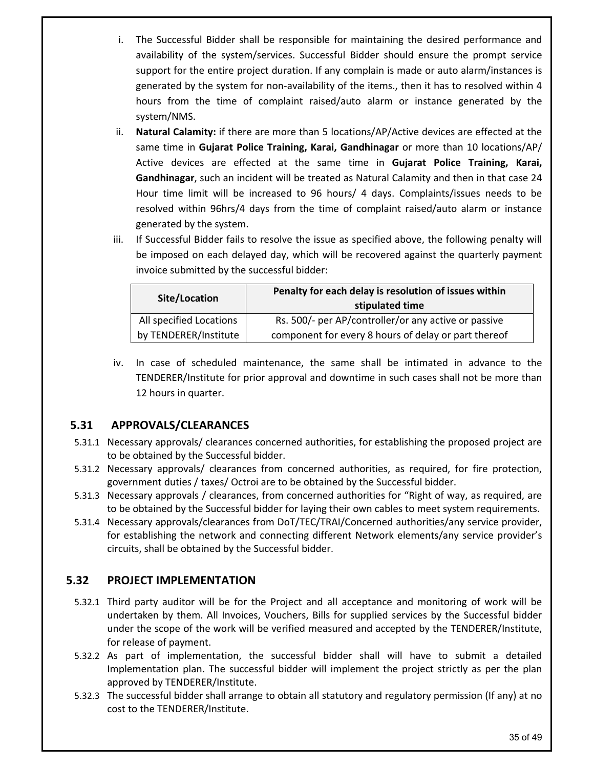i. The Successful Bidder shall be responsible for maintaining the desired performance and availability of the system/services. Successful Bidder should ensure the prompt service support for the entire project duration. If any complain is made or auto alarm/instances is generated by the system for non-availability of the items., then it has to resolved within 4 hours from the time of complaint raised/auto alarm or instance generated by the system/NMS.

ii. **Natural Calamity:** if there are more than 5 locations/AP/Active devices are effected at the same time in **Gujarat Police Training, Karai, Gandhinagar** or more than 10 locations/AP/ Active devices are effected at the same time in **Gujarat Police Training, Karai, Gandhinagar**, such an incident will be treated as Natural Calamity and then in that case 24 Hour time limit will be increased to 96 hours/ 4 days. Complaints/issues needs to be resolved within 96hrs/4 days from the time of complaint raised/auto alarm or instance generated by the system.

iii. If Successful Bidder fails to resolve the issue as specified above, the following penalty will be imposed on each delayed day, which will be recovered against the quarterly payment invoice submitted by the successful bidder:

| Site/Location | Penalty for each delay is resolution of issues within stipulated time |
|---|---|
| All specified Locations by TENDERER/Institute | Rs. 500/- per AP/controller/or any active or passive component for every 8 hours of delay or part thereof |

iv. In case of scheduled maintenance, the same shall be intimated in advance to the TENDERER/Institute for prior approval and downtime in such cases shall not be more than 12 hours in quarter.

## 5.31 APPROVALS/CLEARANCES

5.31.1 Necessary approvals/ clearances concerned authorities, for establishing the proposed project are to be obtained by the Successful bidder.

5.31.2 Necessary approvals/ clearances from concerned authorities, as required, for fire protection, government duties / taxes/ Octroi are to be obtained by the Successful bidder.

5.31.3 Necessary approvals / clearances, from concerned authorities for "Right of way, as required, are to be obtained by the Successful bidder for laying their own cables to meet system requirements.

5.31.4 Necessary approvals/clearances from DoT/TEC/TRAI/Concerned authorities/any service provider, for establishing the network and connecting different Network elements/any service provider's circuits, shall be obtained by the Successful bidder.

## 5.32 PROJECT IMPLEMENTATION

5.32.1 Third party auditor will be for the Project and all acceptance and monitoring of work will be undertaken by them. All Invoices, Vouchers, Bills for supplied services by the Successful bidder under the scope of the work will be verified measured and accepted by the TENDERER/Institute, for release of payment.

5.32.2 As part of implementation, the successful bidder shall will have to submit a detailed Implementation plan. The successful bidder will implement the project strictly as per the plan approved by TENDERER/Institute.

5.32.3 The successful bidder shall arrange to obtain all statutory and regulatory permission (If any) at no cost to the TENDERER/Institute.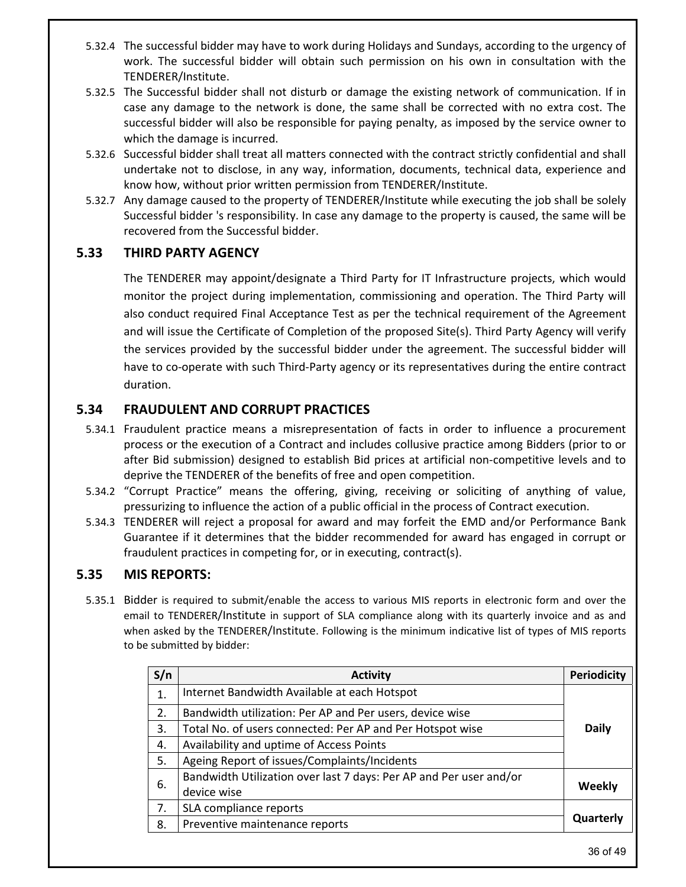5.32.4 The successful bidder may have to work during Holidays and Sundays, according to the urgency of work. The successful bidder will obtain such permission on his own in consultation with the TENDERER/Institute.

5.32.5 The Successful bidder shall not disturb or damage the existing network of communication. If in case any damage to the network is done, the same shall be corrected with no extra cost. The successful bidder will also be responsible for paying penalty, as imposed by the service owner to which the damage is incurred.

5.32.6 Successful bidder shall treat all matters connected with the contract strictly confidential and shall undertake not to disclose, in any way, information, documents, technical data, experience and know how, without prior written permission from TENDERER/Institute.

5.32.7 Any damage caused to the property of TENDERER/Institute while executing the job shall be solely Successful bidder 's responsibility. In case any damage to the property is caused, the same will be recovered from the Successful bidder.

## 5.33 THIRD PARTY AGENCY

The TENDERER may appoint/designate a Third Party for IT Infrastructure projects, which would monitor the project during implementation, commissioning and operation. The Third Party will also conduct required Final Acceptance Test as per the technical requirement of the Agreement and will issue the Certificate of Completion of the proposed Site(s). Third Party Agency will verify the services provided by the successful bidder under the agreement. The successful bidder will have to co-operate with such Third-Party agency or its representatives during the entire contract duration.

## 5.34 FRAUDULENT AND CORRUPT PRACTICES

5.34.1 Fraudulent practice means a misrepresentation of facts in order to influence a procurement process or the execution of a Contract and includes collusive practice among Bidders (prior to or after Bid submission) designed to establish Bid prices at artificial non-competitive levels and to deprive the TENDERER of the benefits of free and open competition.

5.34.2 "Corrupt Practice" means the offering, giving, receiving or soliciting of anything of value, pressurizing to influence the action of a public official in the process of Contract execution.

5.34.3 TENDERER will reject a proposal for award and may forfeit the EMD and/or Performance Bank Guarantee if it determines that the bidder recommended for award has engaged in corrupt or fraudulent practices in competing for, or in executing, contract(s).

## 5.35 MIS REPORTS:

5.35.1 Bidder is required to submit/enable the access to various MIS reports in electronic form and over the email to TENDERER/Institute in support of SLA compliance along with its quarterly invoice and as and when asked by the TENDERER/Institute. Following is the minimum indicative list of types of MIS reports to be submitted by bidder:

| S/n | Activity | Periodicity |
|---|---|---|
| 1. | Internet Bandwidth Available at each Hotspot | **Daily** |
| 2. | Bandwidth utilization: Per AP and Per users, device wise | |
| 3. | Total No. of users connected: Per AP and Per Hotspot wise | |
| 4. | Availability and uptime of Access Points | |
| 5. | Ageing Report of issues/Complaints/Incidents | |
| 6. | Bandwidth Utilization over last 7 days: Per AP and Per user and/or device wise | **Weekly** |
| 7. | SLA compliance reports | **Quarterly** |
| 8. | Preventive maintenance reports | |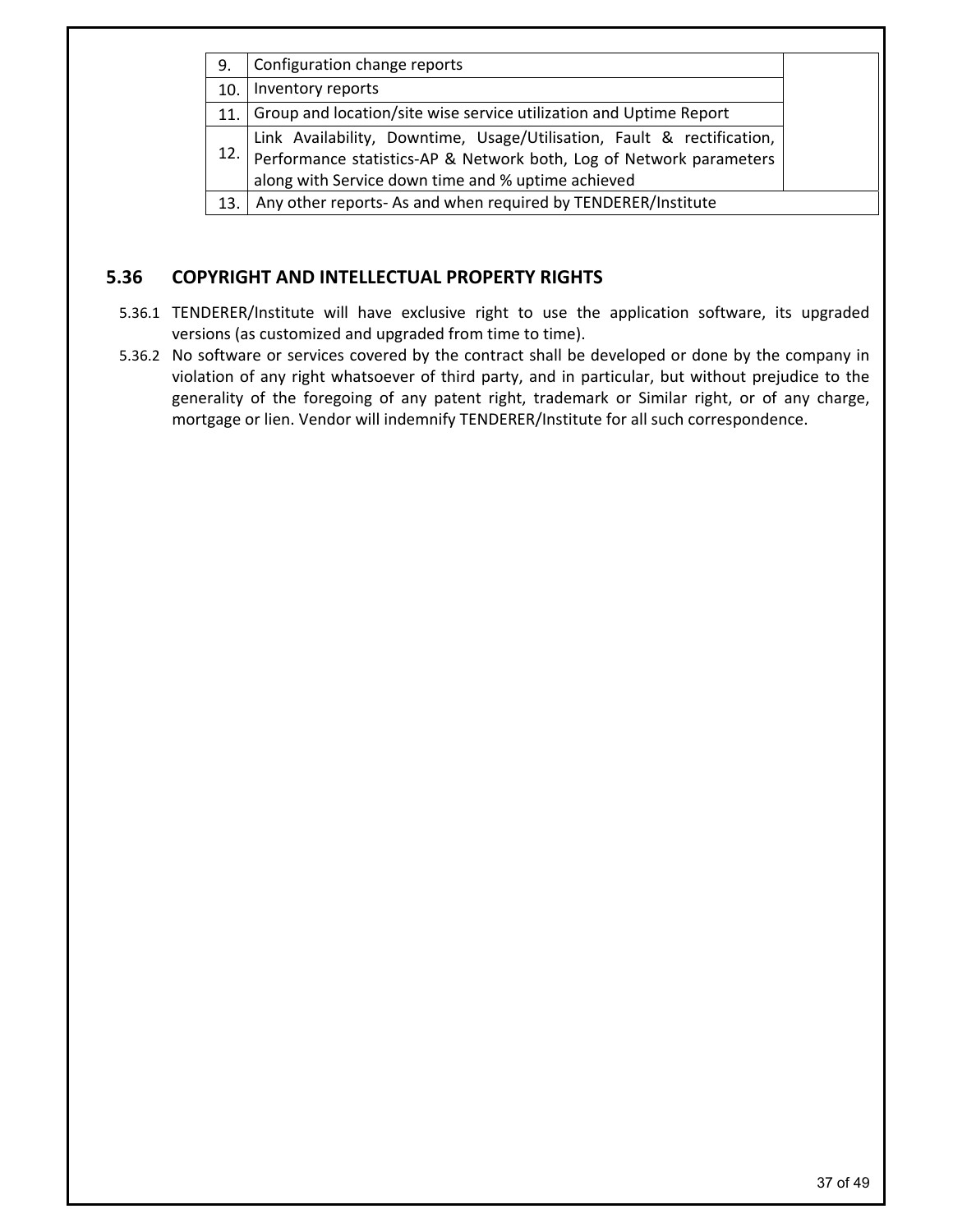| | | |
|---|---|---|
| 9. | Configuration change reports | |
| 10. | Inventory reports | |
| 11. | Group and location/site wise service utilization and Uptime Report | |
| 12. | Link Availability, Downtime, Usage/Utilisation, Fault & rectification, Performance statistics-AP & Network both, Log of Network parameters along with Service down time and % uptime achieved | |
| 13. | Any other reports- As and when required by TENDERER/Institute | |

## 5.36 COPYRIGHT AND INTELLECTUAL PROPERTY RIGHTS

5.36.1 TENDERER/Institute will have exclusive right to use the application software, its upgraded versions (as customized and upgraded from time to time).

5.36.2 No software or services covered by the contract shall be developed or done by the company in violation of any right whatsoever of third party, and in particular, but without prejudice to the generality of the foregoing of any patent right, trademark or Similar right, or of any charge, mortgage or lien. Vendor will indemnify TENDERER/Institute for all such correspondence.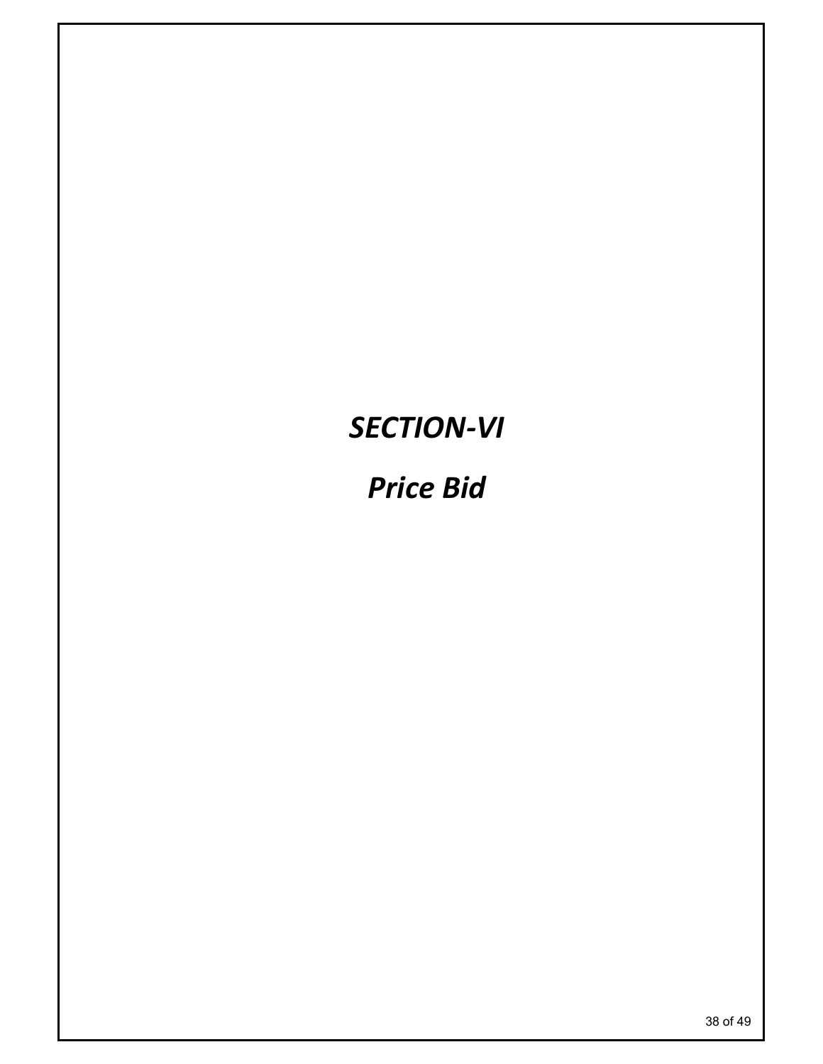# *SECTION-VI*

# *Price Bid*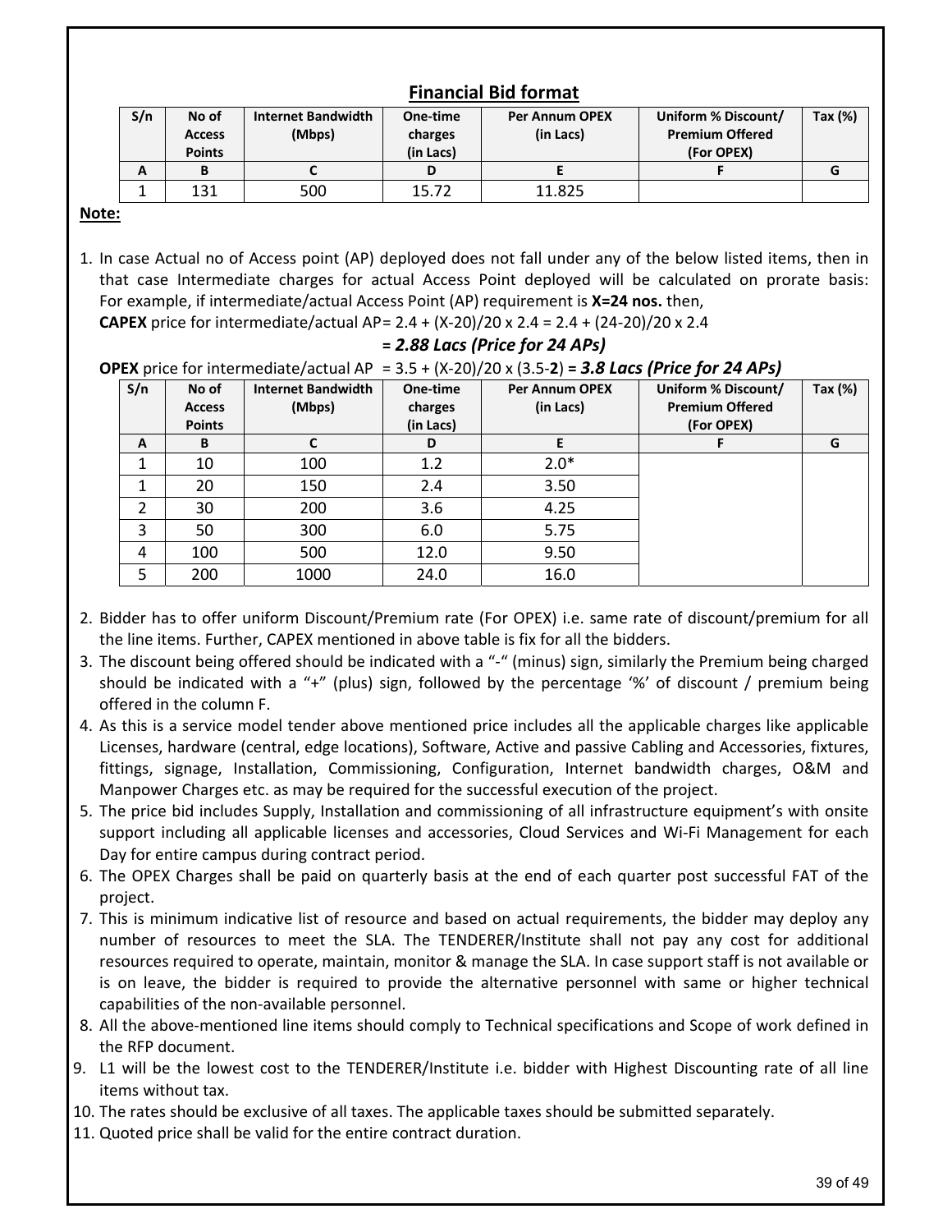## Financial Bid format

| S/n | No of Access Points | Internet Bandwidth (Mbps) | One-time charges (in Lacs) | Per Annum OPEX (in Lacs) | Uniform % Discount/ Premium Offered (For OPEX) | Tax (%) |
|---|---|---|---|---|---|---|
| A | B | C | D | E | F | G |
| 1 | 131 | 500 | 15.72 | 11.825 | | |

**Note:**

1. In case Actual no of Access point (AP) deployed does not fall under any of the below listed items, then in that case Intermediate charges for actual Access Point deployed will be calculated on prorate basis: For example, if intermediate/actual Access Point (AP) requirement is **X=24 nos.** then,

   **CAPEX** price for intermediate/actual AP= 2.4 + (X-20)/20 x 2.4 = 2.4 + (24-20)/20 x 2.4

   ***= 2.88 Lacs (Price for 24 APs)***

   **OPEX** price for intermediate/actual AP = 3.5 + (X-20)/20 x (3.5-**2**) ***= 3.8 Lacs (Price for 24 APs)***

| S/n | No of Access Points | Internet Bandwidth (Mbps) | One-time charges (in Lacs) | Per Annum OPEX (in Lacs) | Uniform % Discount/ Premium Offered (For OPEX) | Tax (%) |
|---|---|---|---|---|---|---|
| A | B | C | D | E | F | G |
| 1 | 10 | 100 | 1.2 | 2.0* | | |
| 1 | 20 | 150 | 2.4 | 3.50 | | |
| 2 | 30 | 200 | 3.6 | 4.25 | | |
| 3 | 50 | 300 | 6.0 | 5.75 | | |
| 4 | 100 | 500 | 12.0 | 9.50 | | |
| 5 | 200 | 1000 | 24.0 | 16.0 | | |

2. Bidder has to offer uniform Discount/Premium rate (For OPEX) i.e. same rate of discount/premium for all the line items. Further, CAPEX mentioned in above table is fix for all the bidders.
3. The discount being offered should be indicated with a "-" (minus) sign, similarly the Premium being charged should be indicated with a "+" (plus) sign, followed by the percentage '%' of discount / premium being offered in the column F.
4. As this is a service model tender above mentioned price includes all the applicable charges like applicable Licenses, hardware (central, edge locations), Software, Active and passive Cabling and Accessories, fixtures, fittings, signage, Installation, Commissioning, Configuration, Internet bandwidth charges, O&M and Manpower Charges etc. as may be required for the successful execution of the project.
5. The price bid includes Supply, Installation and commissioning of all infrastructure equipment's with onsite support including all applicable licenses and accessories, Cloud Services and Wi-Fi Management for each Day for entire campus during contract period.
6. The OPEX Charges shall be paid on quarterly basis at the end of each quarter post successful FAT of the project.
7. This is minimum indicative list of resource and based on actual requirements, the bidder may deploy any number of resources to meet the SLA. The TENDERER/Institute shall not pay any cost for additional resources required to operate, maintain, monitor & manage the SLA. In case support staff is not available or is on leave, the bidder is required to provide the alternative personnel with same or higher technical capabilities of the non-available personnel.
8. All the above-mentioned line items should comply to Technical specifications and Scope of work defined in the RFP document.
9. L1 will be the lowest cost to the TENDERER/Institute i.e. bidder with Highest Discounting rate of all line items without tax.
10. The rates should be exclusive of all taxes. The applicable taxes should be submitted separately.
11. Quoted price shall be valid for the entire contract duration.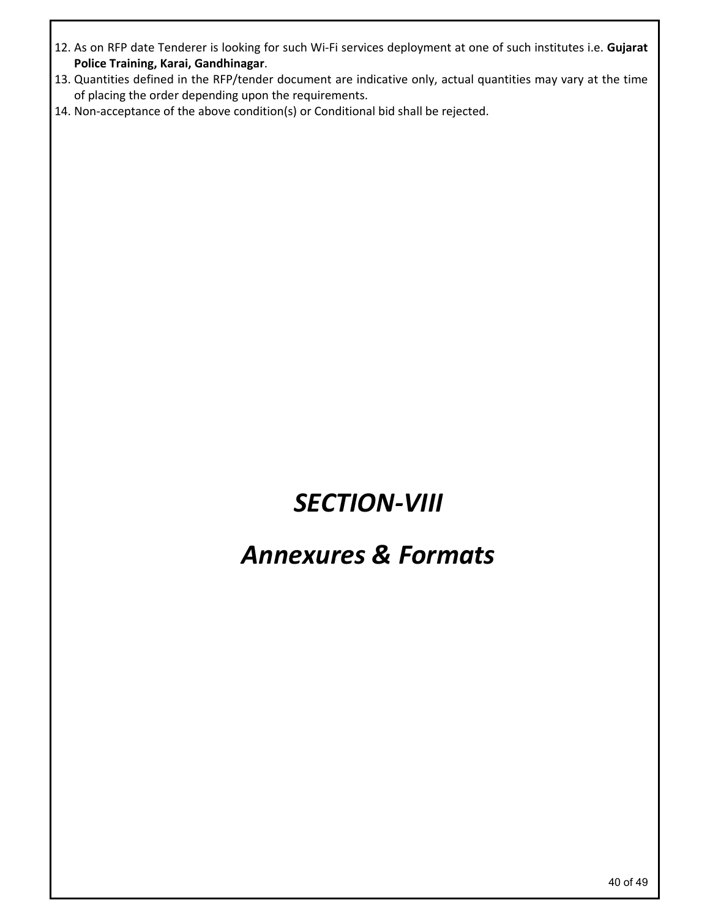12. As on RFP date Tenderer is looking for such Wi-Fi services deployment at one of such institutes i.e. **Gujarat Police Training, Karai, Gandhinagar**.
13. Quantities defined in the RFP/tender document are indicative only, actual quantities may vary at the time of placing the order depending upon the requirements.
14. Non-acceptance of the above condition(s) or Conditional bid shall be rejected.

# *SECTION-VIII*

# *Annexures & Formats*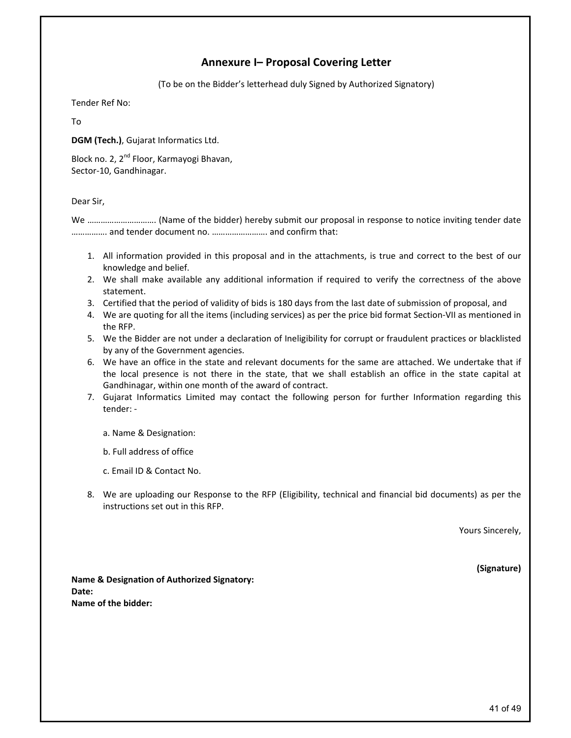## Annexure I– Proposal Covering Letter

(To be on the Bidder's letterhead duly Signed by Authorized Signatory)

Tender Ref No:

To

**DGM (Tech.)**, Gujarat Informatics Ltd.

Block no. 2, 2nd Floor, Karmayogi Bhavan,
Sector-10, Gandhinagar.

Dear Sir,

We ………………………… (Name of the bidder) hereby submit our proposal in response to notice inviting tender date ……………. and tender document no. ……………………. and confirm that:

1. All information provided in this proposal and in the attachments, is true and correct to the best of our knowledge and belief.
2. We shall make available any additional information if required to verify the correctness of the above statement.
3. Certified that the period of validity of bids is 180 days from the last date of submission of proposal, and
4. We are quoting for all the items (including services) as per the price bid format Section-VII as mentioned in the RFP.
5. We the Bidder are not under a declaration of Ineligibility for corrupt or fraudulent practices or blacklisted by any of the Government agencies.
6. We have an office in the state and relevant documents for the same are attached. We undertake that if the local presence is not there in the state, that we shall establish an office in the state capital at Gandhinagar, within one month of the award of contract.
7. Gujarat Informatics Limited may contact the following person for further Information regarding this tender: -

   a. Name & Designation:

   b. Full address of office

   c. Email ID & Contact No.

8. We are uploading our Response to the RFP (Eligibility, technical and financial bid documents) as per the instructions set out in this RFP.

Yours Sincerely,

**(Signature)**

**Name & Designation of Authorized Signatory:**
**Date:**
**Name of the bidder:**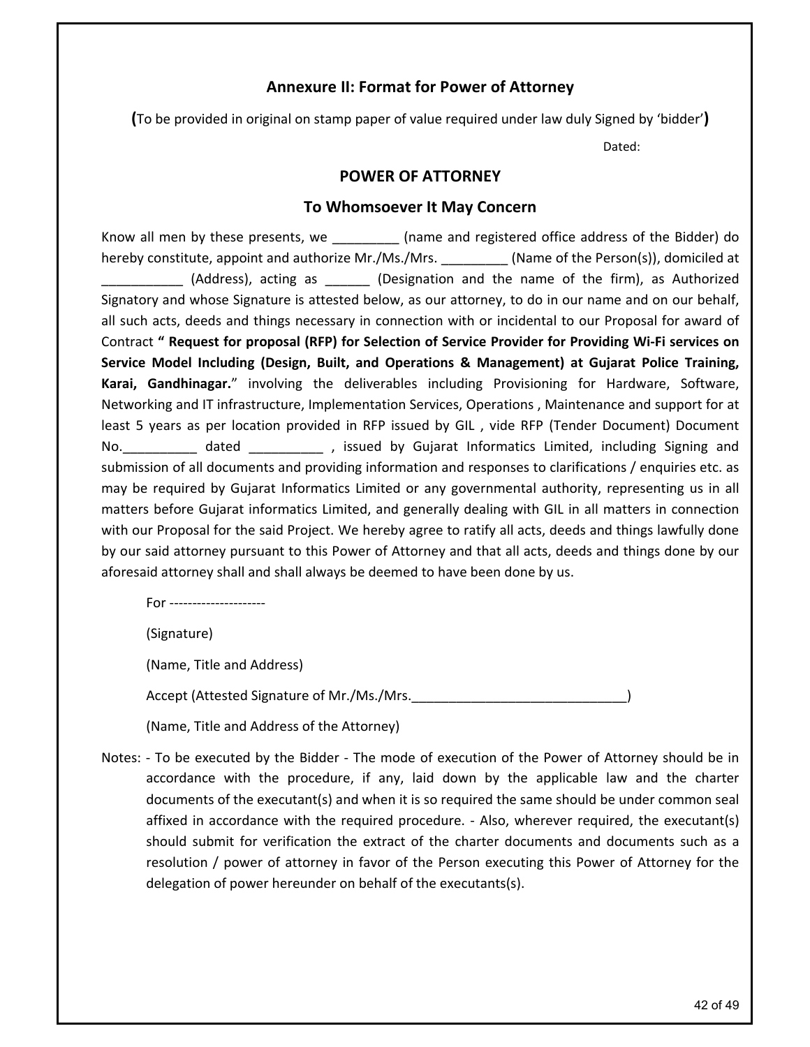## Annexure II: Format for Power of Attorney

**(**To be provided in original on stamp paper of value required under law duly Signed by 'bidder'**)**

Dated:

## POWER OF ATTORNEY

### To Whomsoever It May Concern

Know all men by these presents, we _________ (name and registered office address of the Bidder) do hereby constitute, appoint and authorize Mr./Ms./Mrs. _________ (Name of the Person(s)), domiciled at ___________ (Address), acting as ______ (Designation and the name of the firm), as Authorized Signatory and whose Signature is attested below, as our attorney, to do in our name and on our behalf, all such acts, deeds and things necessary in connection with or incidental to our Proposal for award of Contract **" Request for proposal (RFP) for Selection of Service Provider for Providing Wi-Fi services on Service Model Including (Design, Built, and Operations & Management) at Gujarat Police Training, Karai, Gandhinagar.**" involving the deliverables including Provisioning for Hardware, Software, Networking and IT infrastructure, Implementation Services, Operations , Maintenance and support for at least 5 years as per location provided in RFP issued by GIL , vide RFP (Tender Document) Document No.__________ dated __________ , issued by Gujarat Informatics Limited, including Signing and submission of all documents and providing information and responses to clarifications / enquiries etc. as may be required by Gujarat Informatics Limited or any governmental authority, representing us in all matters before Gujarat informatics Limited, and generally dealing with GIL in all matters in connection with our Proposal for the said Project. We hereby agree to ratify all acts, deeds and things lawfully done by our said attorney pursuant to this Power of Attorney and that all acts, deeds and things done by our aforesaid attorney shall and shall always be deemed to have been done by us.

For ---------------------

(Signature)

(Name, Title and Address)

Accept (Attested Signature of Mr./Ms./Mrs.______________________________)

(Name, Title and Address of the Attorney)

Notes: - To be executed by the Bidder - The mode of execution of the Power of Attorney should be in accordance with the procedure, if any, laid down by the applicable law and the charter documents of the executant(s) and when it is so required the same should be under common seal affixed in accordance with the required procedure. - Also, wherever required, the executant(s) should submit for verification the extract of the charter documents and documents such as a resolution / power of attorney in favor of the Person executing this Power of Attorney for the delegation of power hereunder on behalf of the executants(s).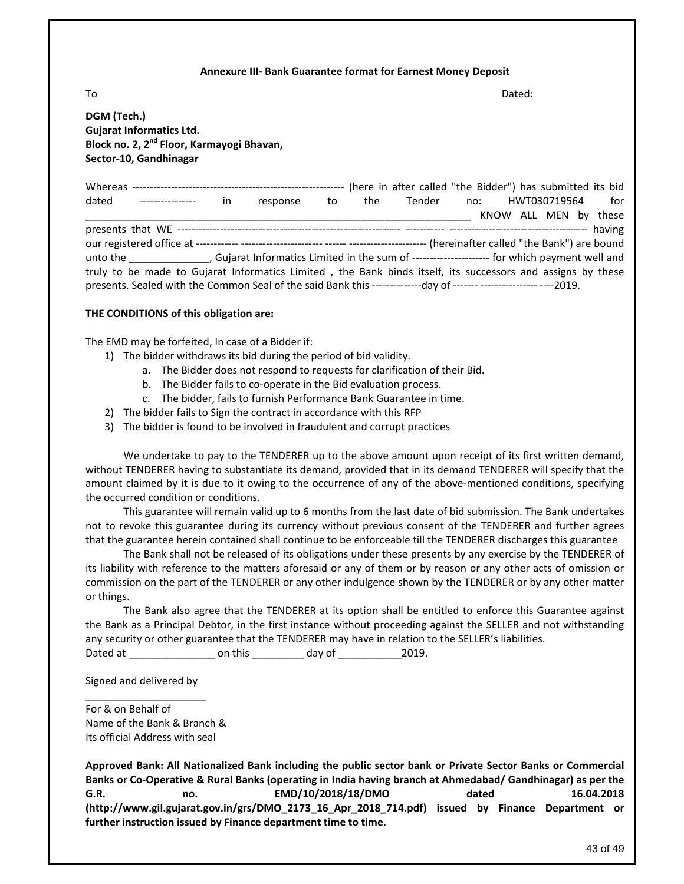**Annexure III- Bank Guarantee format for Earnest Money Deposit**

To Dated:

**DGM (Tech.)**
**Gujarat Informatics Ltd.**
**Block no. 2, 2nd Floor, Karmayogi Bhavan,**
**Sector-10, Gandhinagar**

Whereas ------------------------------------------------------------ (here in after called "the Bidder") has submitted its bid dated ---------------- in response to the Tender no: HWT030719564 for ________________________________________________________________ KNOW ALL MEN by these presents that WE ---------------------------------------------------------------- ----------- --------------------------------------- having our registered office at ------------ ---------------------- ------ ---------------------- (hereinafter called "the Bank") are bound unto the ______________, Gujarat Informatics Limited in the sum of ---------------------- for which payment well and truly to be made to Gujarat Informatics Limited , the Bank binds itself, its successors and assigns by these presents. Sealed with the Common Seal of the said Bank this --------------day of ------- ---------------- ----2019.

**THE CONDITIONS of this obligation are:**

The EMD may be forfeited, In case of a Bidder if:

1) The bidder withdraws its bid during the period of bid validity.
    a. The Bidder does not respond to requests for clarification of their Bid.
    b. The Bidder fails to co-operate in the Bid evaluation process.
    c. The bidder, fails to furnish Performance Bank Guarantee in time.
2) The bidder fails to Sign the contract in accordance with this RFP
3) The bidder is found to be involved in fraudulent and corrupt practices

We undertake to pay to the TENDERER up to the above amount upon receipt of its first written demand, without TENDERER having to substantiate its demand, provided that in its demand TENDERER will specify that the amount claimed by it is due to it owing to the occurrence of any of the above-mentioned conditions, specifying the occurred condition or conditions.

This guarantee will remain valid up to 6 months from the last date of bid submission. The Bank undertakes not to revoke this guarantee during its currency without previous consent of the TENDERER and further agrees that the guarantee herein contained shall continue to be enforceable till the TENDERER discharges this guarantee

The Bank shall not be released of its obligations under these presents by any exercise by the TENDERER of its liability with reference to the matters aforesaid or any of them or by reason or any other acts of omission or commission on the part of the TENDERER or any other indulgence shown by the TENDERER or by any other matter or things.

The Bank also agree that the TENDERER at its option shall be entitled to enforce this Guarantee against the Bank as a Principal Debtor, in the first instance without proceeding against the SELLER and not withstanding any security or other guarantee that the TENDERER may have in relation to the SELLER's liabilities.

Dated at _______________ on this _________ day of ___________2019.

Signed and delivered by

_____________________

For & on Behalf of
Name of the Bank & Branch &
Its official Address with seal

**Approved Bank: All Nationalized Bank including the public sector bank or Private Sector Banks or Commercial Banks or Co-Operative & Rural Banks (operating in India having branch at Ahmedabad/ Gandhinagar) as per the G.R. no. EMD/10/2018/18/DMO dated 16.04.2018 (http://www.gil.gujarat.gov.in/grs/DMO_2173_16_Apr_2018_714.pdf) issued by Finance Department or further instruction issued by Finance department time to time.**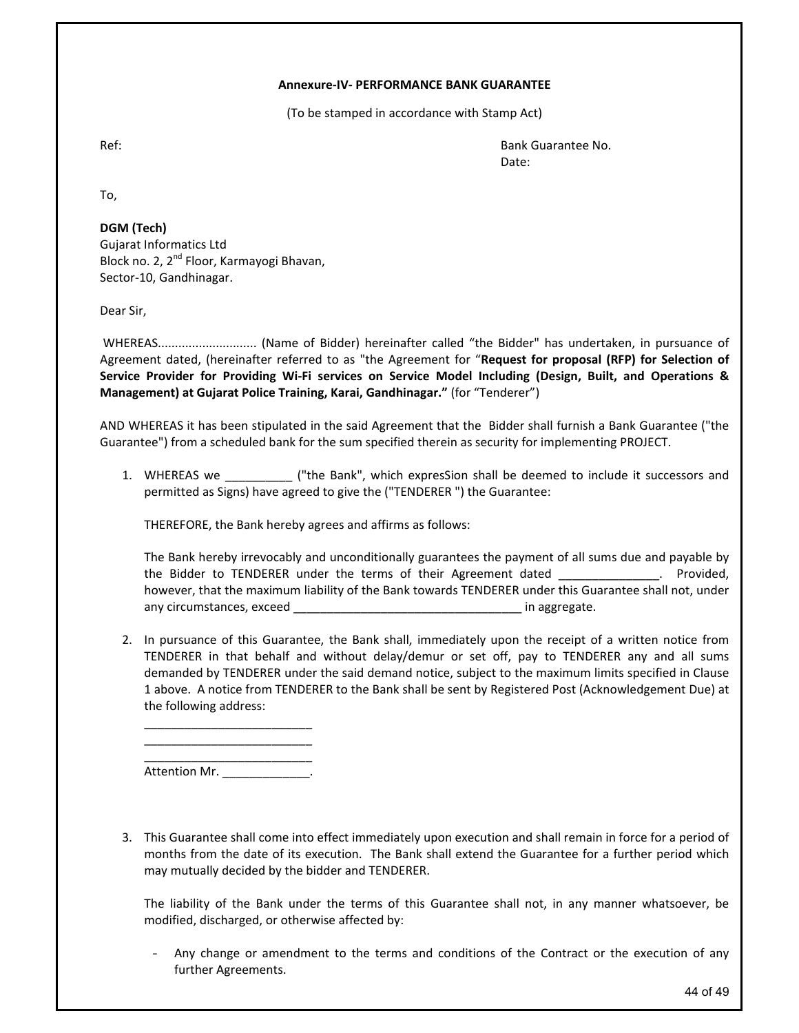**Annexure-IV- PERFORMANCE BANK GUARANTEE**

(To be stamped in accordance with Stamp Act)

Ref:

Bank Guarantee No.
Date:

To,

**DGM (Tech)**
Gujarat Informatics Ltd
Block no. 2, 2nd Floor, Karmayogi Bhavan,
Sector-10, Gandhinagar.

Dear Sir,

WHEREAS............................ (Name of Bidder) hereinafter called "the Bidder" has undertaken, in pursuance of Agreement dated, (hereinafter referred to as "the Agreement for "**Request for proposal (RFP) for Selection of Service Provider for Providing Wi-Fi services on Service Model Including (Design, Built, and Operations & Management) at Gujarat Police Training, Karai, Gandhinagar."** (for "Tenderer")

AND WHEREAS it has been stipulated in the said Agreement that the Bidder shall furnish a Bank Guarantee ("the Guarantee") from a scheduled bank for the sum specified therein as security for implementing PROJECT.

1. WHEREAS we __________ ("the Bank", which expresSion shall be deemed to include it successors and permitted as Signs) have agreed to give the ("TENDERER ") the Guarantee:

   THEREFORE, the Bank hereby agrees and affirms as follows:

   The Bank hereby irrevocably and unconditionally guarantees the payment of all sums due and payable by the Bidder to TENDERER under the terms of their Agreement dated _______________. Provided, however, that the maximum liability of the Bank towards TENDERER under this Guarantee shall not, under any circumstances, exceed __________________________________ in aggregate.

2. In pursuance of this Guarantee, the Bank shall, immediately upon the receipt of a written notice from TENDERER in that behalf and without delay/demur or set off, pay to TENDERER any and all sums demanded by TENDERER under the said demand notice, subject to the maximum limits specified in Clause 1 above. A notice from TENDERER to the Bank shall be sent by Registered Post (Acknowledgement Due) at the following address:

   _________________________
   _________________________
   _________________________
   Attention Mr. _____________.

3. This Guarantee shall come into effect immediately upon execution and shall remain in force for a period of months from the date of its execution. The Bank shall extend the Guarantee for a further period which may mutually decided by the bidder and TENDERER.

   The liability of the Bank under the terms of this Guarantee shall not, in any manner whatsoever, be modified, discharged, or otherwise affected by:

   - Any change or amendment to the terms and conditions of the Contract or the execution of any further Agreements.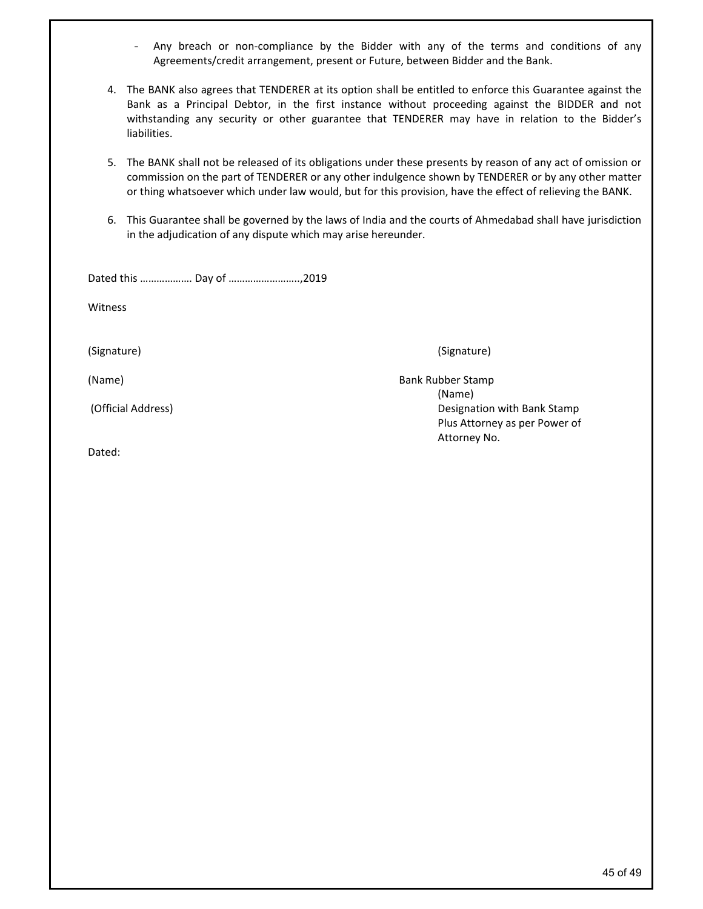- Any breach or non-compliance by the Bidder with any of the terms and conditions of any Agreements/credit arrangement, present or Future, between Bidder and the Bank.

4. The BANK also agrees that TENDERER at its option shall be entitled to enforce this Guarantee against the Bank as a Principal Debtor, in the first instance without proceeding against the BIDDER and not withstanding any security or other guarantee that TENDERER may have in relation to the Bidder's liabilities.

5. The BANK shall not be released of its obligations under these presents by reason of any act of omission or commission on the part of TENDERER or any other indulgence shown by TENDERER or by any other matter or thing whatsoever which under law would, but for this provision, have the effect of relieving the BANK.

6. This Guarantee shall be governed by the laws of India and the courts of Ahmedabad shall have jurisdiction in the adjudication of any dispute which may arise hereunder.

Dated this ……………… Day of ……………………..,2019

Witness

(Signature)

(Name)

(Official Address)

Dated:

(Signature)

Bank Rubber Stamp

(Name)

Designation with Bank Stamp

Plus Attorney as per Power of Attorney No.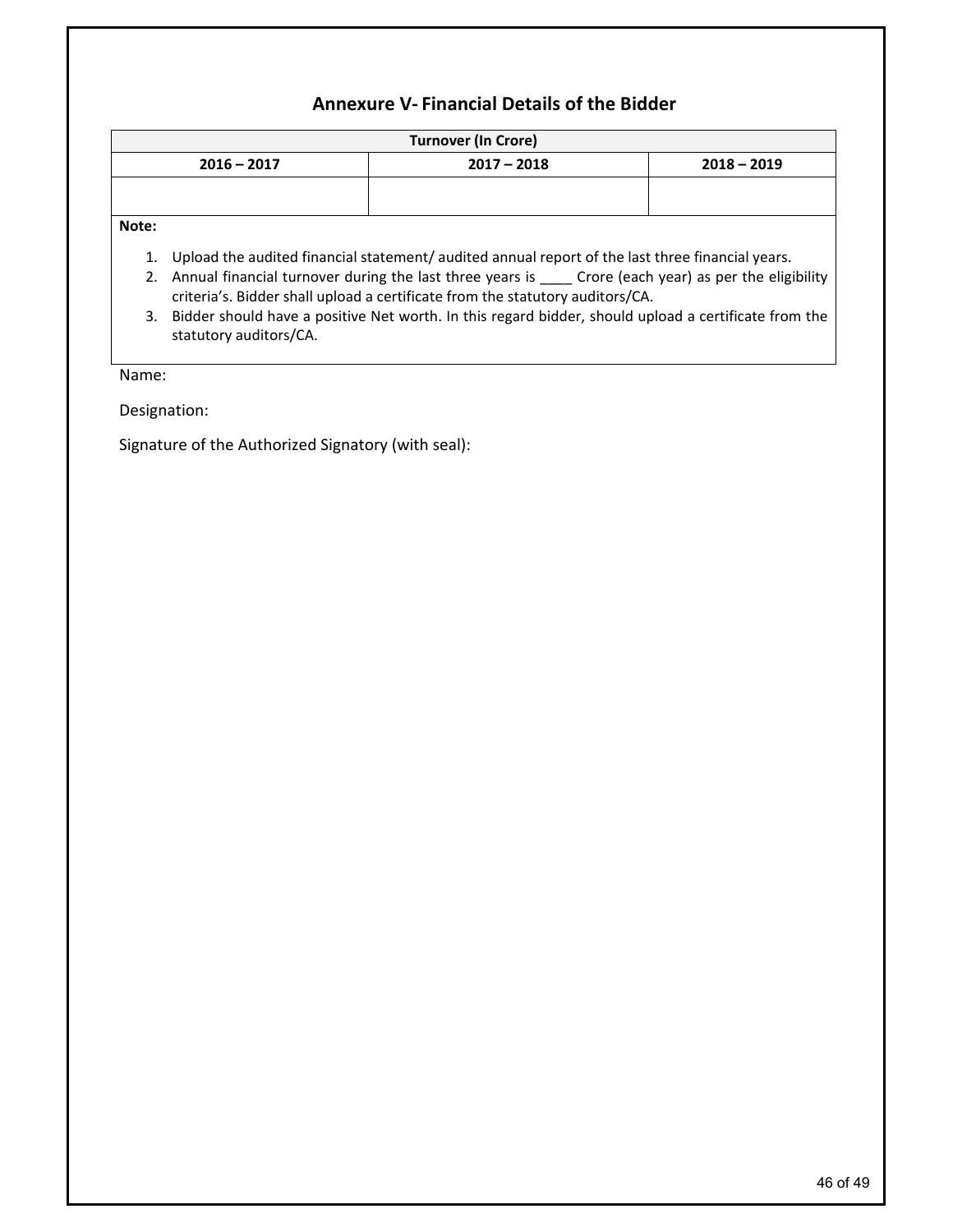## Annexure V- Financial Details of the Bidder

| Turnover (In Crore) | | |
|---|---|---|
| **2016 – 2017** | **2017 – 2018** | **2018 – 2019** |
| | | |

**Note:**

1. Upload the audited financial statement/ audited annual report of the last three financial years.
2. Annual financial turnover during the last three years is ____ Crore (each year) as per the eligibility criteria's. Bidder shall upload a certificate from the statutory auditors/CA.
3. Bidder should have a positive Net worth. In this regard bidder, should upload a certificate from the statutory auditors/CA.

Name:

Designation:

Signature of the Authorized Signatory (with seal):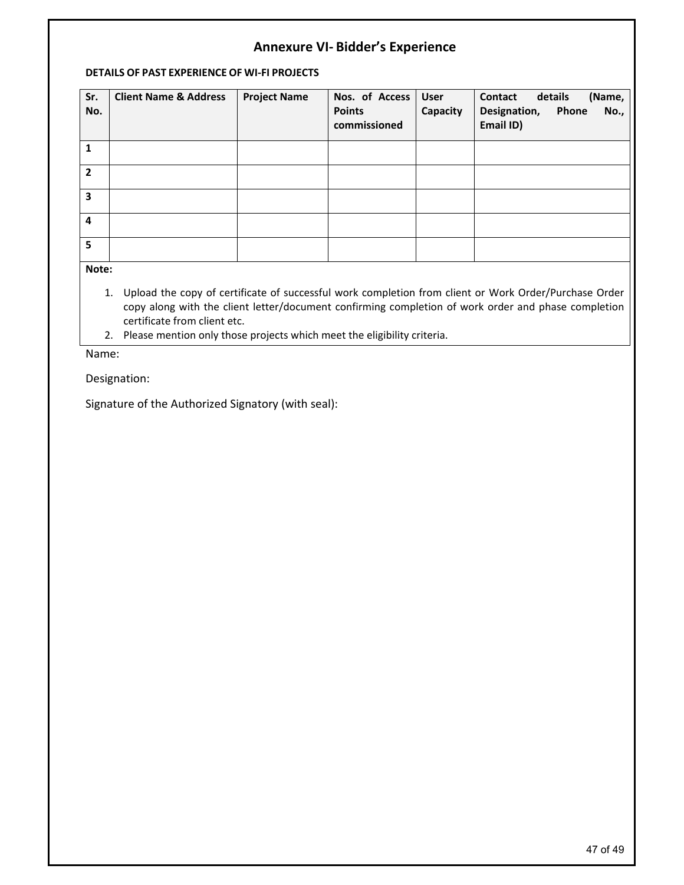# Annexure VI- Bidder's Experience

**DETAILS OF PAST EXPERIENCE OF WI-FI PROJECTS**

| Sr. No. | Client Name & Address | Project Name | Nos. of Access Points commissioned | User Capacity | Contact details (Name, Designation, Phone No., Email ID) |
|---|---|---|---|---|---|
| 1 | | | | | |
| 2 | | | | | |
| 3 | | | | | |
| 4 | | | | | |
| 5 | | | | | |

**Note:**

1. Upload the copy of certificate of successful work completion from client or Work Order/Purchase Order copy along with the client letter/document confirming completion of work order and phase completion certificate from client etc.
2. Please mention only those projects which meet the eligibility criteria.

Name:

Designation:

Signature of the Authorized Signatory (with seal):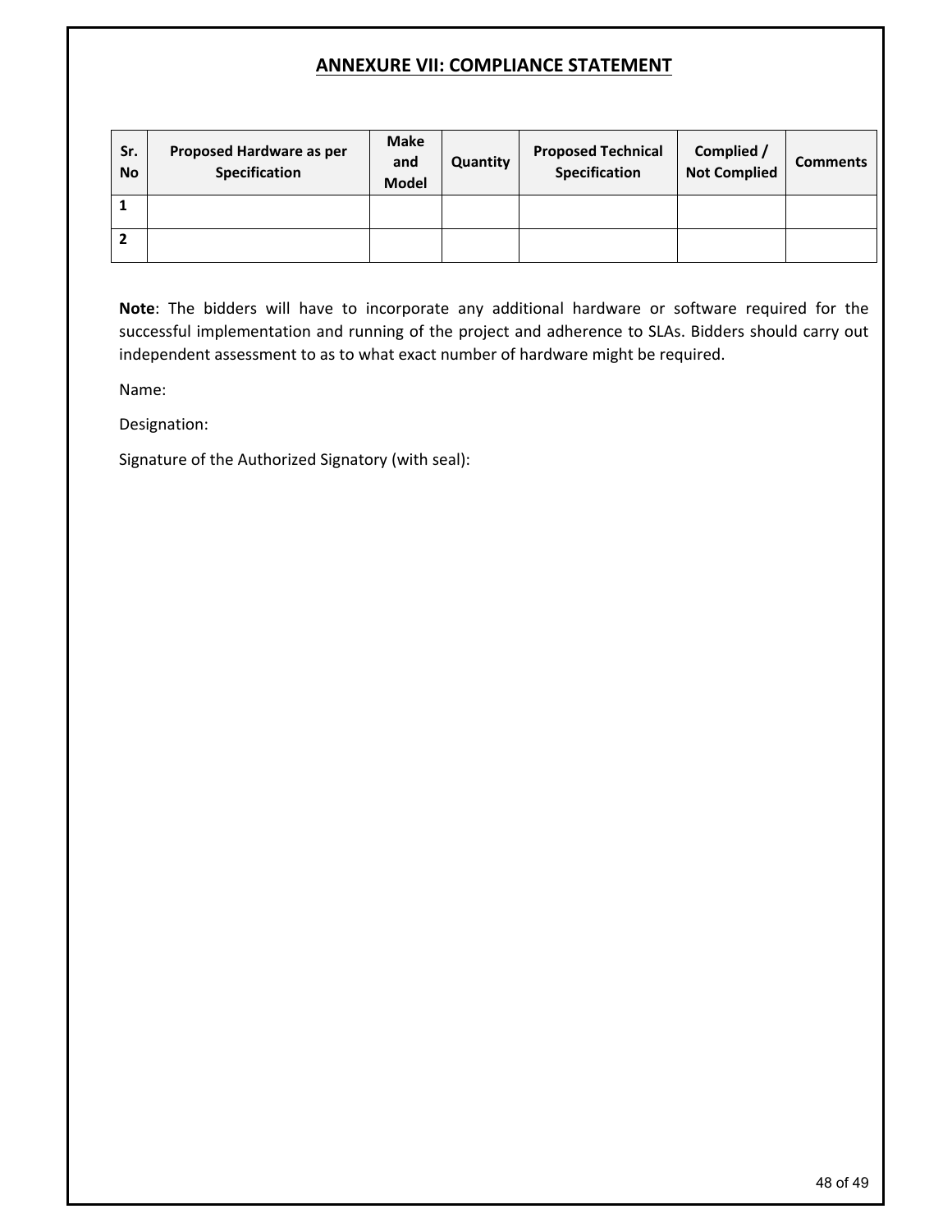## ANNEXURE VII: COMPLIANCE STATEMENT

| Sr. No | Proposed Hardware as per Specification | Make and Model | Quantity | Proposed Technical Specification | Complied / Not Complied | Comments |
|---|---|---|---|---|---|---|
| 1 | | | | | | |
| 2 | | | | | | |

**Note**: The bidders will have to incorporate any additional hardware or software required for the successful implementation and running of the project and adherence to SLAs. Bidders should carry out independent assessment to as to what exact number of hardware might be required.

Name:

Designation:

Signature of the Authorized Signatory (with seal):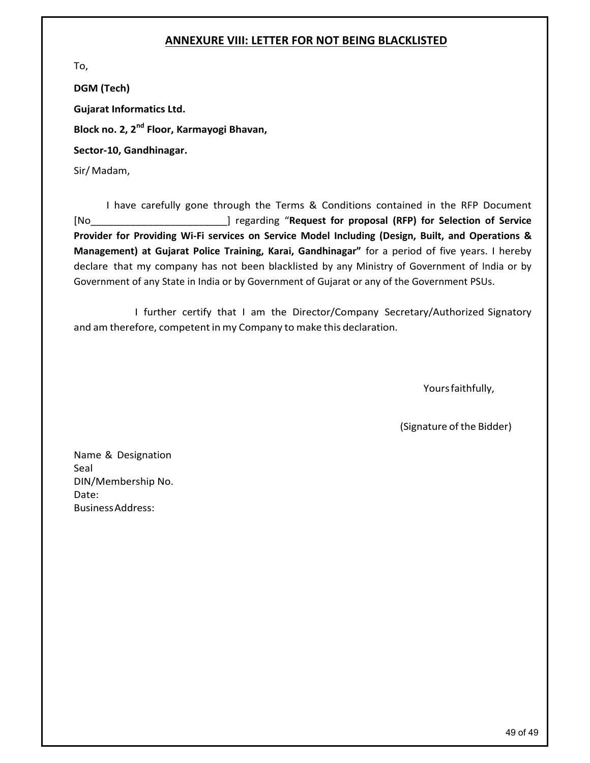## ANNEXURE VIII: LETTER FOR NOT BEING BLACKLISTED

To,

**DGM (Tech)**

**Gujarat Informatics Ltd.**

**Block no. 2, 2nd Floor, Karmayogi Bhavan,**

**Sector-10, Gandhinagar.**

Sir/ Madam,

I have carefully gone through the Terms & Conditions contained in the RFP Document [No________________________] regarding "**Request for proposal (RFP) for Selection of Service Provider for Providing Wi-Fi services on Service Model Including (Design, Built, and Operations & Management) at Gujarat Police Training, Karai, Gandhinagar"** for a period of five years. I hereby declare that my company has not been blacklisted by any Ministry of Government of India or by Government of any State in India or by Government of Gujarat or any of the Government PSUs.

I further certify that I am the Director/Company Secretary/Authorized Signatory and am therefore, competent in my Company to make this declaration.

Yours faithfully,

(Signature of the Bidder)

Name & Designation
Seal
DIN/Membership No.
Date:
Business Address: